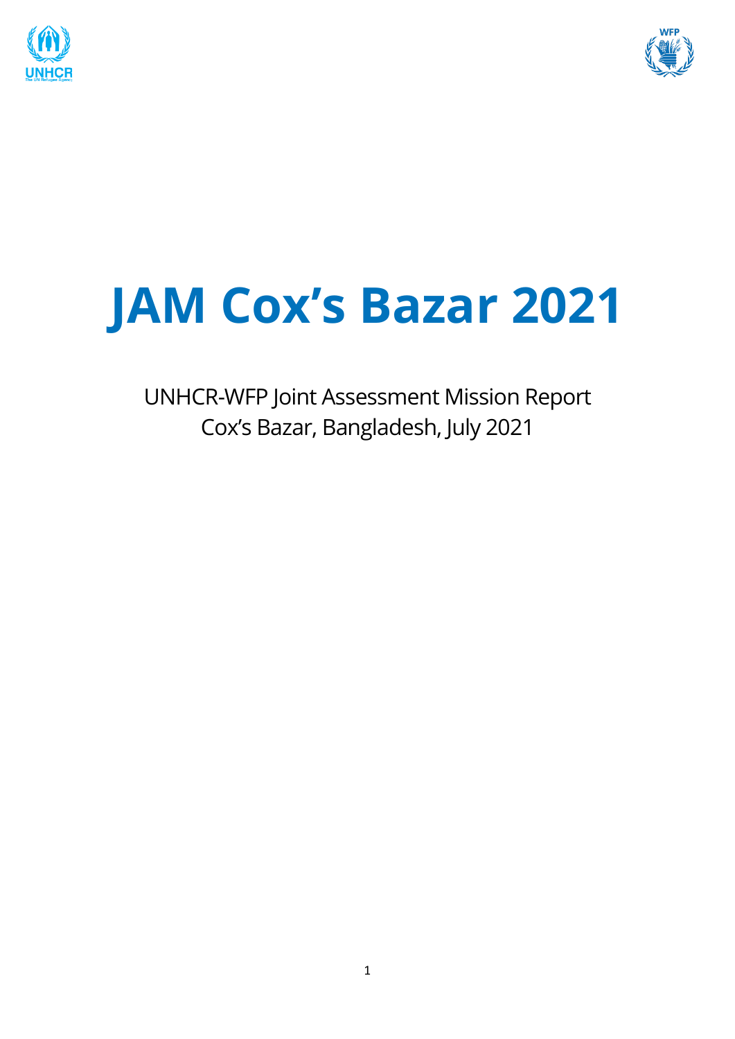# JAM Cox's Bazar 2021

UNHCR-WFP Joint Assessment Mission Report
Cox's Bazar, Bangladesh, July 2021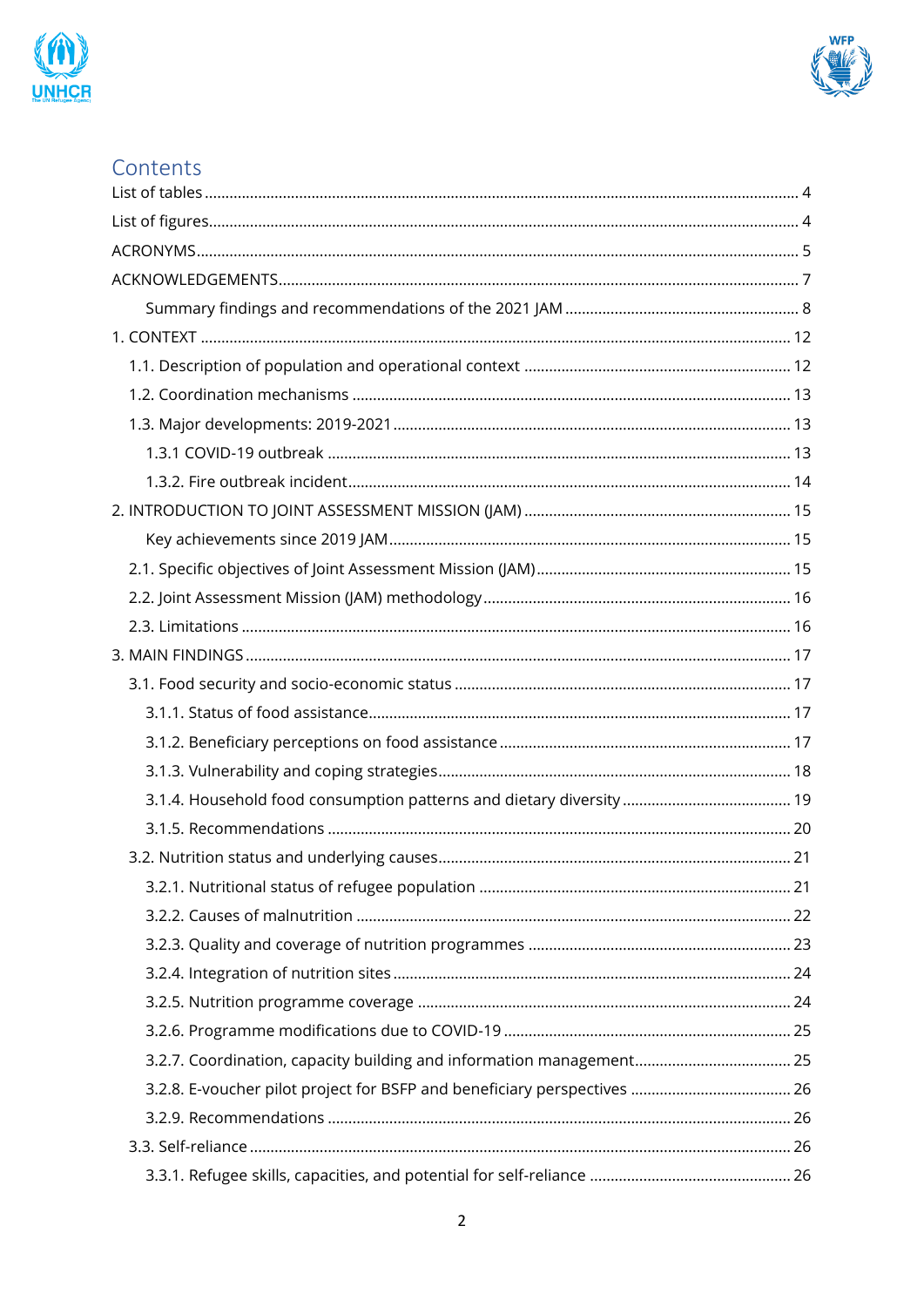# Contents

- List of tables ... 4
- List of figures ... 4
- ACRONYMS ... 5
- ACKNOWLEDGEMENTS ... 7
  - Summary findings and recommendations of the 2021 JAM ... 8
- 1. CONTEXT ... 12
  - 1.1. Description of population and operational context ... 12
  - 1.2. Coordination mechanisms ... 13
  - 1.3. Major developments: 2019-2021 ... 13
    - 1.3.1 COVID-19 outbreak ... 13
    - 1.3.2. Fire outbreak incident ... 14
- 2. INTRODUCTION TO JOINT ASSESSMENT MISSION (JAM) ... 15
  - Key achievements since 2019 JAM ... 15
  - 2.1. Specific objectives of Joint Assessment Mission (JAM) ... 15
  - 2.2. Joint Assessment Mission (JAM) methodology ... 16
  - 2.3. Limitations ... 16
- 3. MAIN FINDINGS ... 17
  - 3.1. Food security and socio-economic status ... 17
    - 3.1.1. Status of food assistance ... 17
    - 3.1.2. Beneficiary perceptions on food assistance ... 17
    - 3.1.3. Vulnerability and coping strategies ... 18
    - 3.1.4. Household food consumption patterns and dietary diversity ... 19
    - 3.1.5. Recommendations ... 20
  - 3.2. Nutrition status and underlying causes ... 21
    - 3.2.1. Nutritional status of refugee population ... 21
    - 3.2.2. Causes of malnutrition ... 22
    - 3.2.3. Quality and coverage of nutrition programmes ... 23
    - 3.2.4. Integration of nutrition sites ... 24
    - 3.2.5. Nutrition programme coverage ... 24
    - 3.2.6. Programme modifications due to COVID-19 ... 25
    - 3.2.7. Coordination, capacity building and information management ... 25
    - 3.2.8. E-voucher pilot project for BSFP and beneficiary perspectives ... 26
    - 3.2.9. Recommendations ... 26
  - 3.3. Self-reliance ... 26
    - 3.3.1. Refugee skills, capacities, and potential for self-reliance ... 26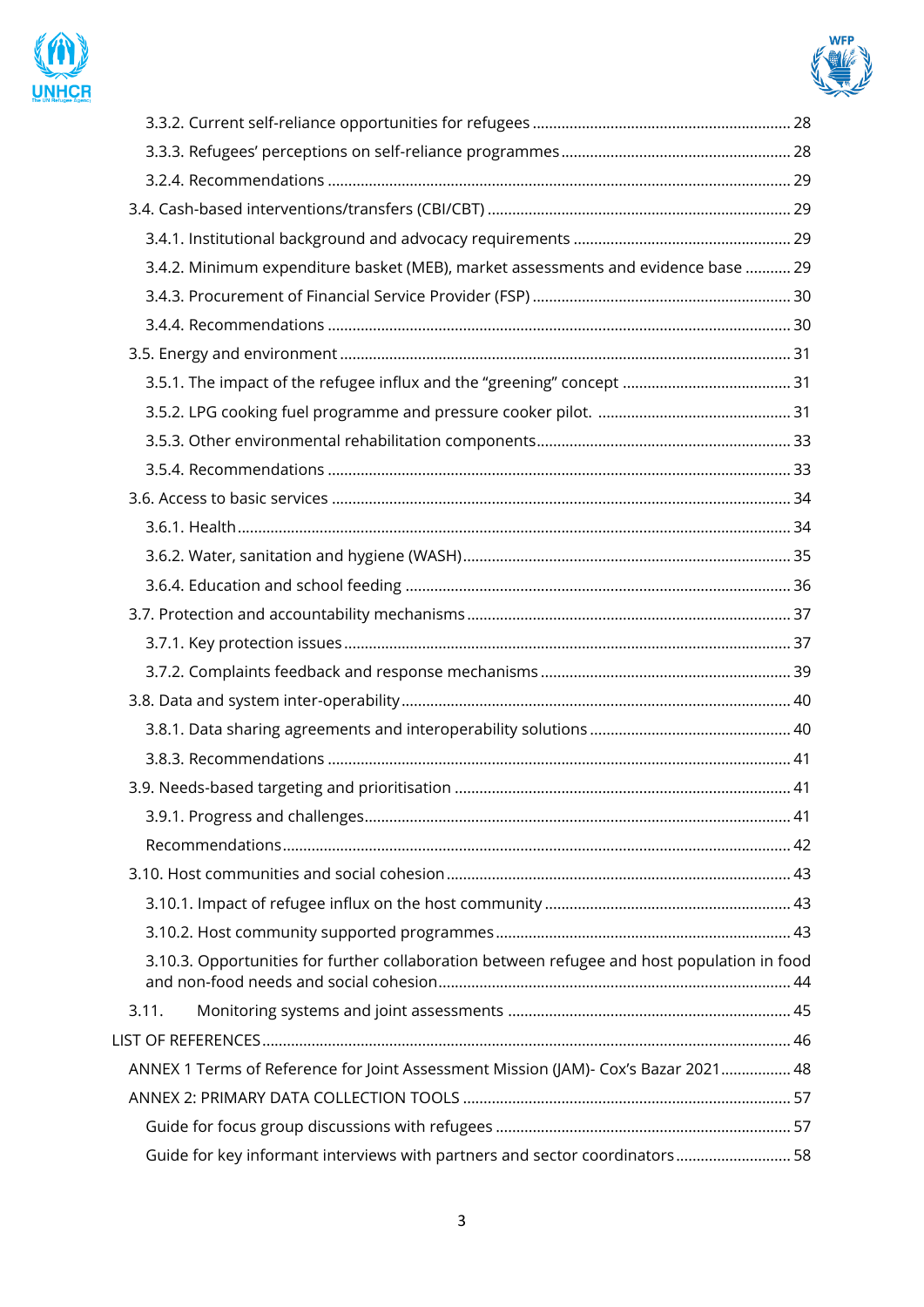3.3.2. Current self-reliance opportunities for refugees ........................................................ 28

3.3.3. Refugees' perceptions on self-reliance programmes ........................................................ 28

3.2.4. Recommendations ........................................................ 29

3.4. Cash-based interventions/transfers (CBI/CBT) ........................................................ 29

3.4.1. Institutional background and advocacy requirements ........................................................ 29

3.4.2. Minimum expenditure basket (MEB), market assessments and evidence base ........... 29

3.4.3. Procurement of Financial Service Provider (FSP) ........................................................ 30

3.4.4. Recommendations ........................................................ 30

3.5. Energy and environment ........................................................ 31

3.5.1. The impact of the refugee influx and the "greening" concept ........................................................ 31

3.5.2. LPG cooking fuel programme and pressure cooker pilot. ........................................................ 31

3.5.3. Other environmental rehabilitation components ........................................................ 33

3.5.4. Recommendations ........................................................ 33

3.6. Access to basic services ........................................................ 34

3.6.1. Health ........................................................ 34

3.6.2. Water, sanitation and hygiene (WASH) ........................................................ 35

3.6.4. Education and school feeding ........................................................ 36

3.7. Protection and accountability mechanisms ........................................................ 37

3.7.1. Key protection issues ........................................................ 37

3.7.2. Complaints feedback and response mechanisms ........................................................ 39

3.8. Data and system inter-operability ........................................................ 40

3.8.1. Data sharing agreements and interoperability solutions ........................................................ 40

3.8.3. Recommendations ........................................................ 41

3.9. Needs-based targeting and prioritisation ........................................................ 41

3.9.1. Progress and challenges ........................................................ 41

Recommendations ........................................................ 42

3.10. Host communities and social cohesion ........................................................ 43

3.10.1. Impact of refugee influx on the host community ........................................................ 43

3.10.2. Host community supported programmes ........................................................ 43

3.10.3. Opportunities for further collaboration between refugee and host population in food and non-food needs and social cohesion ........................................................ 44

3.11. Monitoring systems and joint assessments ........................................................ 45

LIST OF REFERENCES ........................................................ 46

ANNEX 1 Terms of Reference for Joint Assessment Mission (JAM)- Cox's Bazar 2021 ................. 48

ANNEX 2: PRIMARY DATA COLLECTION TOOLS ........................................................ 57

Guide for focus group discussions with refugees ........................................................ 57

Guide for key informant interviews with partners and sector coordinators ........................... 58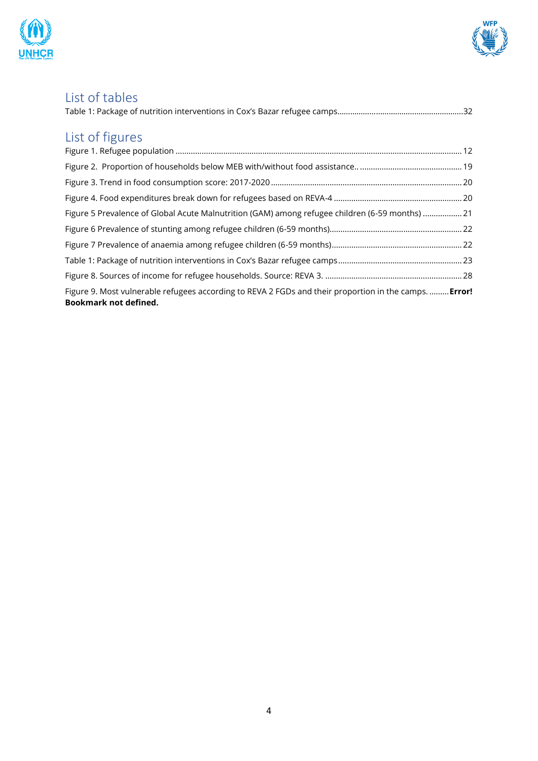## List of tables

Table 1: Package of nutrition interventions in Cox's Bazar refugee camps..........................................................32

## List of figures

Figure 1. Refugee population ................................................................................................................................. 12

Figure 2.  Proportion of households below MEB with/without food assistance.. ............................................... 19

Figure 3. Trend in food consumption score: 2017-2020 ....................................................................................... 20

Figure 4. Food expenditures break down for refugees based on REVA-4 ........................................................... 20

Figure 5 Prevalence of Global Acute Malnutrition (GAM) among refugee children (6-59 months) .................. 21

Figure 6 Prevalence of stunting among refugee children (6-59 months)............................................................. 22

Figure 7 Prevalence of anaemia among refugee children (6-59 months)............................................................ 22

Table 1: Package of nutrition interventions in Cox's Bazar refugee camps ......................................................... 23

Figure 8. Sources of income for refugee households. Source: REVA 3. .............................................................. 28

Figure 9. Most vulnerable refugees according to REVA 2 FGDs and their proportion in the camps. .........**Error! Bookmark not defined.**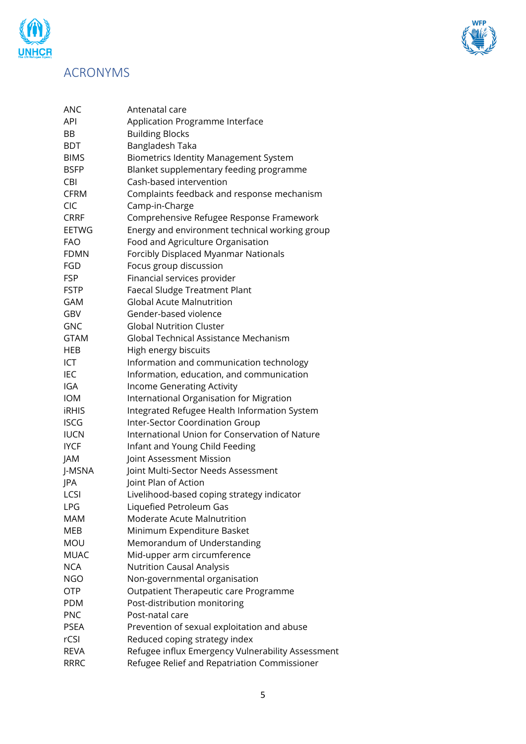# ACRONYMS

| | |
|---|---|
| ANC | Antenatal care |
| API | Application Programme Interface |
| BB | Building Blocks |
| BDT | Bangladesh Taka |
| BIMS | Biometrics Identity Management System |
| BSFP | Blanket supplementary feeding programme |
| CBI | Cash-based intervention |
| CFRM | Complaints feedback and response mechanism |
| CIC | Camp-in-Charge |
| CRRF | Comprehensive Refugee Response Framework |
| EETWG | Energy and environment technical working group |
| FAO | Food and Agriculture Organisation |
| FDMN | Forcibly Displaced Myanmar Nationals |
| FGD | Focus group discussion |
| FSP | Financial services provider |
| FSTP | Faecal Sludge Treatment Plant |
| GAM | Global Acute Malnutrition |
| GBV | Gender-based violence |
| GNC | Global Nutrition Cluster |
| GTAM | Global Technical Assistance Mechanism |
| HEB | High energy biscuits |
| ICT | Information and communication technology |
| IEC | Information, education, and communication |
| IGA | Income Generating Activity |
| IOM | International Organisation for Migration |
| iRHIS | Integrated Refugee Health Information System |
| ISCG | Inter-Sector Coordination Group |
| IUCN | International Union for Conservation of Nature |
| IYCF | Infant and Young Child Feeding |
| JAM | Joint Assessment Mission |
| J-MSNA | Joint Multi-Sector Needs Assessment |
| JPA | Joint Plan of Action |
| LCSI | Livelihood-based coping strategy indicator |
| LPG | Liquefied Petroleum Gas |
| MAM | Moderate Acute Malnutrition |
| MEB | Minimum Expenditure Basket |
| MOU | Memorandum of Understanding |
| MUAC | Mid-upper arm circumference |
| NCA | Nutrition Causal Analysis |
| NGO | Non-governmental organisation |
| OTP | Outpatient Therapeutic care Programme |
| PDM | Post-distribution monitoring |
| PNC | Post-natal care |
| PSEA | Prevention of sexual exploitation and abuse |
| rCSI | Reduced coping strategy index |
| REVA | Refugee influx Emergency Vulnerability Assessment |
| RRRC | Refugee Relief and Repatriation Commissioner |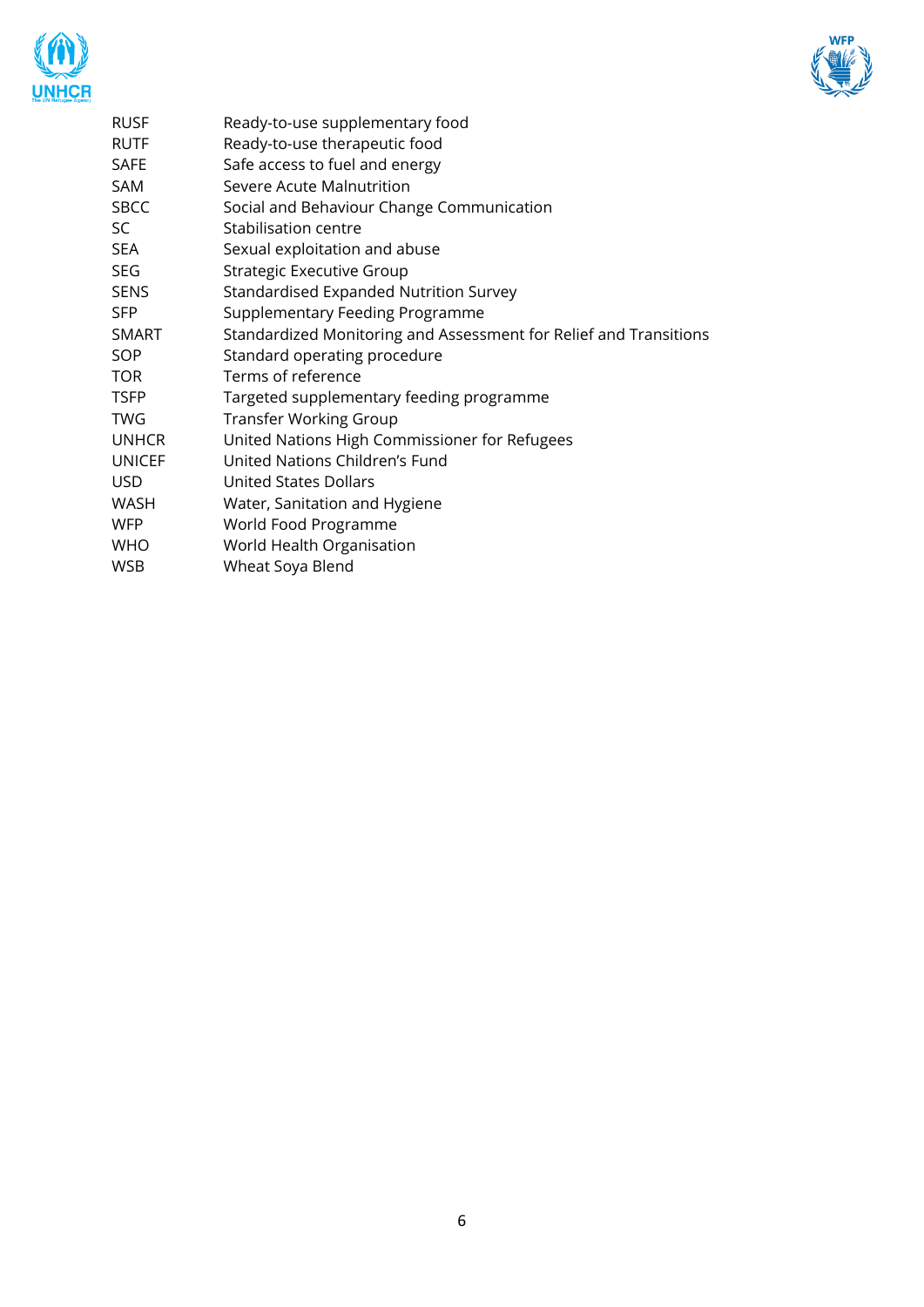| | |
|---|---|
| RUSF | Ready-to-use supplementary food |
| RUTF | Ready-to-use therapeutic food |
| SAFE | Safe access to fuel and energy |
| SAM | Severe Acute Malnutrition |
| SBCC | Social and Behaviour Change Communication |
| SC | Stabilisation centre |
| SEA | Sexual exploitation and abuse |
| SEG | Strategic Executive Group |
| SENS | Standardised Expanded Nutrition Survey |
| SFP | Supplementary Feeding Programme |
| SMART | Standardized Monitoring and Assessment for Relief and Transitions |
| SOP | Standard operating procedure |
| TOR | Terms of reference |
| TSFP | Targeted supplementary feeding programme |
| TWG | Transfer Working Group |
| UNHCR | United Nations High Commissioner for Refugees |
| UNICEF | United Nations Children's Fund |
| USD | United States Dollars |
| WASH | Water, Sanitation and Hygiene |
| WFP | World Food Programme |
| WHO | World Health Organisation |
| WSB | Wheat Soya Blend |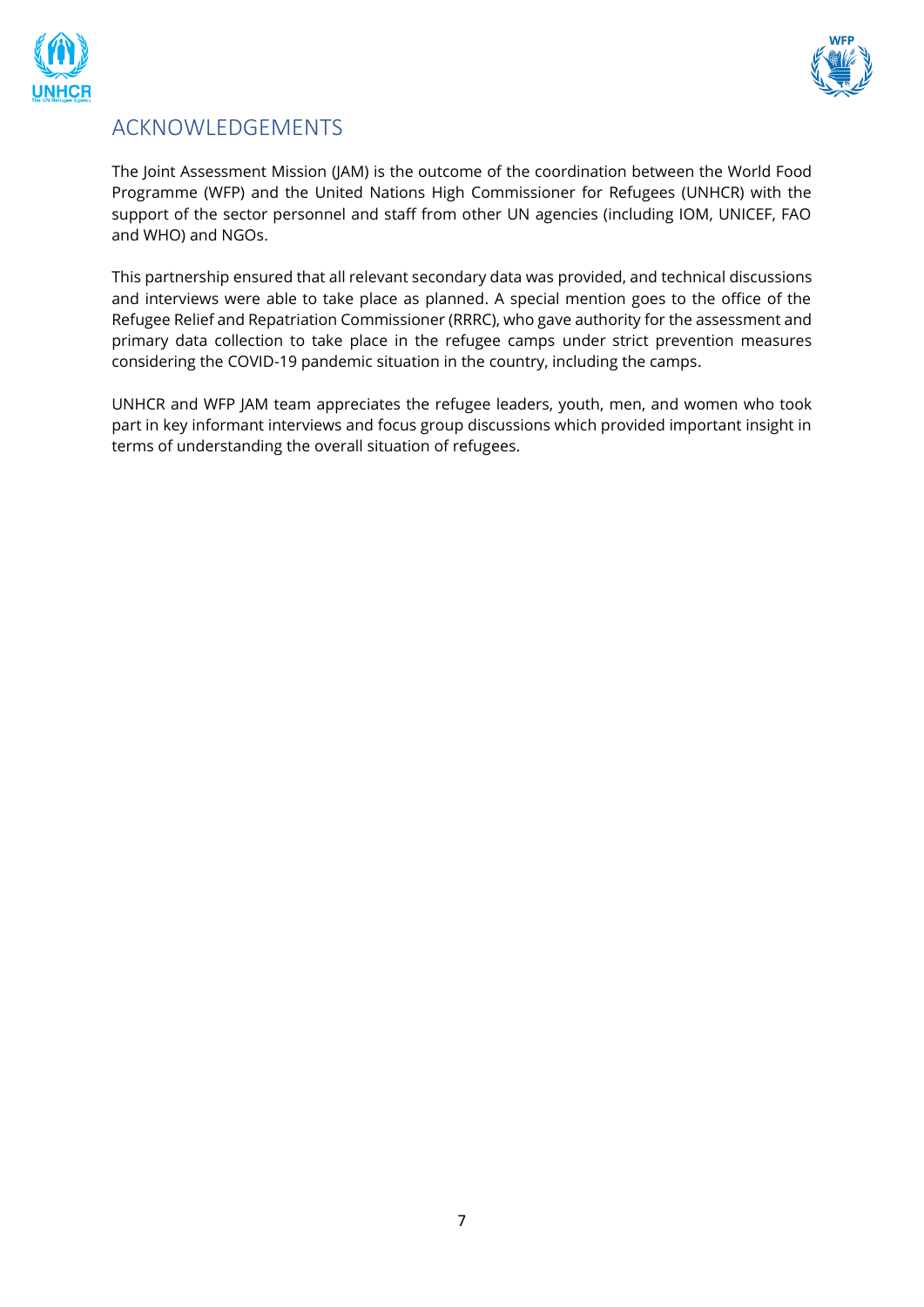# ACKNOWLEDGEMENTS

The Joint Assessment Mission (JAM) is the outcome of the coordination between the World Food Programme (WFP) and the United Nations High Commissioner for Refugees (UNHCR) with the support of the sector personnel and staff from other UN agencies (including IOM, UNICEF, FAO and WHO) and NGOs.

This partnership ensured that all relevant secondary data was provided, and technical discussions and interviews were able to take place as planned. A special mention goes to the office of the Refugee Relief and Repatriation Commissioner (RRRC), who gave authority for the assessment and primary data collection to take place in the refugee camps under strict prevention measures considering the COVID-19 pandemic situation in the country, including the camps.

UNHCR and WFP JAM team appreciates the refugee leaders, youth, men, and women who took part in key informant interviews and focus group discussions which provided important insight in terms of understanding the overall situation of refugees.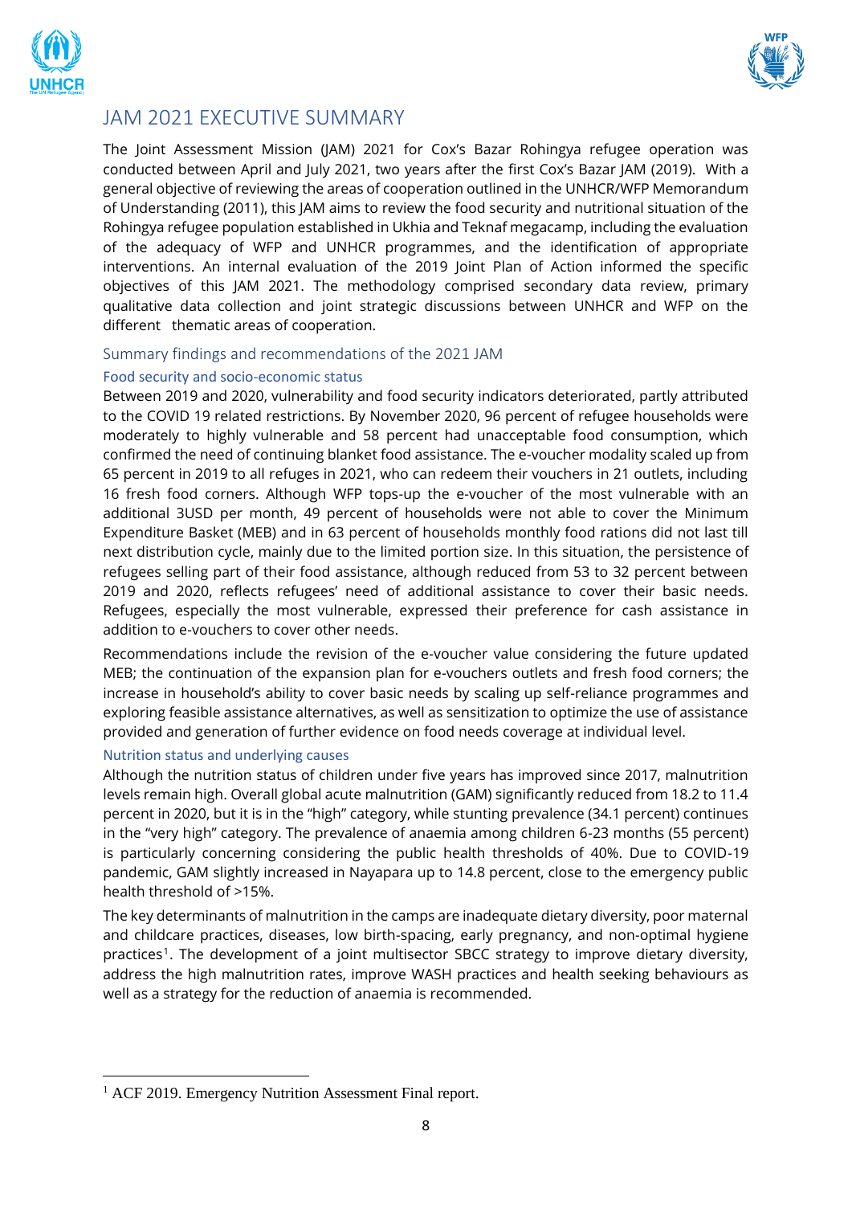# JAM 2021 EXECUTIVE SUMMARY

The Joint Assessment Mission (JAM) 2021 for Cox's Bazar Rohingya refugee operation was conducted between April and July 2021, two years after the first Cox's Bazar JAM (2019). With a general objective of reviewing the areas of cooperation outlined in the UNHCR/WFP Memorandum of Understanding (2011), this JAM aims to review the food security and nutritional situation of the Rohingya refugee population established in Ukhia and Teknaf megacamp, including the evaluation of the adequacy of WFP and UNHCR programmes, and the identification of appropriate interventions. An internal evaluation of the 2019 Joint Plan of Action informed the specific objectives of this JAM 2021. The methodology comprised secondary data review, primary qualitative data collection and joint strategic discussions between UNHCR and WFP on the different thematic areas of cooperation.

## Summary findings and recommendations of the 2021 JAM

### Food security and socio-economic status

Between 2019 and 2020, vulnerability and food security indicators deteriorated, partly attributed to the COVID 19 related restrictions. By November 2020, 96 percent of refugee households were moderately to highly vulnerable and 58 percent had unacceptable food consumption, which confirmed the need of continuing blanket food assistance. The e-voucher modality scaled up from 65 percent in 2019 to all refuges in 2021, who can redeem their vouchers in 21 outlets, including 16 fresh food corners. Although WFP tops-up the e-voucher of the most vulnerable with an additional 3USD per month, 49 percent of households were not able to cover the Minimum Expenditure Basket (MEB) and in 63 percent of households monthly food rations did not last till next distribution cycle, mainly due to the limited portion size. In this situation, the persistence of refugees selling part of their food assistance, although reduced from 53 to 32 percent between 2019 and 2020, reflects refugees' need of additional assistance to cover their basic needs. Refugees, especially the most vulnerable, expressed their preference for cash assistance in addition to e-vouchers to cover other needs.

Recommendations include the revision of the e-voucher value considering the future updated MEB; the continuation of the expansion plan for e-vouchers outlets and fresh food corners; the increase in household's ability to cover basic needs by scaling up self-reliance programmes and exploring feasible assistance alternatives, as well as sensitization to optimize the use of assistance provided and generation of further evidence on food needs coverage at individual level.

### Nutrition status and underlying causes

Although the nutrition status of children under five years has improved since 2017, malnutrition levels remain high. Overall global acute malnutrition (GAM) significantly reduced from 18.2 to 11.4 percent in 2020, but it is in the "high" category, while stunting prevalence (34.1 percent) continues in the "very high" category. The prevalence of anaemia among children 6-23 months (55 percent) is particularly concerning considering the public health thresholds of 40%. Due to COVID-19 pandemic, GAM slightly increased in Nayapara up to 14.8 percent, close to the emergency public health threshold of >15%.

The key determinants of malnutrition in the camps are inadequate dietary diversity, poor maternal and childcare practices, diseases, low birth-spacing, early pregnancy, and non-optimal hygiene practices[1]. The development of a joint multisector SBCC strategy to improve dietary diversity, address the high malnutrition rates, improve WASH practices and health seeking behaviours as well as a strategy for the reduction of anaemia is recommended.

[1] ACF 2019. Emergency Nutrition Assessment Final report.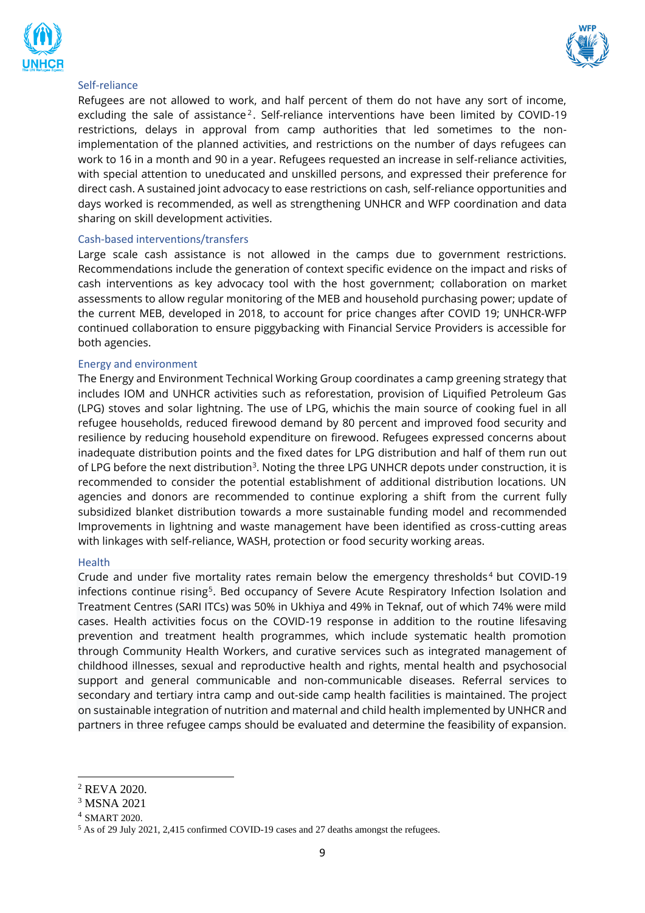### Self-reliance

Refugees are not allowed to work, and half percent of them do not have any sort of income, excluding the sale of assistance[2]. Self-reliance interventions have been limited by COVID-19 restrictions, delays in approval from camp authorities that led sometimes to the non-implementation of the planned activities, and restrictions on the number of days refugees can work to 16 in a month and 90 in a year. Refugees requested an increase in self-reliance activities, with special attention to uneducated and unskilled persons, and expressed their preference for direct cash. A sustained joint advocacy to ease restrictions on cash, self-reliance opportunities and days worked is recommended, as well as strengthening UNHCR and WFP coordination and data sharing on skill development activities.

### Cash-based interventions/transfers

Large scale cash assistance is not allowed in the camps due to government restrictions. Recommendations include the generation of context specific evidence on the impact and risks of cash interventions as key advocacy tool with the host government; collaboration on market assessments to allow regular monitoring of the MEB and household purchasing power; update of the current MEB, developed in 2018, to account for price changes after COVID 19; UNHCR-WFP continued collaboration to ensure piggybacking with Financial Service Providers is accessible for both agencies.

### Energy and environment

The Energy and Environment Technical Working Group coordinates a camp greening strategy that includes IOM and UNHCR activities such as reforestation, provision of Liquified Petroleum Gas (LPG) stoves and solar lightning. The use of LPG, whichis the main source of cooking fuel in all refugee households, reduced firewood demand by 80 percent and improved food security and resilience by reducing household expenditure on firewood. Refugees expressed concerns about inadequate distribution points and the fixed dates for LPG distribution and half of them run out of LPG before the next distribution[3]. Noting the three LPG UNHCR depots under construction, it is recommended to consider the potential establishment of additional distribution locations. UN agencies and donors are recommended to continue exploring a shift from the current fully subsidized blanket distribution towards a more sustainable funding model and recommended Improvements in lightning and waste management have been identified as cross-cutting areas with linkages with self-reliance, WASH, protection or food security working areas.

### Health

Crude and under five mortality rates remain below the emergency thresholds[4] but COVID-19 infections continue rising[5]. Bed occupancy of Severe Acute Respiratory Infection Isolation and Treatment Centres (SARI ITCs) was 50% in Ukhiya and 49% in Teknaf, out of which 74% were mild cases. Health activities focus on the COVID-19 response in addition to the routine lifesaving prevention and treatment health programmes, which include systematic health promotion through Community Health Workers, and curative services such as integrated management of childhood illnesses, sexual and reproductive health and rights, mental health and psychosocial support and general communicable and non-communicable diseases. Referral services to secondary and tertiary intra camp and out-side camp health facilities is maintained. The project on sustainable integration of nutrition and maternal and child health implemented by UNHCR and partners in three refugee camps should be evaluated and determine the feasibility of expansion.

---

[2] REVA 2020.

[3] MSNA 2021

[4] SMART 2020.

[5] As of 29 July 2021, 2,415 confirmed COVID-19 cases and 27 deaths amongst the refugees.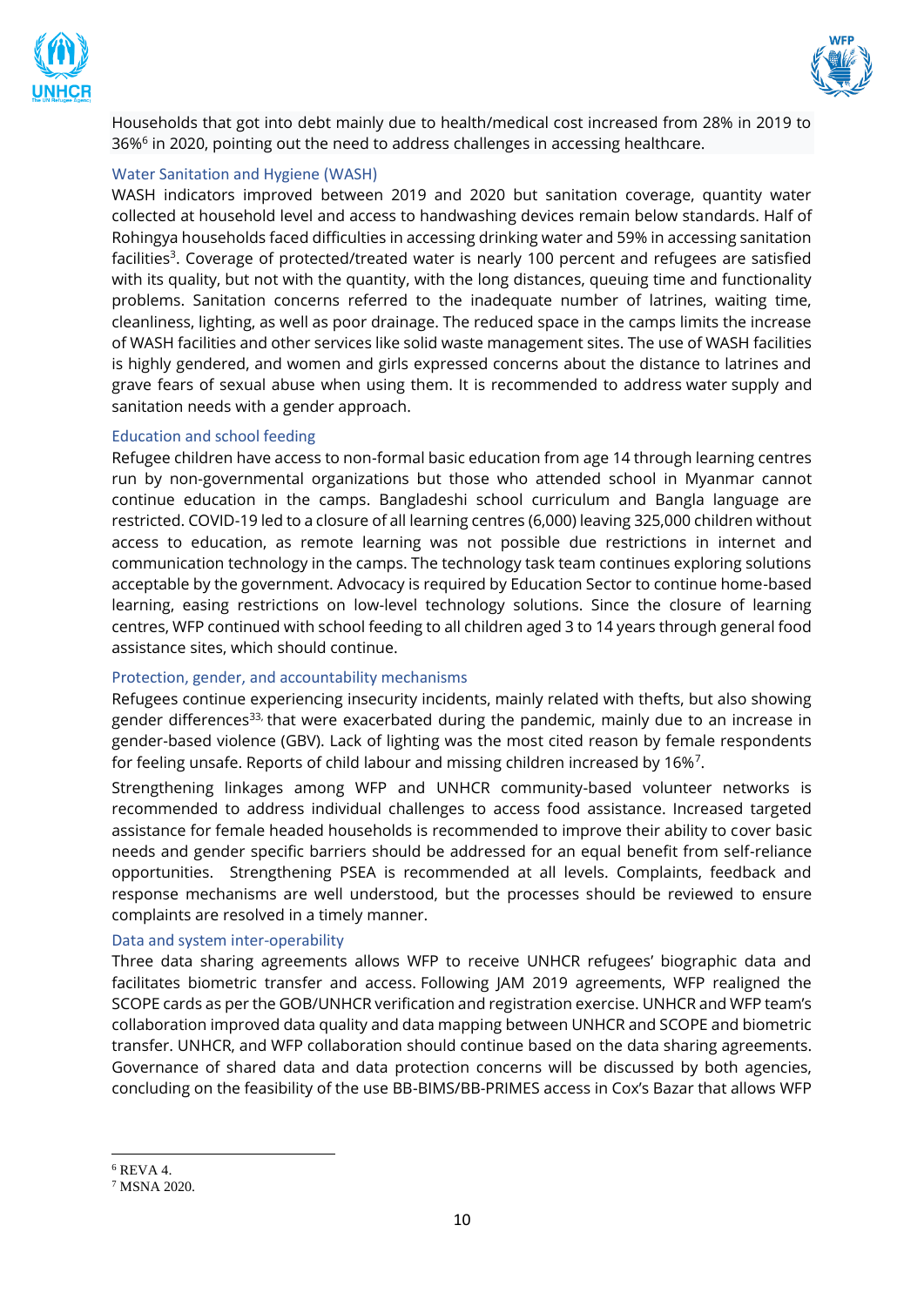Households that got into debt mainly due to health/medical cost increased from 28% in 2019 to 36%[6] in 2020, pointing out the need to address challenges in accessing healthcare.

### Water Sanitation and Hygiene (WASH)

WASH indicators improved between 2019 and 2020 but sanitation coverage, quantity water collected at household level and access to handwashing devices remain below standards. Half of Rohingya households faced difficulties in accessing drinking water and 59% in accessing sanitation facilities[3]. Coverage of protected/treated water is nearly 100 percent and refugees are satisfied with its quality, but not with the quantity, with the long distances, queuing time and functionality problems. Sanitation concerns referred to the inadequate number of latrines, waiting time, cleanliness, lighting, as well as poor drainage. The reduced space in the camps limits the increase of WASH facilities and other services like solid waste management sites. The use of WASH facilities is highly gendered, and women and girls expressed concerns about the distance to latrines and grave fears of sexual abuse when using them. It is recommended to address water supply and sanitation needs with a gender approach.

### Education and school feeding

Refugee children have access to non-formal basic education from age 14 through learning centres run by non-governmental organizations but those who attended school in Myanmar cannot continue education in the camps. Bangladeshi school curriculum and Bangla language are restricted. COVID-19 led to a closure of all learning centres (6,000) leaving 325,000 children without access to education, as remote learning was not possible due restrictions in internet and communication technology in the camps. The technology task team continues exploring solutions acceptable by the government. Advocacy is required by Education Sector to continue home-based learning, easing restrictions on low-level technology solutions. Since the closure of learning centres, WFP continued with school feeding to all children aged 3 to 14 years through general food assistance sites, which should continue.

### Protection, gender, and accountability mechanisms

Refugees continue experiencing insecurity incidents, mainly related with thefts, but also showing gender differences[33,] that were exacerbated during the pandemic, mainly due to an increase in gender-based violence (GBV). Lack of lighting was the most cited reason by female respondents for feeling unsafe. Reports of child labour and missing children increased by 16%[7].

Strengthening linkages among WFP and UNHCR community-based volunteer networks is recommended to address individual challenges to access food assistance. Increased targeted assistance for female headed households is recommended to improve their ability to cover basic needs and gender specific barriers should be addressed for an equal benefit from self-reliance opportunities. Strengthening PSEA is recommended at all levels. Complaints, feedback and response mechanisms are well understood, but the processes should be reviewed to ensure complaints are resolved in a timely manner.

### Data and system inter-operability

Three data sharing agreements allows WFP to receive UNHCR refugees' biographic data and facilitates biometric transfer and access. Following JAM 2019 agreements, WFP realigned the SCOPE cards as per the GOB/UNHCR verification and registration exercise. UNHCR and WFP team's collaboration improved data quality and data mapping between UNHCR and SCOPE and biometric transfer. UNHCR, and WFP collaboration should continue based on the data sharing agreements. Governance of shared data and data protection concerns will be discussed by both agencies, concluding on the feasibility of the use BB-BIMS/BB-PRIMES access in Cox's Bazar that allows WFP

---

[6] REVA 4.

[7] MSNA 2020.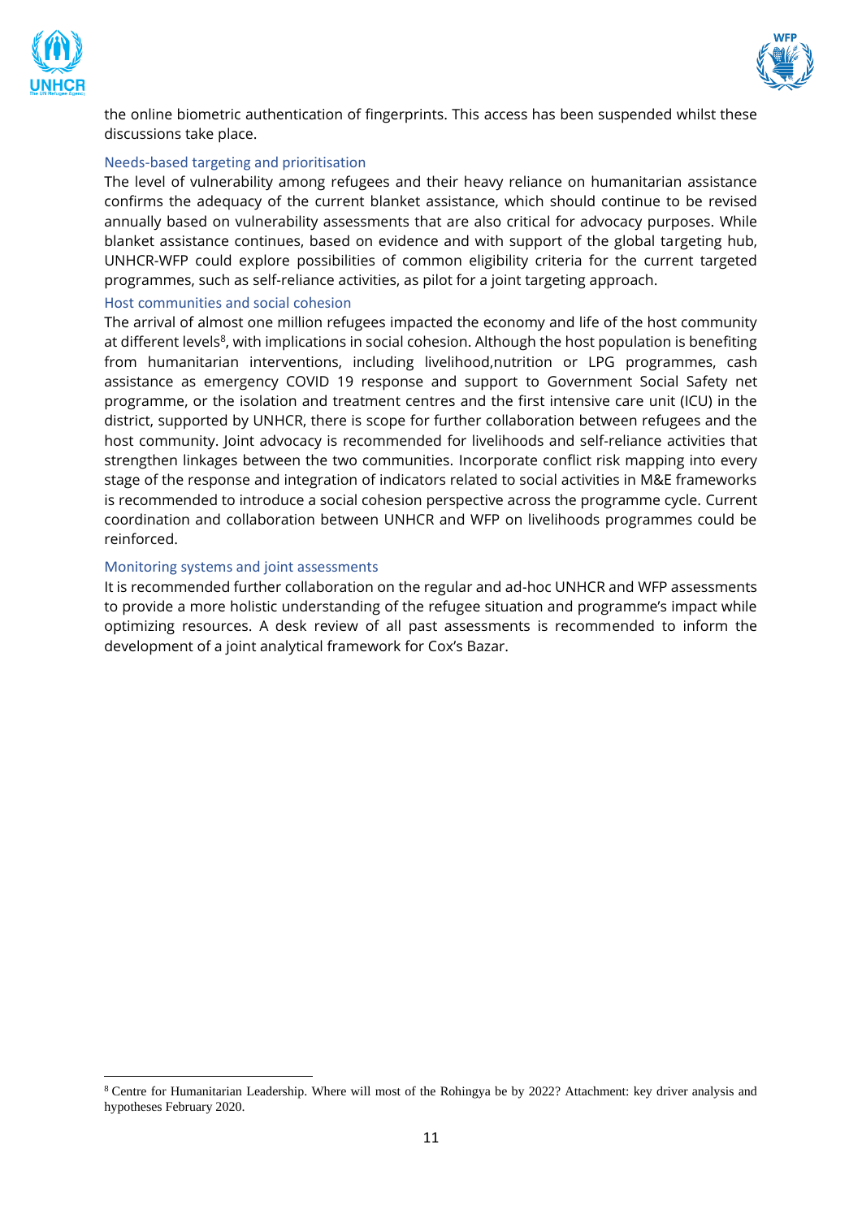the online biometric authentication of fingerprints. This access has been suspended whilst these discussions take place.

### Needs-based targeting and prioritisation

The level of vulnerability among refugees and their heavy reliance on humanitarian assistance confirms the adequacy of the current blanket assistance, which should continue to be revised annually based on vulnerability assessments that are also critical for advocacy purposes. While blanket assistance continues, based on evidence and with support of the global targeting hub, UNHCR-WFP could explore possibilities of common eligibility criteria for the current targeted programmes, such as self-reliance activities, as pilot for a joint targeting approach.

### Host communities and social cohesion

The arrival of almost one million refugees impacted the economy and life of the host community at different levels[8], with implications in social cohesion. Although the host population is benefiting from humanitarian interventions, including livelihood,nutrition or LPG programmes, cash assistance as emergency COVID 19 response and support to Government Social Safety net programme, or the isolation and treatment centres and the first intensive care unit (ICU) in the district, supported by UNHCR, there is scope for further collaboration between refugees and the host community. Joint advocacy is recommended for livelihoods and self-reliance activities that strengthen linkages between the two communities. Incorporate conflict risk mapping into every stage of the response and integration of indicators related to social activities in M&E frameworks is recommended to introduce a social cohesion perspective across the programme cycle. Current coordination and collaboration between UNHCR and WFP on livelihoods programmes could be reinforced.

### Monitoring systems and joint assessments

It is recommended further collaboration on the regular and ad-hoc UNHCR and WFP assessments to provide a more holistic understanding of the refugee situation and programme's impact while optimizing resources. A desk review of all past assessments is recommended to inform the development of a joint analytical framework for Cox's Bazar.

---

[8] Centre for Humanitarian Leadership. Where will most of the Rohingya be by 2022? Attachment: key driver analysis and hypotheses February 2020.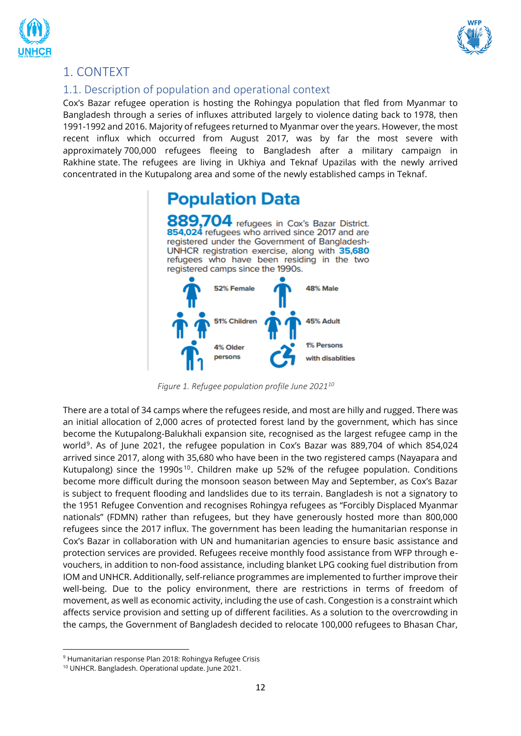# 1. CONTEXT

## 1.1. Description of population and operational context

Cox's Bazar refugee operation is hosting the Rohingya population that fled from Myanmar to Bangladesh through a series of influxes attributed largely to violence dating back to 1978, then 1991-1992 and 2016. Majority of refugees returned to Myanmar over the years. However, the most recent influx which occurred from August 2017, was by far the most severe with approximately 700,000 refugees fleeing to Bangladesh after a military campaign in Rakhine state. The refugees are living in Ukhiya and Teknaf Upazilas with the newly arrived concentrated in the Kutupalong area and some of the newly established camps in Teknaf.

**Population Data**

**889,704** refugees in Cox's Bazar District. **854,024** refugees who arrived since 2017 and are registered under the Government of Bangladesh-UNHCR registration exercise, along with **35,680** refugees who have been residing in the two registered camps since the 1990s.

- 52% Female
- 48% Male
- 51% Children
- 45% Adult
- 4% Older persons
- 1% Persons with disablities

*Figure 1. Refugee population profile June 2021[10]*

There are a total of 34 camps where the refugees reside, and most are hilly and rugged. There was an initial allocation of 2,000 acres of protected forest land by the government, which has since become the Kutupalong-Balukhali expansion site, recognised as the largest refugee camp in the world[9]. As of June 2021, the refugee population in Cox's Bazar was 889,704 of which 854,024 arrived since 2017, along with 35,680 who have been in the two registered camps (Nayapara and Kutupalong) since the 1990s[10]. Children make up 52% of the refugee population. Conditions become more difficult during the monsoon season between May and September, as Cox's Bazar is subject to frequent flooding and landslides due to its terrain. Bangladesh is not a signatory to the 1951 Refugee Convention and recognises Rohingya refugees as "Forcibly Displaced Myanmar nationals" (FDMN) rather than refugees, but they have generously hosted more than 800,000 refugees since the 2017 influx. The government has been leading the humanitarian response in Cox's Bazar in collaboration with UN and humanitarian agencies to ensure basic assistance and protection services are provided. Refugees receive monthly food assistance from WFP through e-vouchers, in addition to non-food assistance, including blanket LPG cooking fuel distribution from IOM and UNHCR. Additionally, self-reliance programmes are implemented to further improve their well-being. Due to the policy environment, there are restrictions in terms of freedom of movement, as well as economic activity, including the use of cash. Congestion is a constraint which affects service provision and setting up of different facilities. As a solution to the overcrowding in the camps, the Government of Bangladesh decided to relocate 100,000 refugees to Bhasan Char,

---

[9] Humanitarian response Plan 2018: Rohingya Refugee Crisis

[10] UNHCR. Bangladesh. Operational update. June 2021.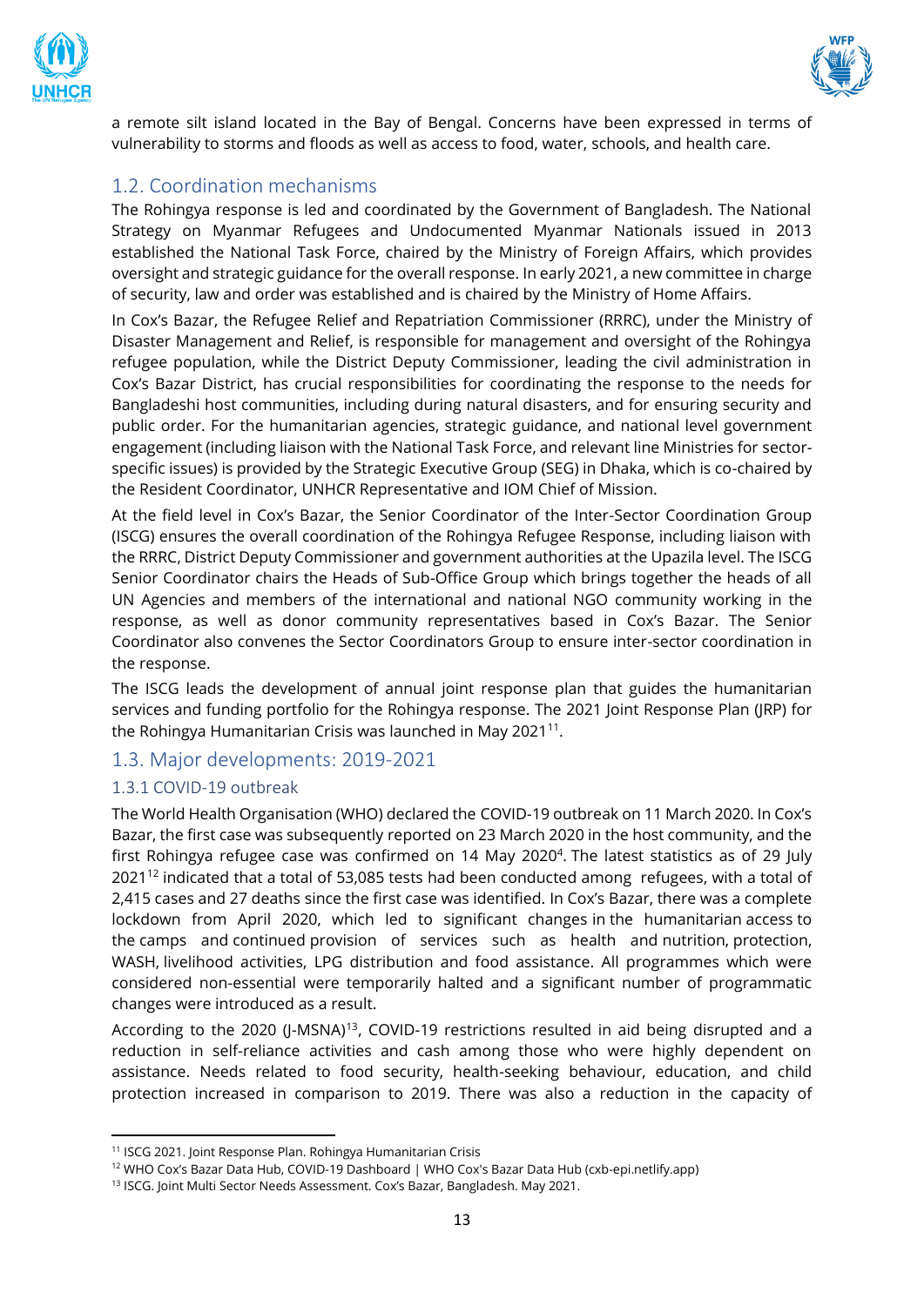a remote silt island located in the Bay of Bengal. Concerns have been expressed in terms of vulnerability to storms and floods as well as access to food, water, schools, and health care.

## 1.2. Coordination mechanisms

The Rohingya response is led and coordinated by the Government of Bangladesh. The National Strategy on Myanmar Refugees and Undocumented Myanmar Nationals issued in 2013 established the National Task Force, chaired by the Ministry of Foreign Affairs, which provides oversight and strategic guidance for the overall response. In early 2021, a new committee in charge of security, law and order was established and is chaired by the Ministry of Home Affairs.

In Cox's Bazar, the Refugee Relief and Repatriation Commissioner (RRRC), under the Ministry of Disaster Management and Relief, is responsible for management and oversight of the Rohingya refugee population, while the District Deputy Commissioner, leading the civil administration in Cox's Bazar District, has crucial responsibilities for coordinating the response to the needs for Bangladeshi host communities, including during natural disasters, and for ensuring security and public order. For the humanitarian agencies, strategic guidance, and national level government engagement (including liaison with the National Task Force, and relevant line Ministries for sector-specific issues) is provided by the Strategic Executive Group (SEG) in Dhaka, which is co-chaired by the Resident Coordinator, UNHCR Representative and IOM Chief of Mission.

At the field level in Cox's Bazar, the Senior Coordinator of the Inter-Sector Coordination Group (ISCG) ensures the overall coordination of the Rohingya Refugee Response, including liaison with the RRRC, District Deputy Commissioner and government authorities at the Upazila level. The ISCG Senior Coordinator chairs the Heads of Sub-Office Group which brings together the heads of all UN Agencies and members of the international and national NGO community working in the response, as well as donor community representatives based in Cox's Bazar. The Senior Coordinator also convenes the Sector Coordinators Group to ensure inter-sector coordination in the response.

The ISCG leads the development of annual joint response plan that guides the humanitarian services and funding portfolio for the Rohingya response. The 2021 Joint Response Plan (JRP) for the Rohingya Humanitarian Crisis was launched in May 2021[11].

## 1.3. Major developments: 2019-2021

### 1.3.1 COVID-19 outbreak

The World Health Organisation (WHO) declared the COVID-19 outbreak on 11 March 2020. In Cox's Bazar, the first case was subsequently reported on 23 March 2020 in the host community, and the first Rohingya refugee case was confirmed on 14 May 2020[4]. The latest statistics as of 29 July 2021[12] indicated that a total of 53,085 tests had been conducted among refugees, with a total of 2,415 cases and 27 deaths since the first case was identified. In Cox's Bazar, there was a complete lockdown from April 2020, which led to significant changes in the humanitarian access to the camps and continued provision of services such as health and nutrition, protection, WASH, livelihood activities, LPG distribution and food assistance. All programmes which were considered non-essential were temporarily halted and a significant number of programmatic changes were introduced as a result.

According to the 2020 (J-MSNA)[13], COVID-19 restrictions resulted in aid being disrupted and a reduction in self-reliance activities and cash among those who were highly dependent on assistance. Needs related to food security, health-seeking behaviour, education, and child protection increased in comparison to 2019. There was also a reduction in the capacity of

---

[11] ISCG 2021. Joint Response Plan. Rohingya Humanitarian Crisis

[12] WHO Cox's Bazar Data Hub, COVID-19 Dashboard | WHO Cox's Bazar Data Hub (cxb-epi.netlify.app)

[13] ISCG. Joint Multi Sector Needs Assessment. Cox's Bazar, Bangladesh. May 2021.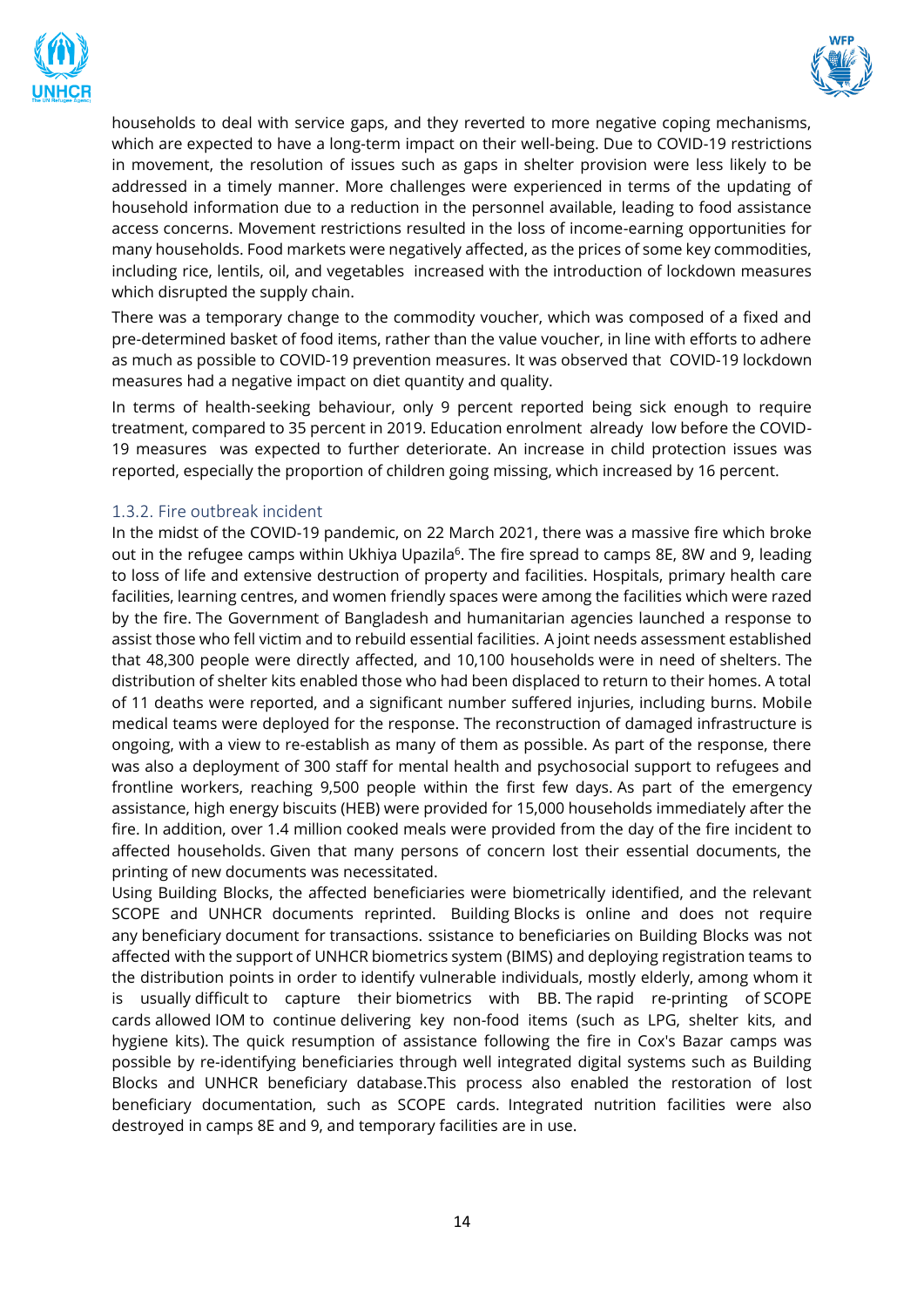households to deal with service gaps, and they reverted to more negative coping mechanisms, which are expected to have a long-term impact on their well-being. Due to COVID-19 restrictions in movement, the resolution of issues such as gaps in shelter provision were less likely to be addressed in a timely manner. More challenges were experienced in terms of the updating of household information due to a reduction in the personnel available, leading to food assistance access concerns. Movement restrictions resulted in the loss of income-earning opportunities for many households. Food markets were negatively affected, as the prices of some key commodities, including rice, lentils, oil, and vegetables increased with the introduction of lockdown measures which disrupted the supply chain.

There was a temporary change to the commodity voucher, which was composed of a fixed and pre-determined basket of food items, rather than the value voucher, in line with efforts to adhere as much as possible to COVID-19 prevention measures. It was observed that COVID-19 lockdown measures had a negative impact on diet quantity and quality.

In terms of health-seeking behaviour, only 9 percent reported being sick enough to require treatment, compared to 35 percent in 2019. Education enrolment already low before the COVID-19 measures was expected to further deteriorate. An increase in child protection issues was reported, especially the proportion of children going missing, which increased by 16 percent.

### 1.3.2. Fire outbreak incident

In the midst of the COVID-19 pandemic, on 22 March 2021, there was a massive fire which broke out in the refugee camps within Ukhiya Upazila[6]. The fire spread to camps 8E, 8W and 9, leading to loss of life and extensive destruction of property and facilities. Hospitals, primary health care facilities, learning centres, and women friendly spaces were among the facilities which were razed by the fire. The Government of Bangladesh and humanitarian agencies launched a response to assist those who fell victim and to rebuild essential facilities. A joint needs assessment established that 48,300 people were directly affected, and 10,100 households were in need of shelters. The distribution of shelter kits enabled those who had been displaced to return to their homes. A total of 11 deaths were reported, and a significant number suffered injuries, including burns. Mobile medical teams were deployed for the response. The reconstruction of damaged infrastructure is ongoing, with a view to re-establish as many of them as possible. As part of the response, there was also a deployment of 300 staff for mental health and psychosocial support to refugees and frontline workers, reaching 9,500 people within the first few days. As part of the emergency assistance, high energy biscuits (HEB) were provided for 15,000 households immediately after the fire. In addition, over 1.4 million cooked meals were provided from the day of the fire incident to affected households. Given that many persons of concern lost their essential documents, the printing of new documents was necessitated.

Using Building Blocks, the affected beneficiaries were biometrically identified, and the relevant SCOPE and UNHCR documents reprinted. Building Blocks is online and does not require any beneficiary document for transactions. ssistance to beneficiaries on Building Blocks was not affected with the support of UNHCR biometrics system (BIMS) and deploying registration teams to the distribution points in order to identify vulnerable individuals, mostly elderly, among whom it is usually difficult to capture their biometrics with BB. The rapid re-printing of SCOPE cards allowed IOM to continue delivering key non-food items (such as LPG, shelter kits, and hygiene kits). The quick resumption of assistance following the fire in Cox's Bazar camps was possible by re-identifying beneficiaries through well integrated digital systems such as Building Blocks and UNHCR beneficiary database.This process also enabled the restoration of lost beneficiary documentation, such as SCOPE cards. Integrated nutrition facilities were also destroyed in camps 8E and 9, and temporary facilities are in use.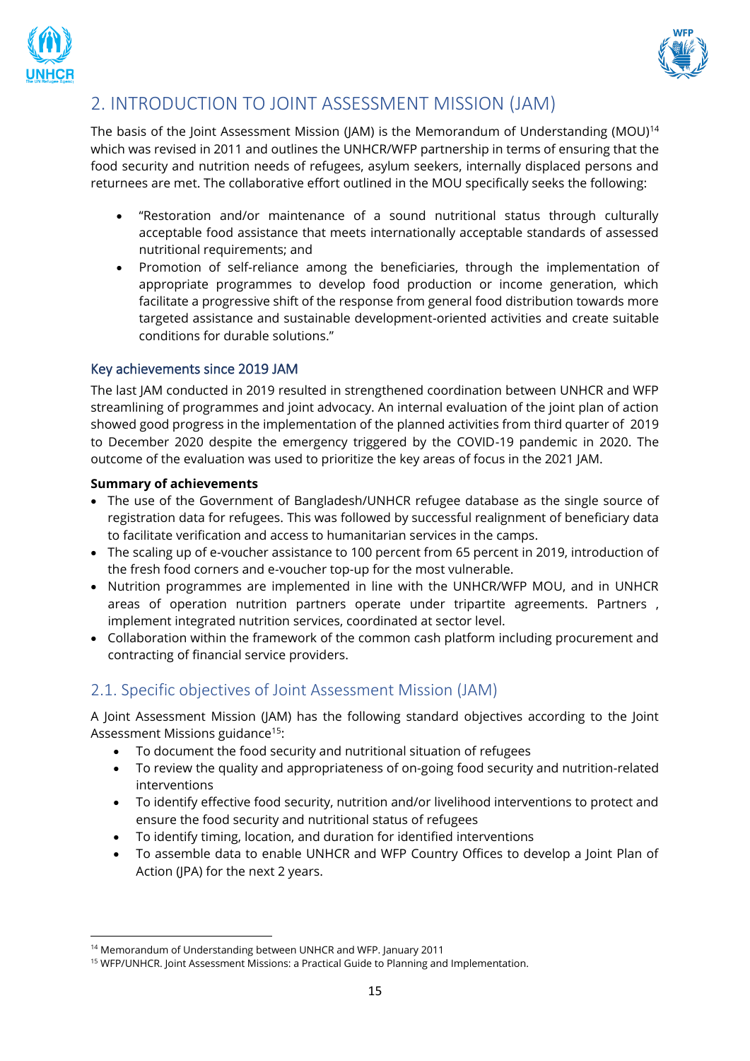## 2. INTRODUCTION TO JOINT ASSESSMENT MISSION (JAM)

The basis of the Joint Assessment Mission (JAM) is the Memorandum of Understanding (MOU)[14] which was revised in 2011 and outlines the UNHCR/WFP partnership in terms of ensuring that the food security and nutrition needs of refugees, asylum seekers, internally displaced persons and returnees are met. The collaborative effort outlined in the MOU specifically seeks the following:

- "Restoration and/or maintenance of a sound nutritional status through culturally acceptable food assistance that meets internationally acceptable standards of assessed nutritional requirements; and
- Promotion of self-reliance among the beneficiaries, through the implementation of appropriate programmes to develop food production or income generation, which facilitate a progressive shift of the response from general food distribution towards more targeted assistance and sustainable development-oriented activities and create suitable conditions for durable solutions."

### Key achievements since 2019 JAM

The last JAM conducted in 2019 resulted in strengthened coordination between UNHCR and WFP streamlining of programmes and joint advocacy. An internal evaluation of the joint plan of action showed good progress in the implementation of the planned activities from third quarter of 2019 to December 2020 despite the emergency triggered by the COVID-19 pandemic in 2020. The outcome of the evaluation was used to prioritize the key areas of focus in the 2021 JAM.

**Summary of achievements**

- The use of the Government of Bangladesh/UNHCR refugee database as the single source of registration data for refugees. This was followed by successful realignment of beneficiary data to facilitate verification and access to humanitarian services in the camps.
- The scaling up of e-voucher assistance to 100 percent from 65 percent in 2019, introduction of the fresh food corners and e-voucher top-up for the most vulnerable.
- Nutrition programmes are implemented in line with the UNHCR/WFP MOU, and in UNHCR areas of operation nutrition partners operate under tripartite agreements. Partners , implement integrated nutrition services, coordinated at sector level.
- Collaboration within the framework of the common cash platform including procurement and contracting of financial service providers.

## 2.1. Specific objectives of Joint Assessment Mission (JAM)

A Joint Assessment Mission (JAM) has the following standard objectives according to the Joint Assessment Missions guidance[15]:

- To document the food security and nutritional situation of refugees
- To review the quality and appropriateness of on-going food security and nutrition-related interventions
- To identify effective food security, nutrition and/or livelihood interventions to protect and ensure the food security and nutritional status of refugees
- To identify timing, location, and duration for identified interventions
- To assemble data to enable UNHCR and WFP Country Offices to develop a Joint Plan of Action (JPA) for the next 2 years.

---

[14] Memorandum of Understanding between UNHCR and WFP. January 2011

[15] WFP/UNHCR. Joint Assessment Missions: a Practical Guide to Planning and Implementation.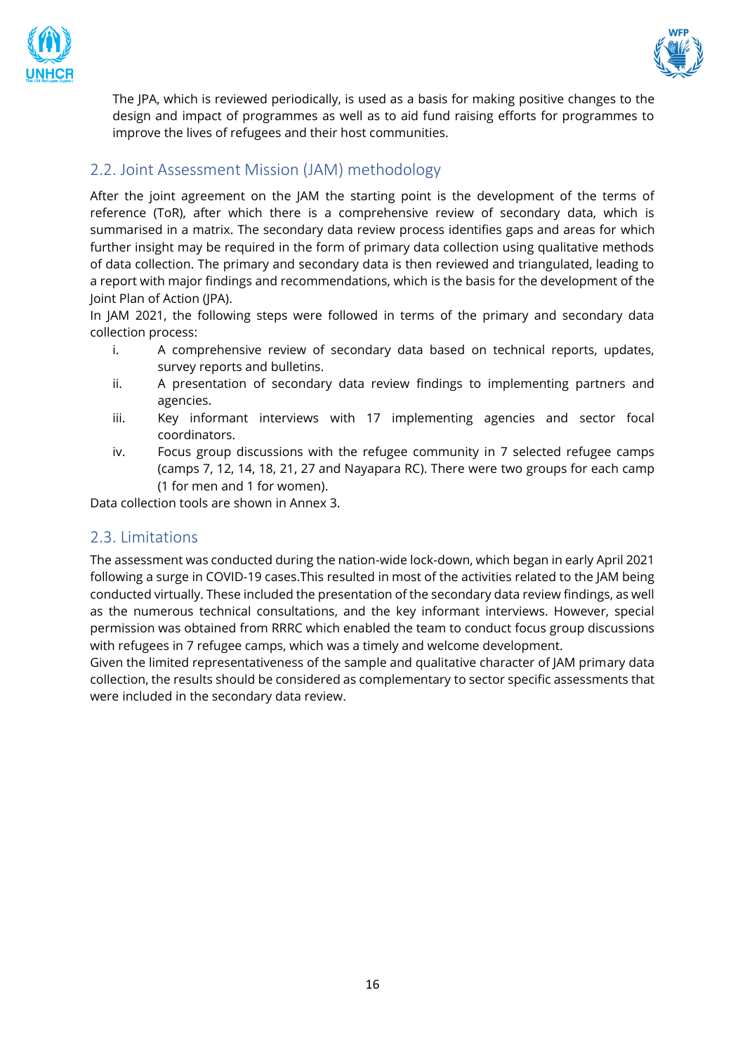The JPA, which is reviewed periodically, is used as a basis for making positive changes to the design and impact of programmes as well as to aid fund raising efforts for programmes to improve the lives of refugees and their host communities.

## 2.2. Joint Assessment Mission (JAM) methodology

After the joint agreement on the JAM the starting point is the development of the terms of reference (ToR), after which there is a comprehensive review of secondary data, which is summarised in a matrix. The secondary data review process identifies gaps and areas for which further insight may be required in the form of primary data collection using qualitative methods of data collection. The primary and secondary data is then reviewed and triangulated, leading to a report with major findings and recommendations, which is the basis for the development of the Joint Plan of Action (JPA).

In JAM 2021, the following steps were followed in terms of the primary and secondary data collection process:

i. A comprehensive review of secondary data based on technical reports, updates, survey reports and bulletins.
ii. A presentation of secondary data review findings to implementing partners and agencies.
iii. Key informant interviews with 17 implementing agencies and sector focal coordinators.
iv. Focus group discussions with the refugee community in 7 selected refugee camps (camps 7, 12, 14, 18, 21, 27 and Nayapara RC). There were two groups for each camp (1 for men and 1 for women).

Data collection tools are shown in Annex 3.

## 2.3. Limitations

The assessment was conducted during the nation-wide lock-down, which began in early April 2021 following a surge in COVID-19 cases.This resulted in most of the activities related to the JAM being conducted virtually. These included the presentation of the secondary data review findings, as well as the numerous technical consultations, and the key informant interviews. However, special permission was obtained from RRRC which enabled the team to conduct focus group discussions with refugees in 7 refugee camps, which was a timely and welcome development.

Given the limited representativeness of the sample and qualitative character of JAM primary data collection, the results should be considered as complementary to sector specific assessments that were included in the secondary data review.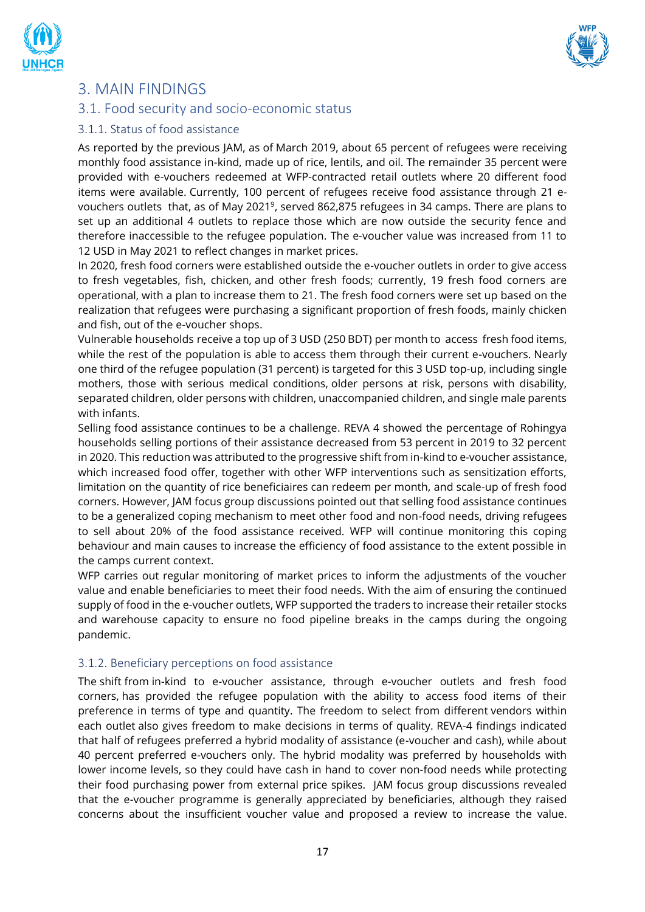# 3. MAIN FINDINGS

## 3.1. Food security and socio-economic status

### 3.1.1. Status of food assistance

As reported by the previous JAM, as of March 2019, about 65 percent of refugees were receiving monthly food assistance in-kind, made up of rice, lentils, and oil. The remainder 35 percent were provided with e-vouchers redeemed at WFP-contracted retail outlets where 20 different food items were available. Currently, 100 percent of refugees receive food assistance through 21 e-vouchers outlets that, as of May 2021[9], served 862,875 refugees in 34 camps. There are plans to set up an additional 4 outlets to replace those which are now outside the security fence and therefore inaccessible to the refugee population. The e-voucher value was increased from 11 to 12 USD in May 2021 to reflect changes in market prices.

In 2020, fresh food corners were established outside the e-voucher outlets in order to give access to fresh vegetables, fish, chicken, and other fresh foods; currently, 19 fresh food corners are operational, with a plan to increase them to 21. The fresh food corners were set up based on the realization that refugees were purchasing a significant proportion of fresh foods, mainly chicken and fish, out of the e-voucher shops.

Vulnerable households receive a top up of 3 USD (250 BDT) per month to access fresh food items, while the rest of the population is able to access them through their current e-vouchers. Nearly one third of the refugee population (31 percent) is targeted for this 3 USD top-up, including single mothers, those with serious medical conditions, older persons at risk, persons with disability, separated children, older persons with children, unaccompanied children, and single male parents with infants.

Selling food assistance continues to be a challenge. REVA 4 showed the percentage of Rohingya households selling portions of their assistance decreased from 53 percent in 2019 to 32 percent in 2020. This reduction was attributed to the progressive shift from in-kind to e-voucher assistance, which increased food offer, together with other WFP interventions such as sensitization efforts, limitation on the quantity of rice beneficiaires can redeem per month, and scale-up of fresh food corners. However, JAM focus group discussions pointed out that selling food assistance continues to be a generalized coping mechanism to meet other food and non-food needs, driving refugees to sell about 20% of the food assistance received. WFP will continue monitoring this coping behaviour and main causes to increase the efficiency of food assistance to the extent possible in the camps current context.

WFP carries out regular monitoring of market prices to inform the adjustments of the voucher value and enable beneficiaries to meet their food needs. With the aim of ensuring the continued supply of food in the e-voucher outlets, WFP supported the traders to increase their retailer stocks and warehouse capacity to ensure no food pipeline breaks in the camps during the ongoing pandemic.

### 3.1.2. Beneficiary perceptions on food assistance

The shift from in-kind to e-voucher assistance, through e-voucher outlets and fresh food corners, has provided the refugee population with the ability to access food items of their preference in terms of type and quantity. The freedom to select from different vendors within each outlet also gives freedom to make decisions in terms of quality. REVA-4 findings indicated that half of refugees preferred a hybrid modality of assistance (e-voucher and cash), while about 40 percent preferred e-vouchers only. The hybrid modality was preferred by households with lower income levels, so they could have cash in hand to cover non-food needs while protecting their food purchasing power from external price spikes. JAM focus group discussions revealed that the e-voucher programme is generally appreciated by beneficiaries, although they raised concerns about the insufficient voucher value and proposed a review to increase the value.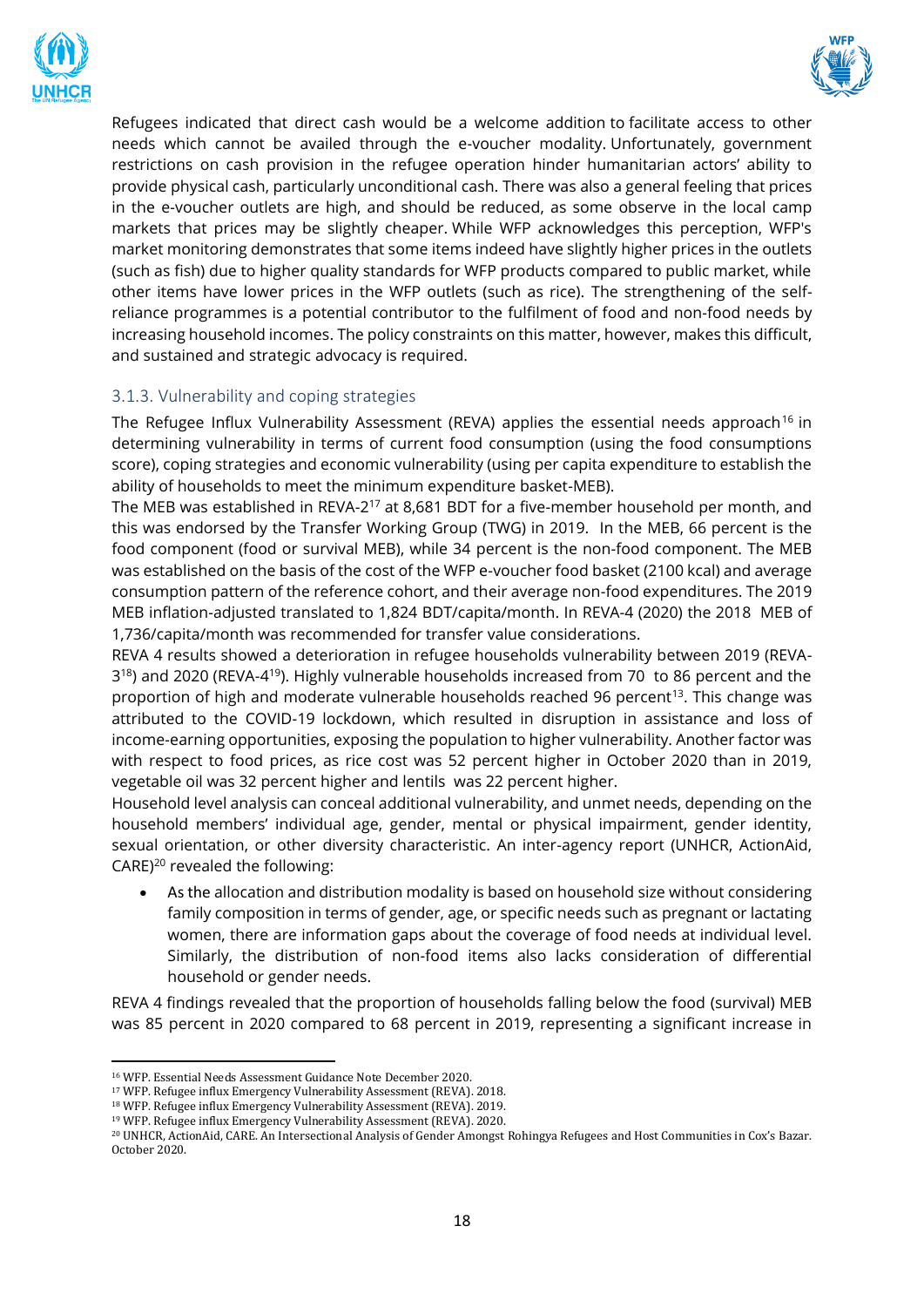Refugees indicated that direct cash would be a welcome addition to facilitate access to other needs which cannot be availed through the e-voucher modality. Unfortunately, government restrictions on cash provision in the refugee operation hinder humanitarian actors' ability to provide physical cash, particularly unconditional cash. There was also a general feeling that prices in the e-voucher outlets are high, and should be reduced, as some observe in the local camp markets that prices may be slightly cheaper. While WFP acknowledges this perception, WFP's market monitoring demonstrates that some items indeed have slightly higher prices in the outlets (such as fish) due to higher quality standards for WFP products compared to public market, while other items have lower prices in the WFP outlets (such as rice). The strengthening of the self-reliance programmes is a potential contributor to the fulfilment of food and non-food needs by increasing household incomes. The policy constraints on this matter, however, makes this difficult, and sustained and strategic advocacy is required.

### 3.1.3. Vulnerability and coping strategies

The Refugee Influx Vulnerability Assessment (REVA) applies the essential needs approach[16] in determining vulnerability in terms of current food consumption (using the food consumptions score), coping strategies and economic vulnerability (using per capita expenditure to establish the ability of households to meet the minimum expenditure basket-MEB).

The MEB was established in REVA-2[17] at 8,681 BDT for a five-member household per month, and this was endorsed by the Transfer Working Group (TWG) in 2019. In the MEB, 66 percent is the food component (food or survival MEB), while 34 percent is the non-food component. The MEB was established on the basis of the cost of the WFP e-voucher food basket (2100 kcal) and average consumption pattern of the reference cohort, and their average non-food expenditures. The 2019 MEB inflation-adjusted translated to 1,824 BDT/capita/month. In REVA-4 (2020) the 2018 MEB of 1,736/capita/month was recommended for transfer value considerations.

REVA 4 results showed a deterioration in refugee households vulnerability between 2019 (REVA-3[18]) and 2020 (REVA-4[19]). Highly vulnerable households increased from 70 to 86 percent and the proportion of high and moderate vulnerable households reached 96 percent[13]. This change was attributed to the COVID-19 lockdown, which resulted in disruption in assistance and loss of income-earning opportunities, exposing the population to higher vulnerability. Another factor was with respect to food prices, as rice cost was 52 percent higher in October 2020 than in 2019, vegetable oil was 32 percent higher and lentils was 22 percent higher.

Household level analysis can conceal additional vulnerability, and unmet needs, depending on the household members' individual age, gender, mental or physical impairment, gender identity, sexual orientation, or other diversity characteristic. An inter-agency report (UNHCR, ActionAid, CARE)[20] revealed the following:

- As the allocation and distribution modality is based on household size without considering family composition in terms of gender, age, or specific needs such as pregnant or lactating women, there are information gaps about the coverage of food needs at individual level. Similarly, the distribution of non-food items also lacks consideration of differential household or gender needs.

REVA 4 findings revealed that the proportion of households falling below the food (survival) MEB was 85 percent in 2020 compared to 68 percent in 2019, representing a significant increase in

[16] WFP. Essential Needs Assessment Guidance Note December 2020.
[17] WFP. Refugee influx Emergency Vulnerability Assessment (REVA). 2018.
[18] WFP. Refugee influx Emergency Vulnerability Assessment (REVA). 2019.
[19] WFP. Refugee influx Emergency Vulnerability Assessment (REVA). 2020.
[20] UNHCR, ActionAid, CARE. An Intersectional Analysis of Gender Amongst Rohingya Refugees and Host Communities in Cox's Bazar. October 2020.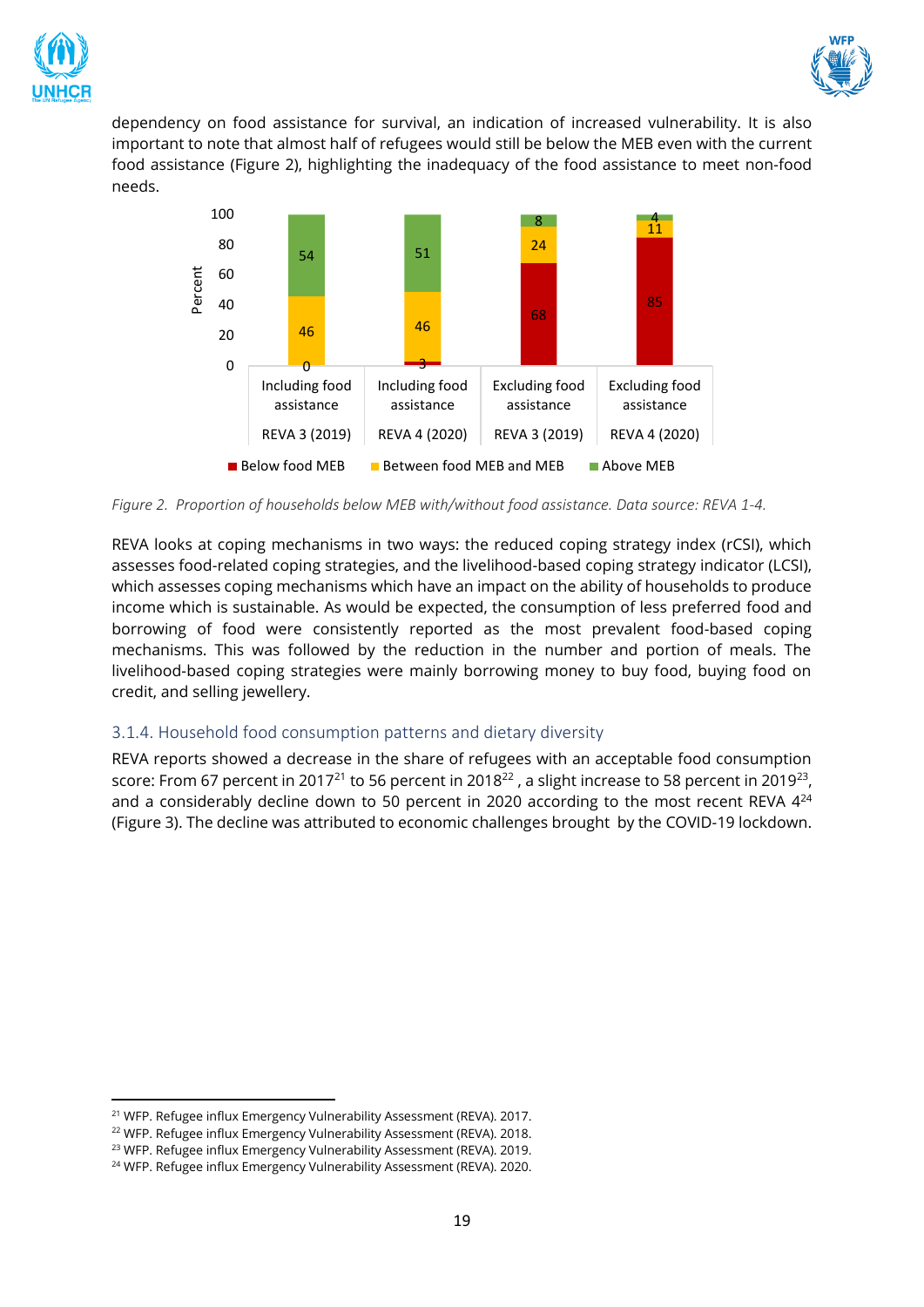dependency on food assistance for survival, an indication of increased vulnerability. It is also important to note that almost half of refugees would still be below the MEB even with the current food assistance (Figure 2), highlighting the inadequacy of the food assistance to meet non-food needs.

| | Including food assistance REVA 3 (2019) | Including food assistance REVA 4 (2020) | Excluding food assistance REVA 3 (2019) | Excluding food assistance REVA 4 (2020) |
|---|---|---|---|---|
| Below food MEB | 0 | 3 | 68 | 85 |
| Between food MEB and MEB | 46 | 46 | 24 | 11 |
| Above MEB | 54 | 51 | 8 | 4 |

*Figure 2. Proportion of households below MEB with/without food assistance. Data source: REVA 1-4.*

REVA looks at coping mechanisms in two ways: the reduced coping strategy index (rCSI), which assesses food-related coping strategies, and the livelihood-based coping strategy indicator (LCSI), which assesses coping mechanisms which have an impact on the ability of households to produce income which is sustainable. As would be expected, the consumption of less preferred food and borrowing of food were consistently reported as the most prevalent food-based coping mechanisms. This was followed by the reduction in the number and portion of meals. The livelihood-based coping strategies were mainly borrowing money to buy food, buying food on credit, and selling jewellery.

### 3.1.4. Household food consumption patterns and dietary diversity

REVA reports showed a decrease in the share of refugees with an acceptable food consumption score: From 67 percent in 2017[21] to 56 percent in 2018[22] , a slight increase to 58 percent in 2019[23], and a considerably decline down to 50 percent in 2020 according to the most recent REVA 4[24] (Figure 3). The decline was attributed to economic challenges brought by the COVID-19 lockdown.

[21] WFP. Refugee influx Emergency Vulnerability Assessment (REVA). 2017.

[22] WFP. Refugee influx Emergency Vulnerability Assessment (REVA). 2018.

[23] WFP. Refugee influx Emergency Vulnerability Assessment (REVA). 2019.

[24] WFP. Refugee influx Emergency Vulnerability Assessment (REVA). 2020.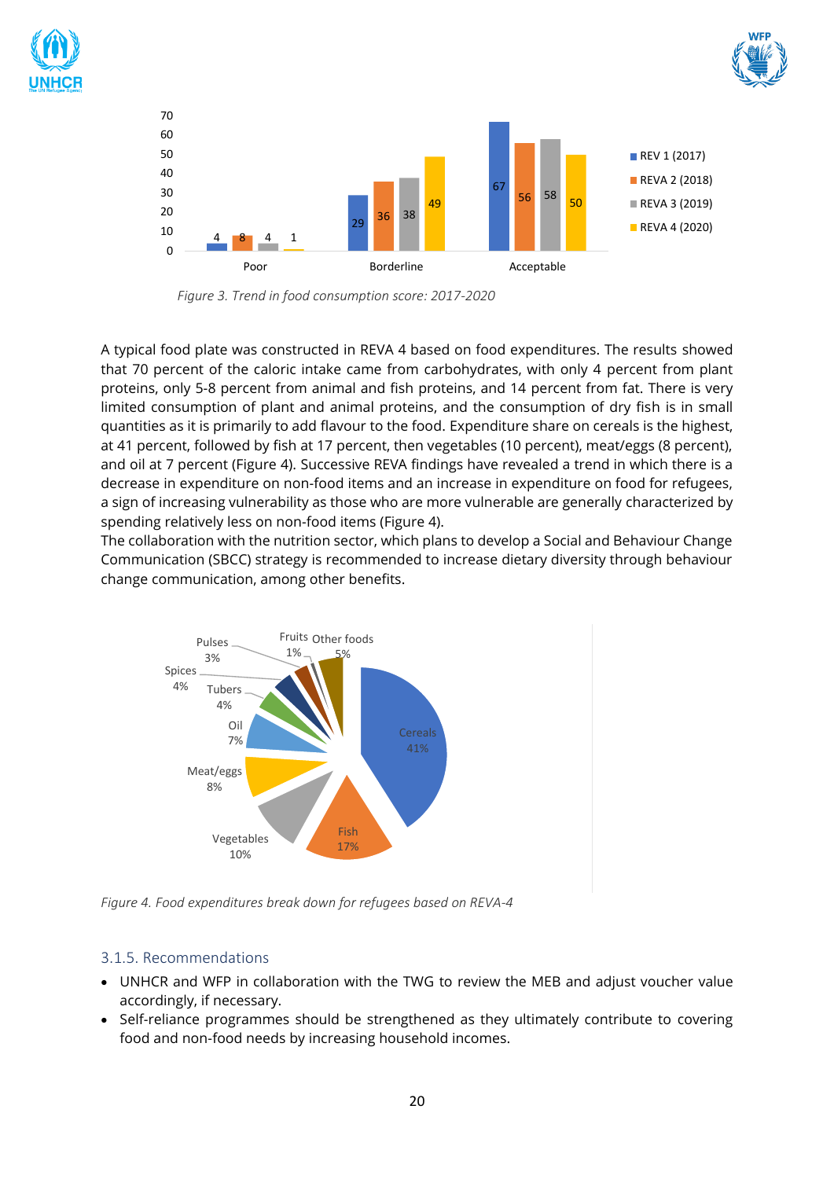*Figure 3. Trend in food consumption score: 2017-2020*

A typical food plate was constructed in REVA 4 based on food expenditures. The results showed that 70 percent of the caloric intake came from carbohydrates, with only 4 percent from plant proteins, only 5-8 percent from animal and fish proteins, and 14 percent from fat. There is very limited consumption of plant and animal proteins, and the consumption of dry fish is in small quantities as it is primarily to add flavour to the food. Expenditure share on cereals is the highest, at 41 percent, followed by fish at 17 percent, then vegetables (10 percent), meat/eggs (8 percent), and oil at 7 percent (Figure 4). Successive REVA findings have revealed a trend in which there is a decrease in expenditure on non-food items and an increase in expenditure on food for refugees, a sign of increasing vulnerability as those who are more vulnerable are generally characterized by spending relatively less on non-food items (Figure 4).

The collaboration with the nutrition sector, which plans to develop a Social and Behaviour Change Communication (SBCC) strategy is recommended to increase dietary diversity through behaviour change communication, among other benefits.

*Figure 4. Food expenditures break down for refugees based on REVA-4*

### 3.1.5. Recommendations

- UNHCR and WFP in collaboration with the TWG to review the MEB and adjust voucher value accordingly, if necessary.
- Self-reliance programmes should be strengthened as they ultimately contribute to covering food and non-food needs by increasing household incomes.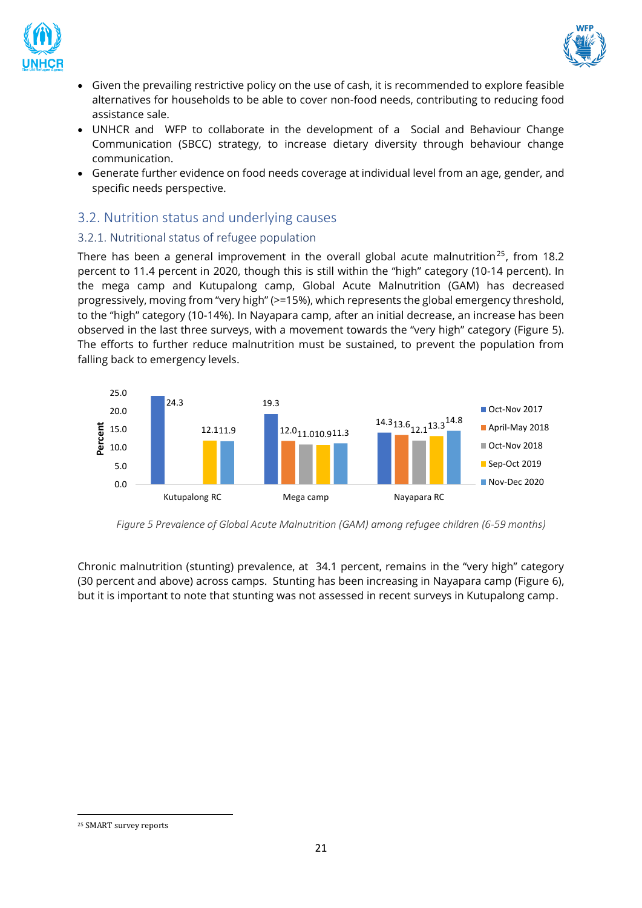- Given the prevailing restrictive policy on the use of cash, it is recommended to explore feasible alternatives for households to be able to cover non-food needs, contributing to reducing food assistance sale.
- UNHCR and WFP to collaborate in the development of a Social and Behaviour Change Communication (SBCC) strategy, to increase dietary diversity through behaviour change communication.
- Generate further evidence on food needs coverage at individual level from an age, gender, and specific needs perspective.

## 3.2. Nutrition status and underlying causes

### 3.2.1. Nutritional status of refugee population

There has been a general improvement in the overall global acute malnutrition[25], from 18.2 percent to 11.4 percent in 2020, though this is still within the "high" category (10-14 percent). In the mega camp and Kutupalong camp, Global Acute Malnutrition (GAM) has decreased progressively, moving from "very high" (>=15%), which represents the global emergency threshold, to the "high" category (10-14%). In Nayapara camp, after an initial decrease, an increase has been observed in the last three surveys, with a movement towards the "very high" category (Figure 5). The efforts to further reduce malnutrition must be sustained, to prevent the population from falling back to emergency levels.

| Percent | Oct-Nov 2017 | April-May 2018 | Oct-Nov 2018 | Sep-Oct 2019 | Nov-Dec 2020 |
|---|---|---|---|---|---|
| Kutupalong RC | 24.3 | | | 12.1 | 11.9 |
| Mega camp | 19.3 | 12.0 | 11.0 | 10.9 | 11.3 |
| Nayapara RC | 14.3 | 13.6 | 12.1 | 13.3 | 14.8 |

*Figure 5 Prevalence of Global Acute Malnutrition (GAM) among refugee children (6-59 months)*

Chronic malnutrition (stunting) prevalence, at 34.1 percent, remains in the "very high" category (30 percent and above) across camps. Stunting has been increasing in Nayapara camp (Figure 6), but it is important to note that stunting was not assessed in recent surveys in Kutupalong camp.

[25] SMART survey reports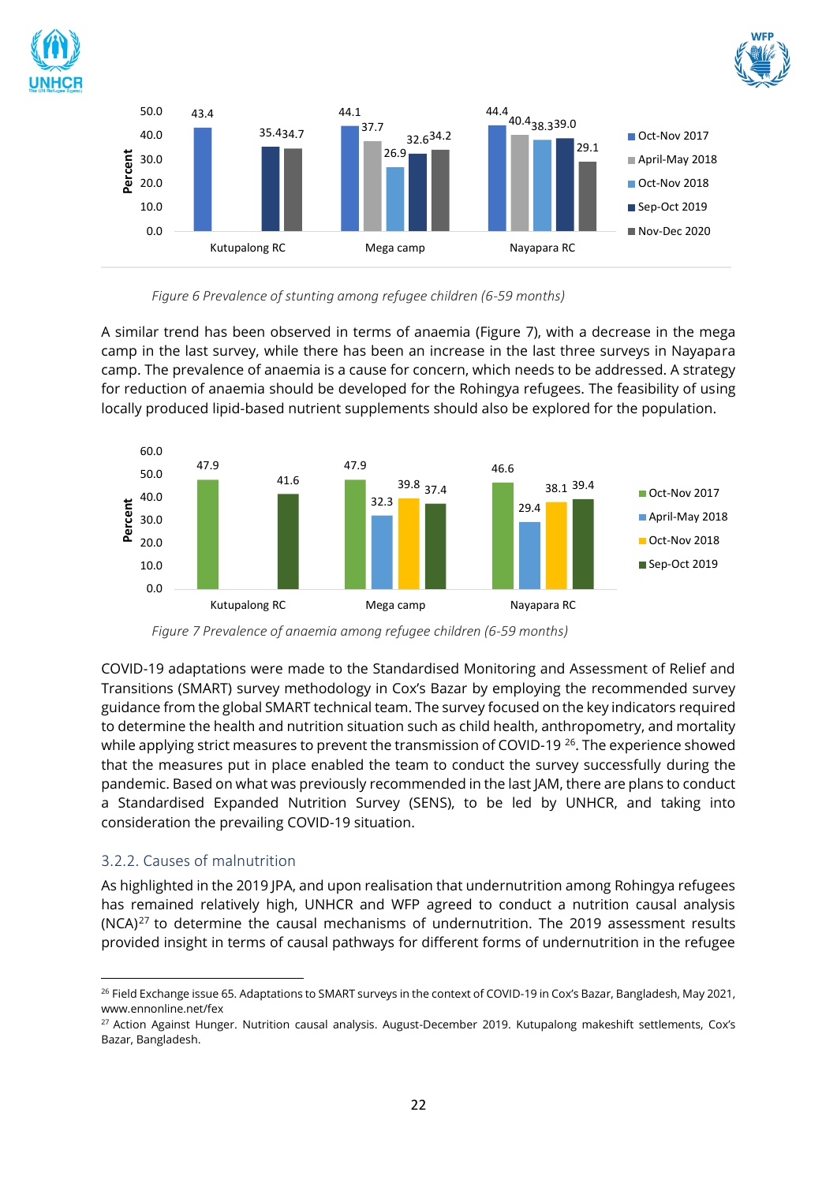| Percent | Oct-Nov 2017 | April-May 2018 | Oct-Nov 2018 | Sep-Oct 2019 | Nov-Dec 2020 |
|---|---|---|---|---|---|
| Kutupalong RC | 43.4 | | | 35.4 | 34.7 |
| Mega camp | 44.1 | 37.7 | 26.9 | 32.6 | 34.2 |
| Nayapara RC | 44.4 | 40.4 | 38.3 | 39.0 | 29.1 |

*Figure 6 Prevalence of stunting among refugee children (6-59 months)*

A similar trend has been observed in terms of anaemia (Figure 7), with a decrease in the mega camp in the last survey, while there has been an increase in the last three surveys in Nayapara camp. The prevalence of anaemia is a cause for concern, which needs to be addressed. A strategy for reduction of anaemia should be developed for the Rohingya refugees. The feasibility of using locally produced lipid-based nutrient supplements should also be explored for the population.

| Percent | Oct-Nov 2017 | April-May 2018 | Oct-Nov 2018 | Sep-Oct 2019 |
|---|---|---|---|---|
| Kutupalong RC | 47.9 | | | 41.6 |
| Mega camp | 47.9 | 32.3 | 39.8 | 37.4 |
| Nayapara RC | 46.6 | 29.4 | 38.1 | 39.4 |

*Figure 7 Prevalence of anaemia among refugee children (6-59 months)*

COVID-19 adaptations were made to the Standardised Monitoring and Assessment of Relief and Transitions (SMART) survey methodology in Cox's Bazar by employing the recommended survey guidance from the global SMART technical team. The survey focused on the key indicators required to determine the health and nutrition situation such as child health, anthropometry, and mortality while applying strict measures to prevent the transmission of COVID-19 [26]. The experience showed that the measures put in place enabled the team to conduct the survey successfully during the pandemic. Based on what was previously recommended in the last JAM, there are plans to conduct a Standardised Expanded Nutrition Survey (SENS), to be led by UNHCR, and taking into consideration the prevailing COVID-19 situation.

### 3.2.2. Causes of malnutrition

As highlighted in the 2019 JPA, and upon realisation that undernutrition among Rohingya refugees has remained relatively high, UNHCR and WFP agreed to conduct a nutrition causal analysis (NCA)[27] to determine the causal mechanisms of undernutrition. The 2019 assessment results provided insight in terms of causal pathways for different forms of undernutrition in the refugee

---

[26] Field Exchange issue 65. Adaptations to SMART surveys in the context of COVID-19 in Cox's Bazar, Bangladesh, May 2021, www.ennonline.net/fex

[27] Action Against Hunger. Nutrition causal analysis. August-December 2019. Kutupalong makeshift settlements, Cox's Bazar, Bangladesh.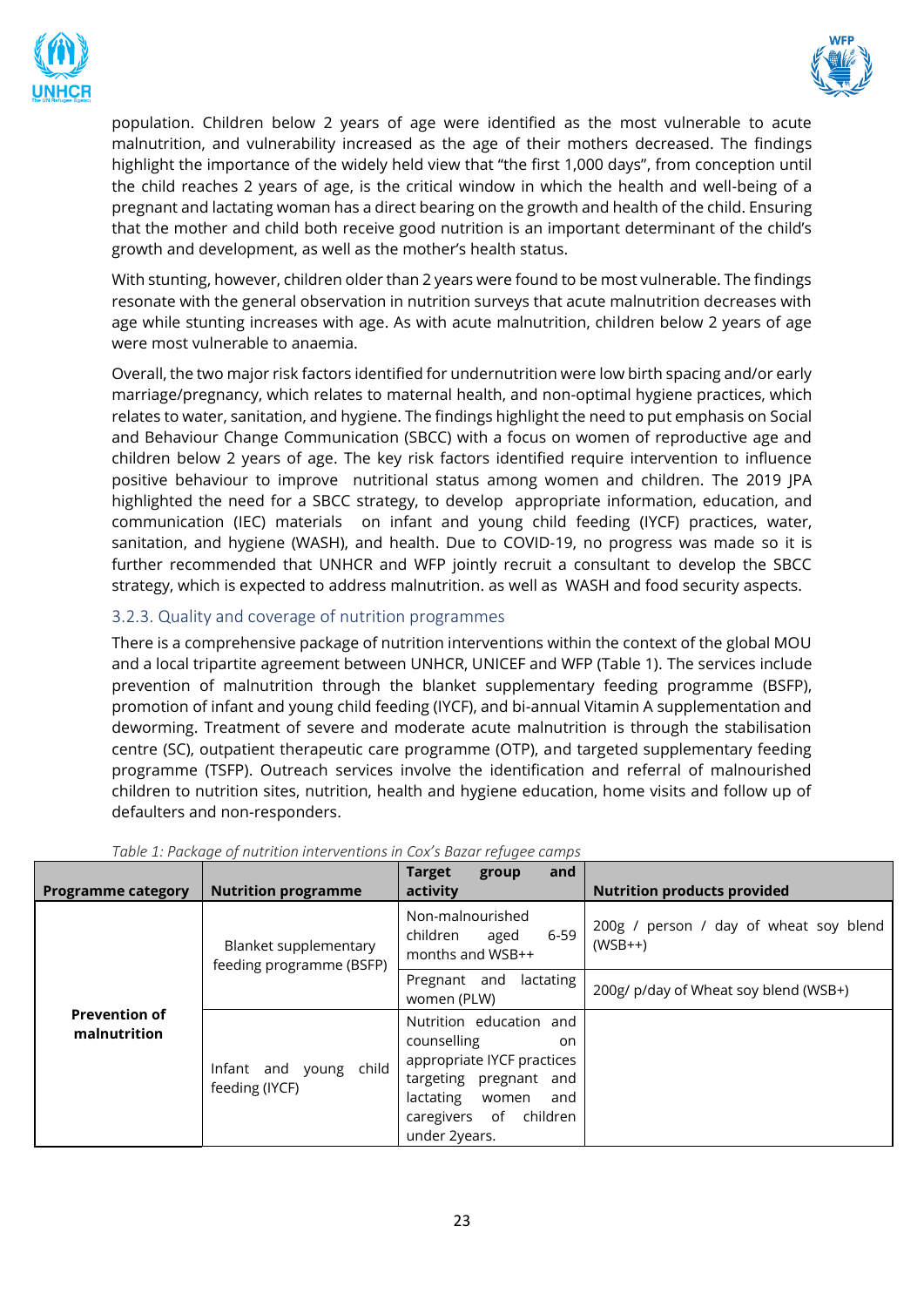population. Children below 2 years of age were identified as the most vulnerable to acute malnutrition, and vulnerability increased as the age of their mothers decreased. The findings highlight the importance of the widely held view that "the first 1,000 days", from conception until the child reaches 2 years of age, is the critical window in which the health and well-being of a pregnant and lactating woman has a direct bearing on the growth and health of the child. Ensuring that the mother and child both receive good nutrition is an important determinant of the child's growth and development, as well as the mother's health status.

With stunting, however, children older than 2 years were found to be most vulnerable. The findings resonate with the general observation in nutrition surveys that acute malnutrition decreases with age while stunting increases with age. As with acute malnutrition, children below 2 years of age were most vulnerable to anaemia.

Overall, the two major risk factors identified for undernutrition were low birth spacing and/or early marriage/pregnancy, which relates to maternal health, and non-optimal hygiene practices, which relates to water, sanitation, and hygiene. The findings highlight the need to put emphasis on Social and Behaviour Change Communication (SBCC) with a focus on women of reproductive age and children below 2 years of age. The key risk factors identified require intervention to influence positive behaviour to improve nutritional status among women and children. The 2019 JPA highlighted the need for a SBCC strategy, to develop appropriate information, education, and communication (IEC) materials on infant and young child feeding (IYCF) practices, water, sanitation, and hygiene (WASH), and health. Due to COVID-19, no progress was made so it is further recommended that UNHCR and WFP jointly recruit a consultant to develop the SBCC strategy, which is expected to address malnutrition. as well as WASH and food security aspects.

### 3.2.3. Quality and coverage of nutrition programmes

There is a comprehensive package of nutrition interventions within the context of the global MOU and a local tripartite agreement between UNHCR, UNICEF and WFP (Table 1). The services include prevention of malnutrition through the blanket supplementary feeding programme (BSFP), promotion of infant and young child feeding (IYCF), and bi-annual Vitamin A supplementation and deworming. Treatment of severe and moderate acute malnutrition is through the stabilisation centre (SC), outpatient therapeutic care programme (OTP), and targeted supplementary feeding programme (TSFP). Outreach services involve the identification and referral of malnourished children to nutrition sites, nutrition, health and hygiene education, home visits and follow up of defaulters and non-responders.

*Table 1: Package of nutrition interventions in Cox's Bazar refugee camps*

| Programme category | Nutrition programme | Target group and activity | Nutrition products provided |
|---|---|---|---|
| **Prevention of malnutrition** | Blanket supplementary feeding programme (BSFP) | Non-malnourished children aged 6-59 months and WSB++ | 200g / person / day of wheat soy blend (WSB++) |
| | | Pregnant and lactating women (PLW) | 200g/ p/day of Wheat soy blend (WSB+) |
| | Infant and young child feeding (IYCF) | Nutrition education and counselling on appropriate IYCF practices targeting pregnant and lactating women and caregivers of children under 2years. | |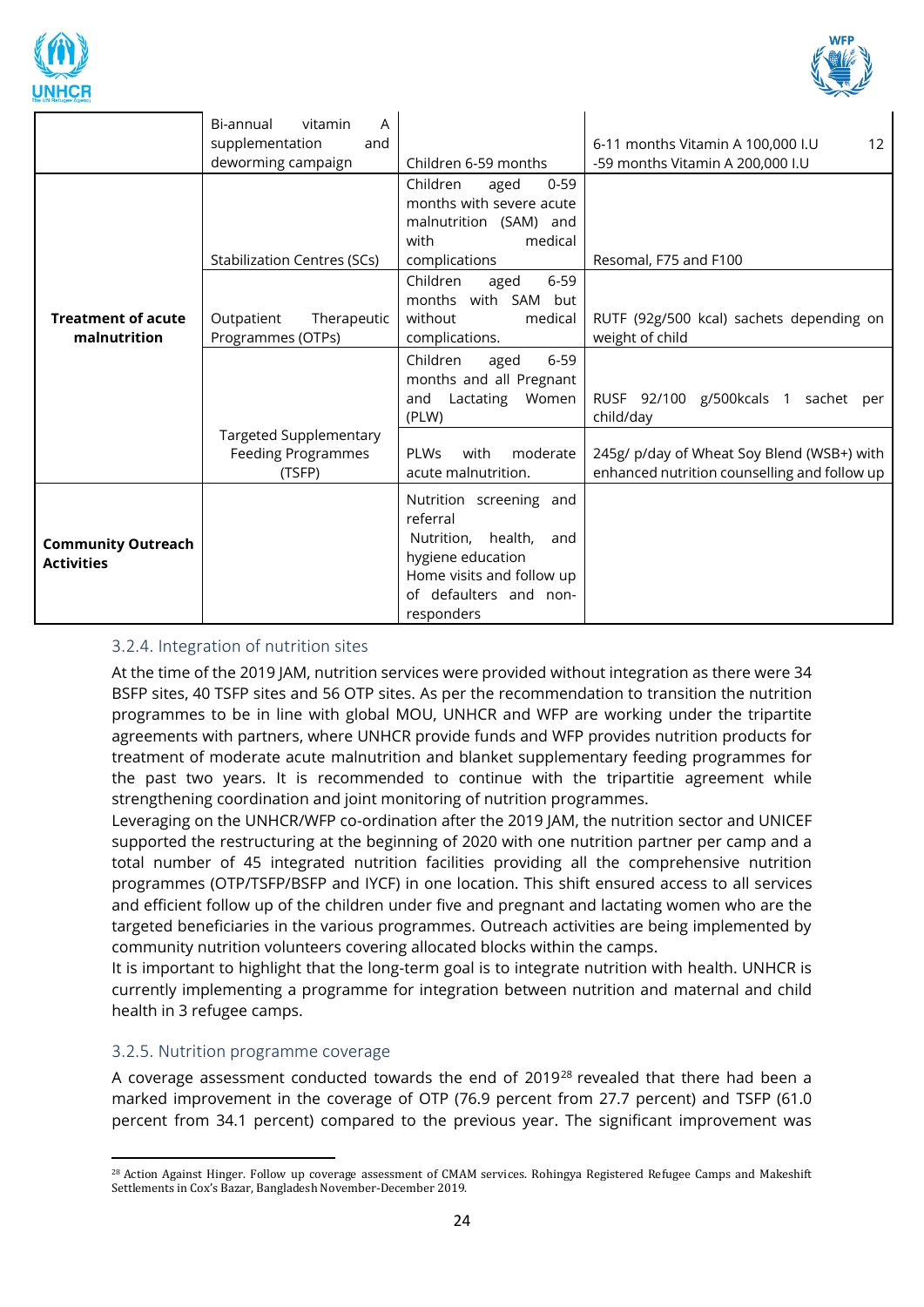| | | | |
|---|---|---|---|
| | Bi-annual vitamin A supplementation and deworming campaign | Children 6-59 months | 6-11 months Vitamin A 100,000 I.U 12 -59 months Vitamin A 200,000 I.U |
| **Treatment of acute malnutrition** | Stabilization Centres (SCs) | Children aged 0-59 months with severe acute malnutrition (SAM) and with medical complications | Resomal, F75 and F100 |
| | Outpatient Therapeutic Programmes (OTPs) | Children aged 6-59 months with SAM but without medical complications. | RUTF (92g/500 kcal) sachets depending on weight of child |
| | Targeted Supplementary Feeding Programmes (TSFP) | Children aged 6-59 months and all Pregnant and Lactating Women (PLW) | RUSF 92/100 g/500kcals 1 sachet per child/day |
| | | PLWs with moderate acute malnutrition. | 245g/ p/day of Wheat Soy Blend (WSB+) with enhanced nutrition counselling and follow up |
| **Community Outreach Activities** | | Nutrition screening and referral<br>Nutrition, health, and hygiene education<br>Home visits and follow up of defaulters and non-responders | |

### 3.2.4. Integration of nutrition sites

At the time of the 2019 JAM, nutrition services were provided without integration as there were 34 BSFP sites, 40 TSFP sites and 56 OTP sites. As per the recommendation to transition the nutrition programmes to be in line with global MOU, UNHCR and WFP are working under the tripartite agreements with partners, where UNHCR provide funds and WFP provides nutrition products for treatment of moderate acute malnutrition and blanket supplementary feeding programmes for the past two years. It is recommended to continue with the tripartitie agreement while strengthening coordination and joint monitoring of nutrition programmes.

Leveraging on the UNHCR/WFP co-ordination after the 2019 JAM, the nutrition sector and UNICEF supported the restructuring at the beginning of 2020 with one nutrition partner per camp and a total number of 45 integrated nutrition facilities providing all the comprehensive nutrition programmes (OTP/TSFP/BSFP and IYCF) in one location. This shift ensured access to all services and efficient follow up of the children under five and pregnant and lactating women who are the targeted beneficiaries in the various programmes. Outreach activities are being implemented by community nutrition volunteers covering allocated blocks within the camps.

It is important to highlight that the long-term goal is to integrate nutrition with health. UNHCR is currently implementing a programme for integration between nutrition and maternal and child health in 3 refugee camps.

### 3.2.5. Nutrition programme coverage

A coverage assessment conducted towards the end of 2019[28] revealed that there had been a marked improvement in the coverage of OTP (76.9 percent from 27.7 percent) and TSFP (61.0 percent from 34.1 percent) compared to the previous year. The significant improvement was

[28] Action Against Hinger. Follow up coverage assessment of CMAM services. Rohingya Registered Refugee Camps and Makeshift Settlements in Cox's Bazar, Bangladesh November-December 2019.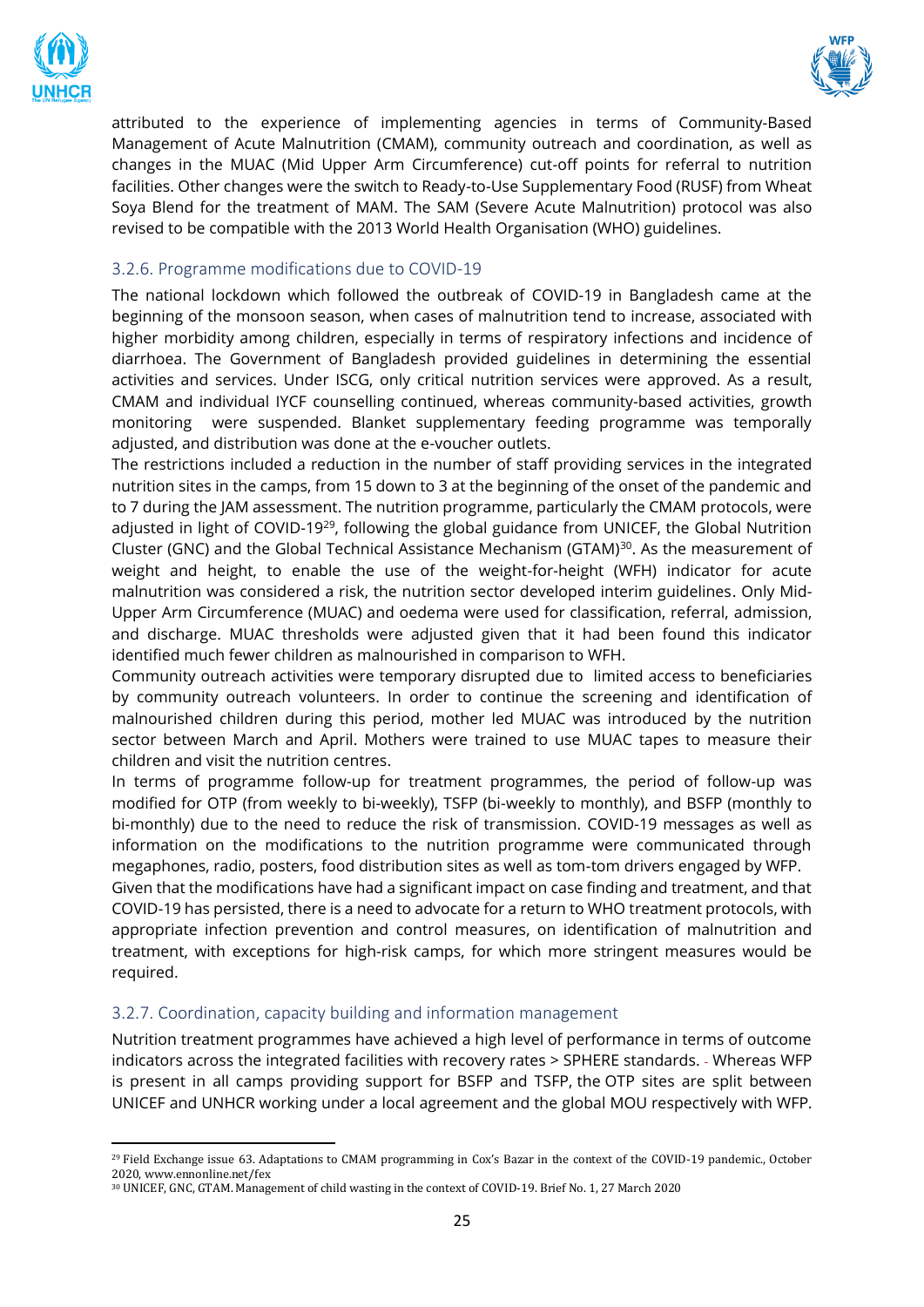attributed to the experience of implementing agencies in terms of Community-Based Management of Acute Malnutrition (CMAM), community outreach and coordination, as well as changes in the MUAC (Mid Upper Arm Circumference) cut-off points for referral to nutrition facilities. Other changes were the switch to Ready-to-Use Supplementary Food (RUSF) from Wheat Soya Blend for the treatment of MAM. The SAM (Severe Acute Malnutrition) protocol was also revised to be compatible with the 2013 World Health Organisation (WHO) guidelines.

### 3.2.6. Programme modifications due to COVID-19

The national lockdown which followed the outbreak of COVID-19 in Bangladesh came at the beginning of the monsoon season, when cases of malnutrition tend to increase, associated with higher morbidity among children, especially in terms of respiratory infections and incidence of diarrhoea. The Government of Bangladesh provided guidelines in determining the essential activities and services. Under ISCG, only critical nutrition services were approved. As a result, CMAM and individual IYCF counselling continued, whereas community-based activities, growth monitoring were suspended. Blanket supplementary feeding programme was temporally adjusted, and distribution was done at the e-voucher outlets.

The restrictions included a reduction in the number of staff providing services in the integrated nutrition sites in the camps, from 15 down to 3 at the beginning of the onset of the pandemic and to 7 during the JAM assessment. The nutrition programme, particularly the CMAM protocols, were adjusted in light of COVID-19[29], following the global guidance from UNICEF, the Global Nutrition Cluster (GNC) and the Global Technical Assistance Mechanism (GTAM)[30]. As the measurement of weight and height, to enable the use of the weight-for-height (WFH) indicator for acute malnutrition was considered a risk, the nutrition sector developed interim guidelines. Only Mid-Upper Arm Circumference (MUAC) and oedema were used for classification, referral, admission, and discharge. MUAC thresholds were adjusted given that it had been found this indicator identified much fewer children as malnourished in comparison to WFH.

Community outreach activities were temporary disrupted due to limited access to beneficiaries by community outreach volunteers. In order to continue the screening and identification of malnourished children during this period, mother led MUAC was introduced by the nutrition sector between March and April. Mothers were trained to use MUAC tapes to measure their children and visit the nutrition centres.

In terms of programme follow-up for treatment programmes, the period of follow-up was modified for OTP (from weekly to bi-weekly), TSFP (bi-weekly to monthly), and BSFP (monthly to bi-monthly) due to the need to reduce the risk of transmission. COVID-19 messages as well as information on the modifications to the nutrition programme were communicated through megaphones, radio, posters, food distribution sites as well as tom-tom drivers engaged by WFP.

Given that the modifications have had a significant impact on case finding and treatment, and that COVID-19 has persisted, there is a need to advocate for a return to WHO treatment protocols, with appropriate infection prevention and control measures, on identification of malnutrition and treatment, with exceptions for high-risk camps, for which more stringent measures would be required.

### 3.2.7. Coordination, capacity building and information management

Nutrition treatment programmes have achieved a high level of performance in terms of outcome indicators across the integrated facilities with recovery rates > SPHERE standards. - Whereas WFP is present in all camps providing support for BSFP and TSFP, the OTP sites are split between UNICEF and UNHCR working under a local agreement and the global MOU respectively with WFP.

---

[29] Field Exchange issue 63. Adaptations to CMAM programming in Cox's Bazar in the context of the COVID-19 pandemic., October 2020, www.ennonline.net/fex

[30] UNICEF, GNC, GTAM. Management of child wasting in the context of COVID-19. Brief No. 1, 27 March 2020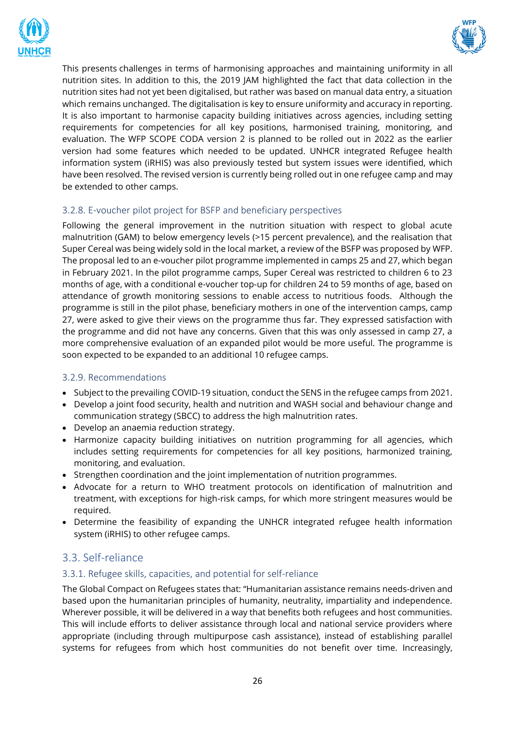This presents challenges in terms of harmonising approaches and maintaining uniformity in all nutrition sites. In addition to this, the 2019 JAM highlighted the fact that data collection in the nutrition sites had not yet been digitalised, but rather was based on manual data entry, a situation which remains unchanged. The digitalisation is key to ensure uniformity and accuracy in reporting. It is also important to harmonise capacity building initiatives across agencies, including setting requirements for competencies for all key positions, harmonised training, monitoring, and evaluation. The WFP SCOPE CODA version 2 is planned to be rolled out in 2022 as the earlier version had some features which needed to be updated. UNHCR integrated Refugee health information system (iRHIS) was also previously tested but system issues were identified, which have been resolved. The revised version is currently being rolled out in one refugee camp and may be extended to other camps.

### 3.2.8. E-voucher pilot project for BSFP and beneficiary perspectives

Following the general improvement in the nutrition situation with respect to global acute malnutrition (GAM) to below emergency levels (>15 percent prevalence), and the realisation that Super Cereal was being widely sold in the local market, a review of the BSFP was proposed by WFP. The proposal led to an e-voucher pilot programme implemented in camps 25 and 27, which began in February 2021. In the pilot programme camps, Super Cereal was restricted to children 6 to 23 months of age, with a conditional e-voucher top-up for children 24 to 59 months of age, based on attendance of growth monitoring sessions to enable access to nutritious foods. Although the programme is still in the pilot phase, beneficiary mothers in one of the intervention camps, camp 27, were asked to give their views on the programme thus far. They expressed satisfaction with the programme and did not have any concerns. Given that this was only assessed in camp 27, a more comprehensive evaluation of an expanded pilot would be more useful. The programme is soon expected to be expanded to an additional 10 refugee camps.

### 3.2.9. Recommendations

- Subject to the prevailing COVID-19 situation, conduct the SENS in the refugee camps from 2021.
- Develop a joint food security, health and nutrition and WASH social and behaviour change and communication strategy (SBCC) to address the high malnutrition rates.
- Develop an anaemia reduction strategy.
- Harmonize capacity building initiatives on nutrition programming for all agencies, which includes setting requirements for competencies for all key positions, harmonized training, monitoring, and evaluation.
- Strengthen coordination and the joint implementation of nutrition programmes.
- Advocate for a return to WHO treatment protocols on identification of malnutrition and treatment, with exceptions for high-risk camps, for which more stringent measures would be required.
- Determine the feasibility of expanding the UNHCR integrated refugee health information system (iRHIS) to other refugee camps.

## 3.3. Self-reliance

### 3.3.1. Refugee skills, capacities, and potential for self-reliance

The Global Compact on Refugees states that: "Humanitarian assistance remains needs-driven and based upon the humanitarian principles of humanity, neutrality, impartiality and independence. Wherever possible, it will be delivered in a way that benefits both refugees and host communities. This will include efforts to deliver assistance through local and national service providers where appropriate (including through multipurpose cash assistance), instead of establishing parallel systems for refugees from which host communities do not benefit over time. Increasingly,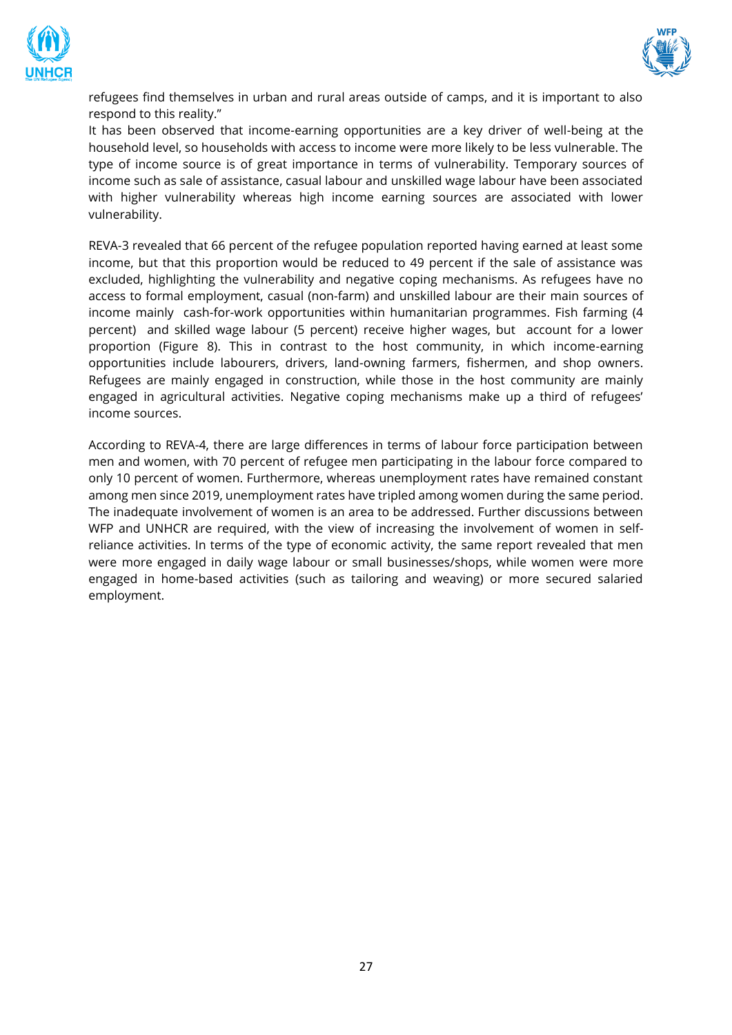refugees find themselves in urban and rural areas outside of camps, and it is important to also respond to this reality."

It has been observed that income-earning opportunities are a key driver of well-being at the household level, so households with access to income were more likely to be less vulnerable. The type of income source is of great importance in terms of vulnerability. Temporary sources of income such as sale of assistance, casual labour and unskilled wage labour have been associated with higher vulnerability whereas high income earning sources are associated with lower vulnerability.

REVA-3 revealed that 66 percent of the refugee population reported having earned at least some income, but that this proportion would be reduced to 49 percent if the sale of assistance was excluded, highlighting the vulnerability and negative coping mechanisms. As refugees have no access to formal employment, casual (non-farm) and unskilled labour are their main sources of income mainly cash-for-work opportunities within humanitarian programmes. Fish farming (4 percent) and skilled wage labour (5 percent) receive higher wages, but account for a lower proportion (Figure 8). This in contrast to the host community, in which income-earning opportunities include labourers, drivers, land-owning farmers, fishermen, and shop owners. Refugees are mainly engaged in construction, while those in the host community are mainly engaged in agricultural activities. Negative coping mechanisms make up a third of refugees' income sources.

According to REVA-4, there are large differences in terms of labour force participation between men and women, with 70 percent of refugee men participating in the labour force compared to only 10 percent of women. Furthermore, whereas unemployment rates have remained constant among men since 2019, unemployment rates have tripled among women during the same period. The inadequate involvement of women is an area to be addressed. Further discussions between WFP and UNHCR are required, with the view of increasing the involvement of women in self-reliance activities. In terms of the type of economic activity, the same report revealed that men were more engaged in daily wage labour or small businesses/shops, while women were more engaged in home-based activities (such as tailoring and weaving) or more secured salaried employment.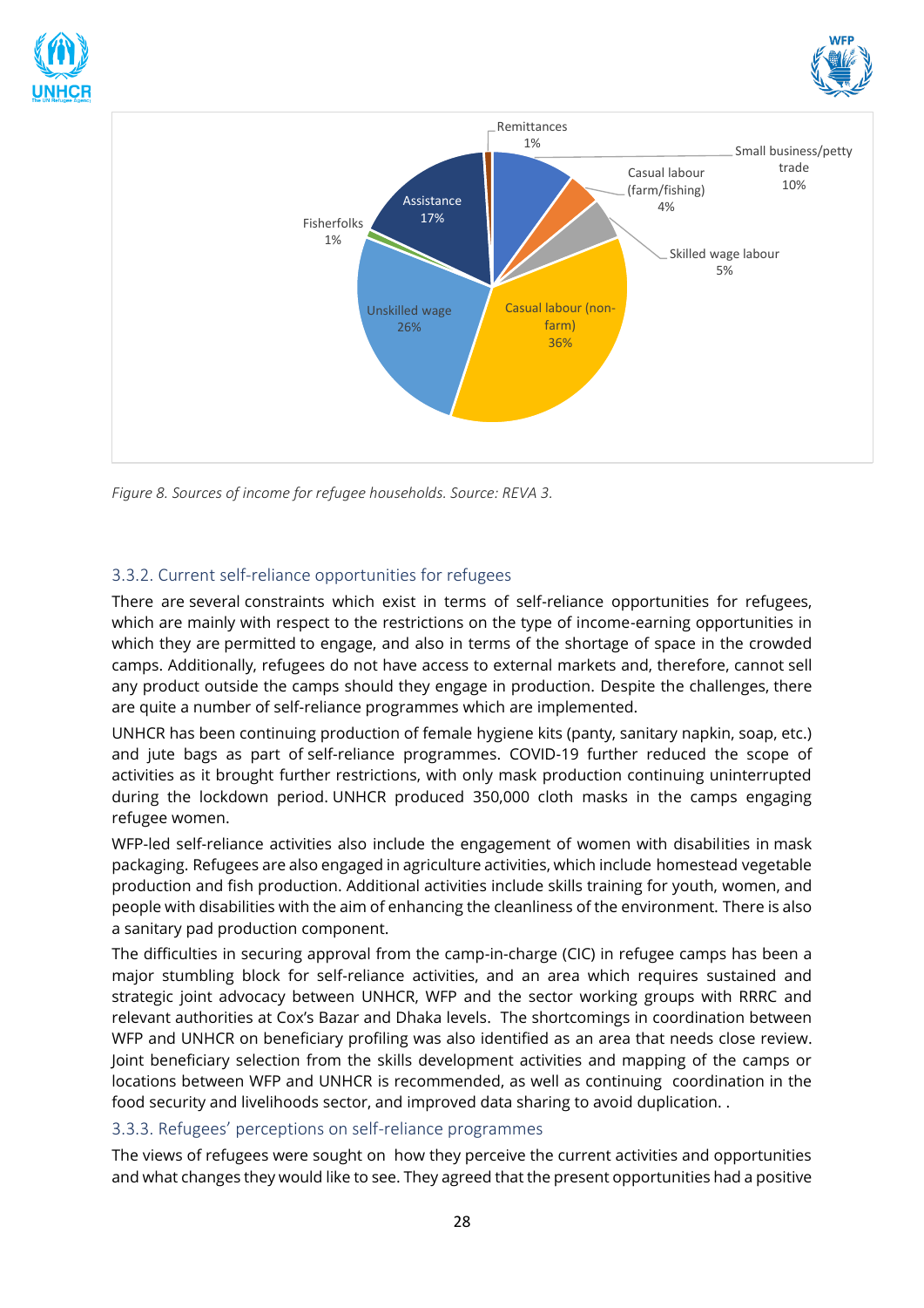Figure 8. Sources of income for refugee households. Source: REVA 3.

### 3.3.2. Current self-reliance opportunities for refugees

There are several constraints which exist in terms of self-reliance opportunities for refugees, which are mainly with respect to the restrictions on the type of income-earning opportunities in which they are permitted to engage, and also in terms of the shortage of space in the crowded camps. Additionally, refugees do not have access to external markets and, therefore, cannot sell any product outside the camps should they engage in production. Despite the challenges, there are quite a number of self-reliance programmes which are implemented.

UNHCR has been continuing production of female hygiene kits (panty, sanitary napkin, soap, etc.) and jute bags as part of self-reliance programmes. COVID-19 further reduced the scope of activities as it brought further restrictions, with only mask production continuing uninterrupted during the lockdown period. UNHCR produced 350,000 cloth masks in the camps engaging refugee women.

WFP-led self-reliance activities also include the engagement of women with disabilities in mask packaging. Refugees are also engaged in agriculture activities, which include homestead vegetable production and fish production. Additional activities include skills training for youth, women, and people with disabilities with the aim of enhancing the cleanliness of the environment. There is also a sanitary pad production component.

The difficulties in securing approval from the camp-in-charge (CIC) in refugee camps has been a major stumbling block for self-reliance activities, and an area which requires sustained and strategic joint advocacy between UNHCR, WFP and the sector working groups with RRRC and relevant authorities at Cox's Bazar and Dhaka levels. The shortcomings in coordination between WFP and UNHCR on beneficiary profiling was also identified as an area that needs close review. Joint beneficiary selection from the skills development activities and mapping of the camps or locations between WFP and UNHCR is recommended, as well as continuing coordination in the food security and livelihoods sector, and improved data sharing to avoid duplication. .

### 3.3.3. Refugees' perceptions on self-reliance programmes

The views of refugees were sought on how they perceive the current activities and opportunities and what changes they would like to see. They agreed that the present opportunities had a positive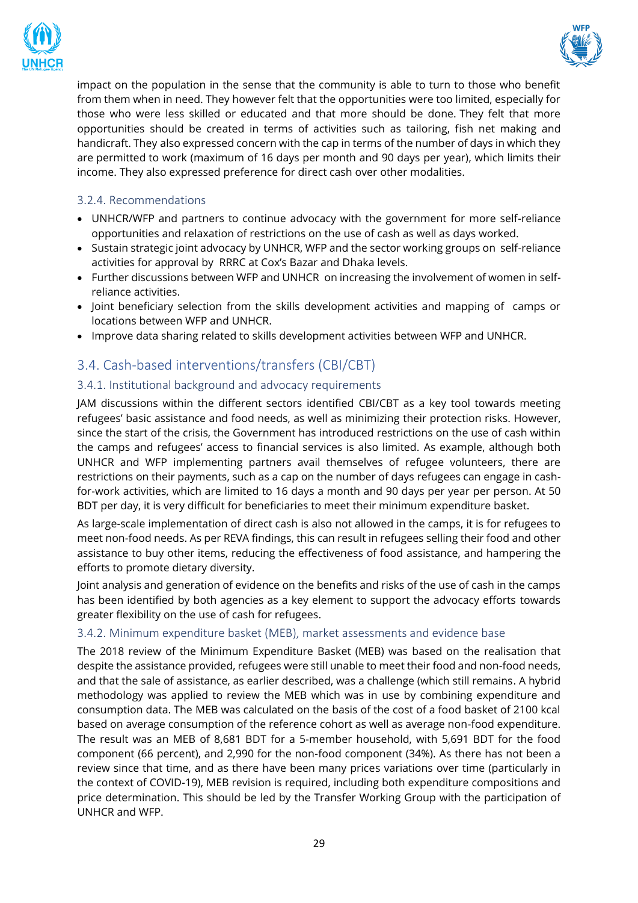impact on the population in the sense that the community is able to turn to those who benefit from them when in need. They however felt that the opportunities were too limited, especially for those who were less skilled or educated and that more should be done. They felt that more opportunities should be created in terms of activities such as tailoring, fish net making and handicraft. They also expressed concern with the cap in terms of the number of days in which they are permitted to work (maximum of 16 days per month and 90 days per year), which limits their income. They also expressed preference for direct cash over other modalities.

### 3.2.4. Recommendations

- UNHCR/WFP and partners to continue advocacy with the government for more self-reliance opportunities and relaxation of restrictions on the use of cash as well as days worked.
- Sustain strategic joint advocacy by UNHCR, WFP and the sector working groups on self-reliance activities for approval by RRRC at Cox's Bazar and Dhaka levels.
- Further discussions between WFP and UNHCR on increasing the involvement of women in self-reliance activities.
- Joint beneficiary selection from the skills development activities and mapping of camps or locations between WFP and UNHCR.
- Improve data sharing related to skills development activities between WFP and UNHCR.

## 3.4. Cash-based interventions/transfers (CBI/CBT)

### 3.4.1. Institutional background and advocacy requirements

JAM discussions within the different sectors identified CBI/CBT as a key tool towards meeting refugees' basic assistance and food needs, as well as minimizing their protection risks. However, since the start of the crisis, the Government has introduced restrictions on the use of cash within the camps and refugees' access to financial services is also limited. As example, although both UNHCR and WFP implementing partners avail themselves of refugee volunteers, there are restrictions on their payments, such as a cap on the number of days refugees can engage in cash-for-work activities, which are limited to 16 days a month and 90 days per year per person. At 50 BDT per day, it is very difficult for beneficiaries to meet their minimum expenditure basket.

As large-scale implementation of direct cash is also not allowed in the camps, it is for refugees to meet non-food needs. As per REVA findings, this can result in refugees selling their food and other assistance to buy other items, reducing the effectiveness of food assistance, and hampering the efforts to promote dietary diversity.

Joint analysis and generation of evidence on the benefits and risks of the use of cash in the camps has been identified by both agencies as a key element to support the advocacy efforts towards greater flexibility on the use of cash for refugees.

### 3.4.2. Minimum expenditure basket (MEB), market assessments and evidence base

The 2018 review of the Minimum Expenditure Basket (MEB) was based on the realisation that despite the assistance provided, refugees were still unable to meet their food and non-food needs, and that the sale of assistance, as earlier described, was a challenge (which still remains. A hybrid methodology was applied to review the MEB which was in use by combining expenditure and consumption data. The MEB was calculated on the basis of the cost of a food basket of 2100 kcal based on average consumption of the reference cohort as well as average non-food expenditure. The result was an MEB of 8,681 BDT for a 5-member household, with 5,691 BDT for the food component (66 percent), and 2,990 for the non-food component (34%). As there has not been a review since that time, and as there have been many prices variations over time (particularly in the context of COVID-19), MEB revision is required, including both expenditure compositions and price determination. This should be led by the Transfer Working Group with the participation of UNHCR and WFP.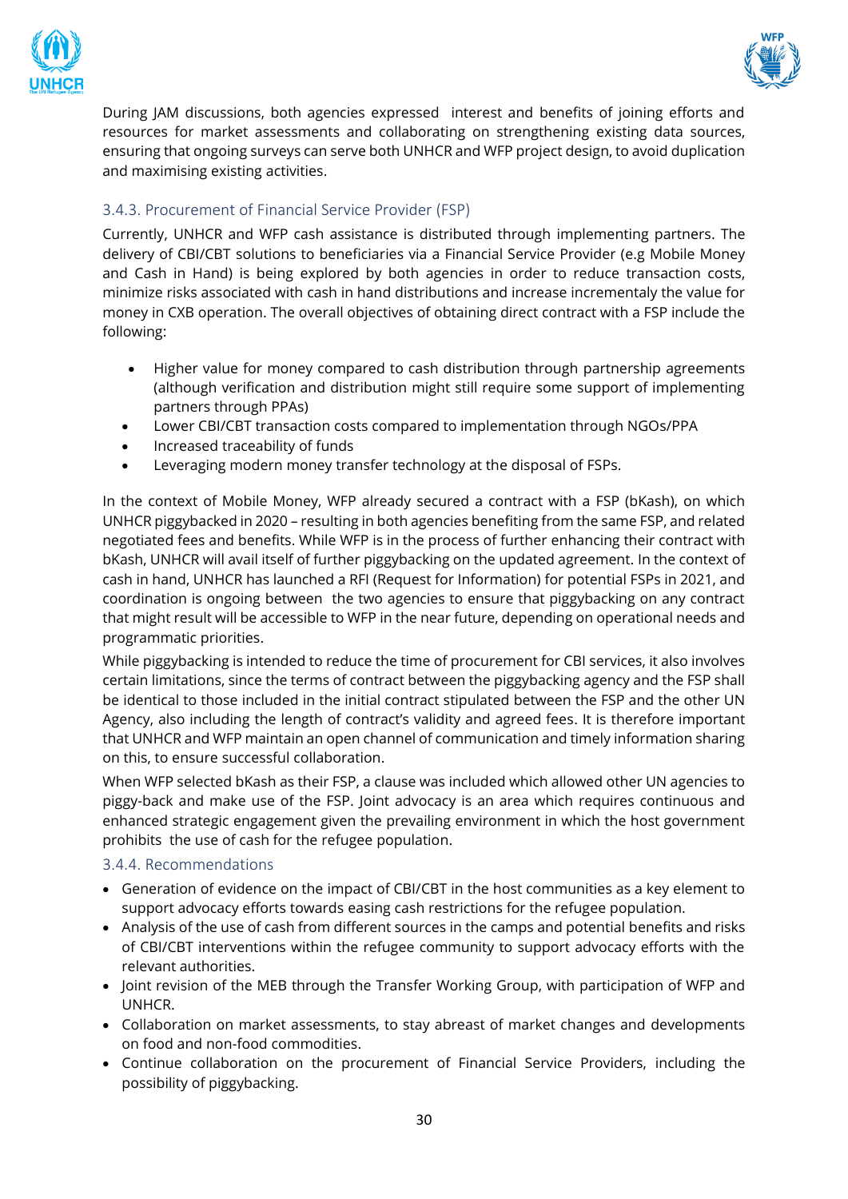During JAM discussions, both agencies expressed interest and benefits of joining efforts and resources for market assessments and collaborating on strengthening existing data sources, ensuring that ongoing surveys can serve both UNHCR and WFP project design, to avoid duplication and maximising existing activities.

### 3.4.3. Procurement of Financial Service Provider (FSP)

Currently, UNHCR and WFP cash assistance is distributed through implementing partners. The delivery of CBI/CBT solutions to beneficiaries via a Financial Service Provider (e.g Mobile Money and Cash in Hand) is being explored by both agencies in order to reduce transaction costs, minimize risks associated with cash in hand distributions and increase incrementaly the value for money in CXB operation. The overall objectives of obtaining direct contract with a FSP include the following:

- Higher value for money compared to cash distribution through partnership agreements (although verification and distribution might still require some support of implementing partners through PPAs)
- Lower CBI/CBT transaction costs compared to implementation through NGOs/PPA
- Increased traceability of funds
- Leveraging modern money transfer technology at the disposal of FSPs.

In the context of Mobile Money, WFP already secured a contract with a FSP (bKash), on which UNHCR piggybacked in 2020 – resulting in both agencies benefiting from the same FSP, and related negotiated fees and benefits. While WFP is in the process of further enhancing their contract with bKash, UNHCR will avail itself of further piggybacking on the updated agreement. In the context of cash in hand, UNHCR has launched a RFI (Request for Information) for potential FSPs in 2021, and coordination is ongoing between the two agencies to ensure that piggybacking on any contract that might result will be accessible to WFP in the near future, depending on operational needs and programmatic priorities.

While piggybacking is intended to reduce the time of procurement for CBI services, it also involves certain limitations, since the terms of contract between the piggybacking agency and the FSP shall be identical to those included in the initial contract stipulated between the FSP and the other UN Agency, also including the length of contract's validity and agreed fees. It is therefore important that UNHCR and WFP maintain an open channel of communication and timely information sharing on this, to ensure successful collaboration.

When WFP selected bKash as their FSP, a clause was included which allowed other UN agencies to piggy-back and make use of the FSP. Joint advocacy is an area which requires continuous and enhanced strategic engagement given the prevailing environment in which the host government prohibits the use of cash for the refugee population.

### 3.4.4. Recommendations

- Generation of evidence on the impact of CBI/CBT in the host communities as a key element to support advocacy efforts towards easing cash restrictions for the refugee population.
- Analysis of the use of cash from different sources in the camps and potential benefits and risks of CBI/CBT interventions within the refugee community to support advocacy efforts with the relevant authorities.
- Joint revision of the MEB through the Transfer Working Group, with participation of WFP and UNHCR.
- Collaboration on market assessments, to stay abreast of market changes and developments on food and non-food commodities.
- Continue collaboration on the procurement of Financial Service Providers, including the possibility of piggybacking.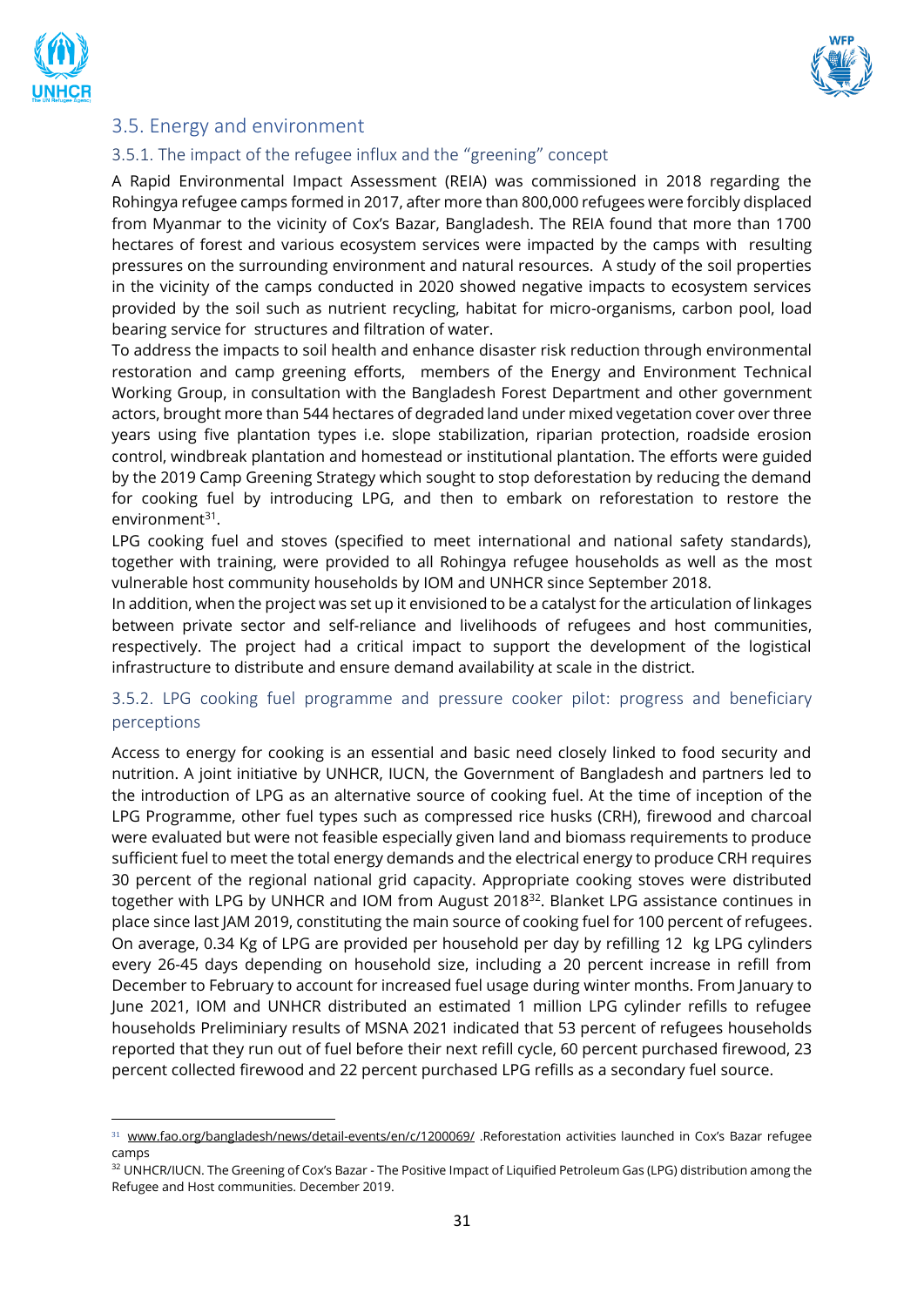## 3.5. Energy and environment

### 3.5.1. The impact of the refugee influx and the "greening" concept

A Rapid Environmental Impact Assessment (REIA) was commissioned in 2018 regarding the Rohingya refugee camps formed in 2017, after more than 800,000 refugees were forcibly displaced from Myanmar to the vicinity of Cox's Bazar, Bangladesh. The REIA found that more than 1700 hectares of forest and various ecosystem services were impacted by the camps with resulting pressures on the surrounding environment and natural resources. A study of the soil properties in the vicinity of the camps conducted in 2020 showed negative impacts to ecosystem services provided by the soil such as nutrient recycling, habitat for micro-organisms, carbon pool, load bearing service for structures and filtration of water.

To address the impacts to soil health and enhance disaster risk reduction through environmental restoration and camp greening efforts, members of the Energy and Environment Technical Working Group, in consultation with the Bangladesh Forest Department and other government actors, brought more than 544 hectares of degraded land under mixed vegetation cover over three years using five plantation types i.e. slope stabilization, riparian protection, roadside erosion control, windbreak plantation and homestead or institutional plantation. The efforts were guided by the 2019 Camp Greening Strategy which sought to stop deforestation by reducing the demand for cooking fuel by introducing LPG, and then to embark on reforestation to restore the environment[31].

LPG cooking fuel and stoves (specified to meet international and national safety standards), together with training, were provided to all Rohingya refugee households as well as the most vulnerable host community households by IOM and UNHCR since September 2018.

In addition, when the project was set up it envisioned to be a catalyst for the articulation of linkages between private sector and self-reliance and livelihoods of refugees and host communities, respectively. The project had a critical impact to support the development of the logistical infrastructure to distribute and ensure demand availability at scale in the district.

### 3.5.2. LPG cooking fuel programme and pressure cooker pilot: progress and beneficiary perceptions

Access to energy for cooking is an essential and basic need closely linked to food security and nutrition. A joint initiative by UNHCR, IUCN, the Government of Bangladesh and partners led to the introduction of LPG as an alternative source of cooking fuel. At the time of inception of the LPG Programme, other fuel types such as compressed rice husks (CRH), firewood and charcoal were evaluated but were not feasible especially given land and biomass requirements to produce sufficient fuel to meet the total energy demands and the electrical energy to produce CRH requires 30 percent of the regional national grid capacity. Appropriate cooking stoves were distributed together with LPG by UNHCR and IOM from August 2018[32]. Blanket LPG assistance continues in place since last JAM 2019, constituting the main source of cooking fuel for 100 percent of refugees. On average, 0.34 Kg of LPG are provided per household per day by refilling 12 kg LPG cylinders every 26-45 days depending on household size, including a 20 percent increase in refill from December to February to account for increased fuel usage during winter months. From January to June 2021, IOM and UNHCR distributed an estimated 1 million LPG cylinder refills to refugee households Preliminiary results of MSNA 2021 indicated that 53 percent of refugees households reported that they run out of fuel before their next refill cycle, 60 percent purchased firewood, 23 percent collected firewood and 22 percent purchased LPG refills as a secondary fuel source.

---

[31] www.fao.org/bangladesh/news/detail-events/en/c/1200069/ .Reforestation activities launched in Cox's Bazar refugee camps

[32] UNHCR/IUCN. The Greening of Cox's Bazar - The Positive Impact of Liquified Petroleum Gas (LPG) distribution among the Refugee and Host communities. December 2019.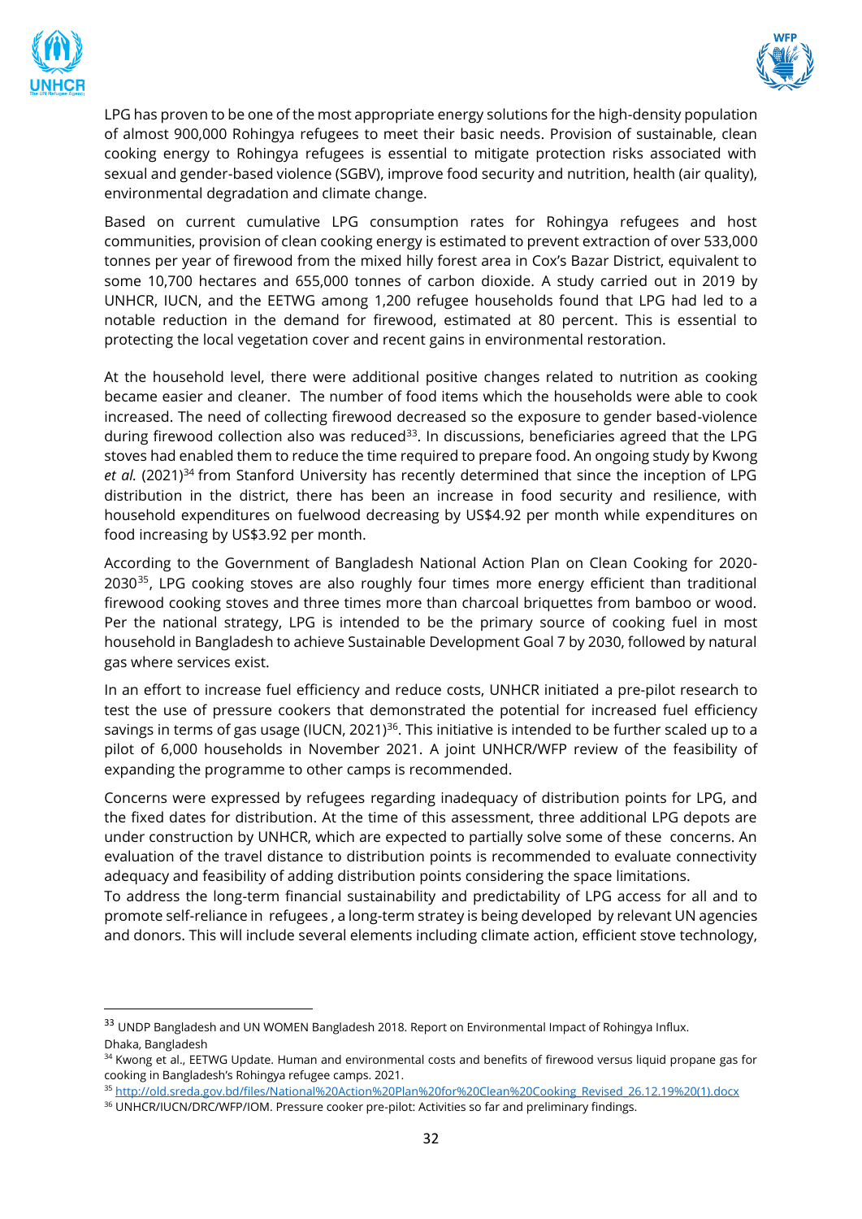LPG has proven to be one of the most appropriate energy solutions for the high-density population of almost 900,000 Rohingya refugees to meet their basic needs. Provision of sustainable, clean cooking energy to Rohingya refugees is essential to mitigate protection risks associated with sexual and gender-based violence (SGBV), improve food security and nutrition, health (air quality), environmental degradation and climate change.

Based on current cumulative LPG consumption rates for Rohingya refugees and host communities, provision of clean cooking energy is estimated to prevent extraction of over 533,000 tonnes per year of firewood from the mixed hilly forest area in Cox's Bazar District, equivalent to some 10,700 hectares and 655,000 tonnes of carbon dioxide. A study carried out in 2019 by UNHCR, IUCN, and the EETWG among 1,200 refugee households found that LPG had led to a notable reduction in the demand for firewood, estimated at 80 percent. This is essential to protecting the local vegetation cover and recent gains in environmental restoration.

At the household level, there were additional positive changes related to nutrition as cooking became easier and cleaner. The number of food items which the households were able to cook increased. The need of collecting firewood decreased so the exposure to gender based-violence during firewood collection also was reduced[33]. In discussions, beneficiaries agreed that the LPG stoves had enabled them to reduce the time required to prepare food. An ongoing study by Kwong *et al.* (2021)[34] from Stanford University has recently determined that since the inception of LPG distribution in the district, there has been an increase in food security and resilience, with household expenditures on fuelwood decreasing by US$4.92 per month while expenditures on food increasing by US$3.92 per month.

According to the Government of Bangladesh National Action Plan on Clean Cooking for 2020-2030[35], LPG cooking stoves are also roughly four times more energy efficient than traditional firewood cooking stoves and three times more than charcoal briquettes from bamboo or wood. Per the national strategy, LPG is intended to be the primary source of cooking fuel in most household in Bangladesh to achieve Sustainable Development Goal 7 by 2030, followed by natural gas where services exist.

In an effort to increase fuel efficiency and reduce costs, UNHCR initiated a pre-pilot research to test the use of pressure cookers that demonstrated the potential for increased fuel efficiency savings in terms of gas usage (IUCN, 2021)[36]. This initiative is intended to be further scaled up to a pilot of 6,000 households in November 2021. A joint UNHCR/WFP review of the feasibility of expanding the programme to other camps is recommended.

Concerns were expressed by refugees regarding inadequacy of distribution points for LPG, and the fixed dates for distribution. At the time of this assessment, three additional LPG depots are under construction by UNHCR, which are expected to partially solve some of these concerns. An evaluation of the travel distance to distribution points is recommended to evaluate connectivity adequacy and feasibility of adding distribution points considering the space limitations.

To address the long-term financial sustainability and predictability of LPG access for all and to promote self-reliance in refugees , a long-term stratey is being developed by relevant UN agencies and donors. This will include several elements including climate action, efficient stove technology,

---

[33] UNDP Bangladesh and UN WOMEN Bangladesh 2018. Report on Environmental Impact of Rohingya Influx. Dhaka, Bangladesh

[34] Kwong et al., EETWG Update. Human and environmental costs and benefits of firewood versus liquid propane gas for cooking in Bangladesh's Rohingya refugee camps. 2021.

[35] http://old.sreda.gov.bd/files/National%20Action%20Plan%20for%20Clean%20Cooking_Revised_26.12.19%20(1).docx

[36] UNHCR/IUCN/DRC/WFP/IOM. Pressure cooker pre-pilot: Activities so far and preliminary findings.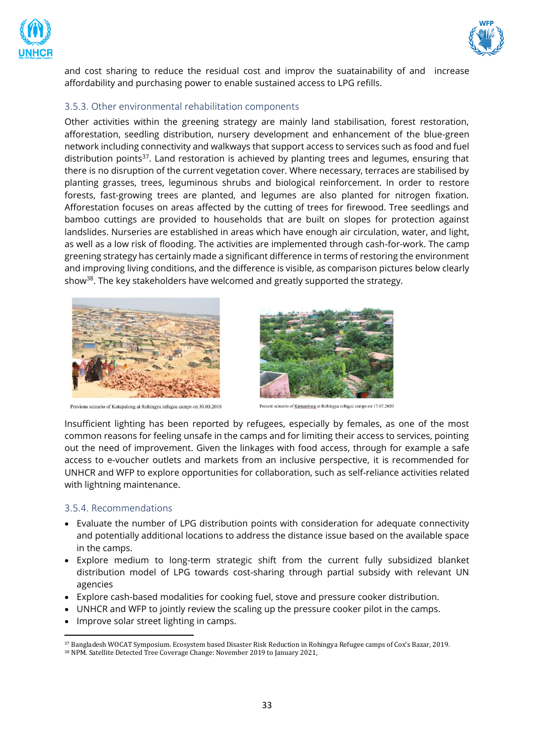and cost sharing to reduce the residual cost and improv the suatainability of and increase affordability and purchasing power to enable sustained access to LPG refills.

### 3.5.3. Other environmental rehabilitation components

Other activities within the greening strategy are mainly land stabilisation, forest restoration, afforestation, seedling distribution, nursery development and enhancement of the blue-green network including connectivity and walkways that support access to services such as food and fuel distribution points[37]. Land restoration is achieved by planting trees and legumes, ensuring that there is no disruption of the current vegetation cover. Where necessary, terraces are stabilised by planting grasses, trees, leguminous shrubs and biological reinforcement. In order to restore forests, fast-growing trees are planted, and legumes are also planted for nitrogen fixation. Afforestation focuses on areas affected by the cutting of trees for firewood. Tree seedlings and bamboo cuttings are provided to households that are built on slopes for protection against landslides. Nurseries are established in areas which have enough air circulation, water, and light, as well as a low risk of flooding. The activities are implemented through cash-for-work. The camp greening strategy has certainly made a significant difference in terms of restoring the environment and improving living conditions, and the difference is visible, as comparison pictures below clearly show[38]. The key stakeholders have welcomed and greatly supported the strategy.

Previous scinario of Kutupalong at Rohingya refugee camps on 30.03.2018

Present scinario of Kutupalong at Rohingya refugee camps on 17.07.2020

Insufficient lighting has been reported by refugees, especially by females, as one of the most common reasons for feeling unsafe in the camps and for limiting their access to services, pointing out the need of improvement. Given the linkages with food access, through for example a safe access to e-voucher outlets and markets from an inclusive perspective, it is recommended for UNHCR and WFP to explore opportunities for collaboration, such as self-reliance activities related with lightning maintenance.

### 3.5.4. Recommendations

- Evaluate the number of LPG distribution points with consideration for adequate connectivity and potentially additional locations to address the distance issue based on the available space in the camps.
- Explore medium to long-term strategic shift from the current fully subsidized blanket distribution model of LPG towards cost-sharing through partial subsidy with relevant UN agencies
- Explore cash-based modalities for cooking fuel, stove and pressure cooker distribution.
- UNHCR and WFP to jointly review the scaling up the pressure cooker pilot in the camps.
- Improve solar street lighting in camps.

---

[37] Bangladesh WOCAT Symposium. Ecosystem based Disaster Risk Reduction in Rohingya Refugee camps of Cox's Bazar, 2019.

[38] NPM. Satellite Detected Tree Coverage Change: November 2019 to January 2021,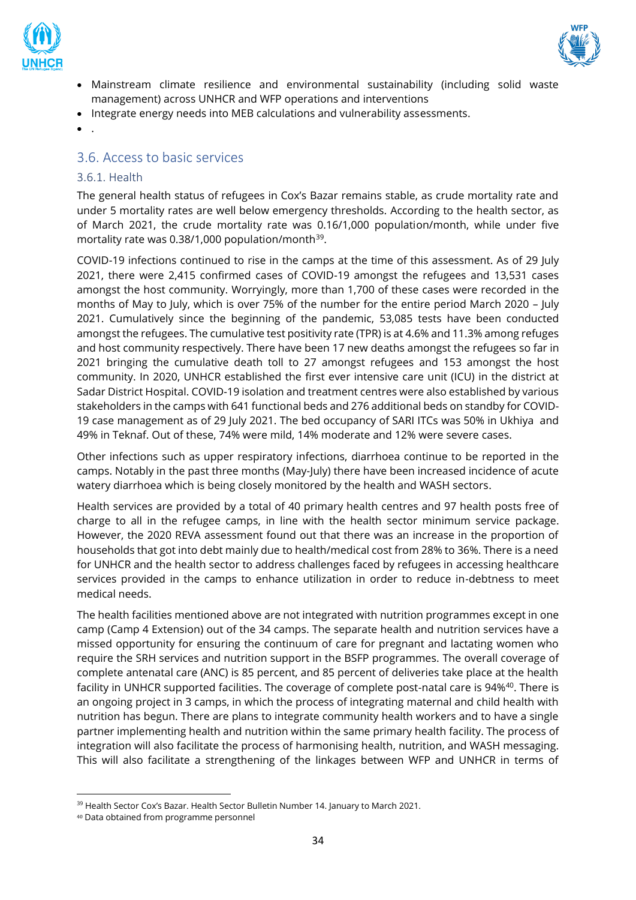- Mainstream climate resilience and environmental sustainability (including solid waste management) across UNHCR and WFP operations and interventions
- Integrate energy needs into MEB calculations and vulnerability assessments.
- .

## 3.6. Access to basic services

### 3.6.1. Health

The general health status of refugees in Cox's Bazar remains stable, as crude mortality rate and under 5 mortality rates are well below emergency thresholds. According to the health sector, as of March 2021, the crude mortality rate was 0.16/1,000 population/month, while under five mortality rate was 0.38/1,000 population/month[39].

COVID-19 infections continued to rise in the camps at the time of this assessment. As of 29 July 2021, there were 2,415 confirmed cases of COVID-19 amongst the refugees and 13,531 cases amongst the host community. Worryingly, more than 1,700 of these cases were recorded in the months of May to July, which is over 75% of the number for the entire period March 2020 – July 2021. Cumulatively since the beginning of the pandemic, 53,085 tests have been conducted amongst the refugees. The cumulative test positivity rate (TPR) is at 4.6% and 11.3% among refuges and host community respectively. There have been 17 new deaths amongst the refugees so far in 2021 bringing the cumulative death toll to 27 amongst refugees and 153 amongst the host community. In 2020, UNHCR established the first ever intensive care unit (ICU) in the district at Sadar District Hospital. COVID-19 isolation and treatment centres were also established by various stakeholders in the camps with 641 functional beds and 276 additional beds on standby for COVID-19 case management as of 29 July 2021. The bed occupancy of SARI ITCs was 50% in Ukhiya and 49% in Teknaf. Out of these, 74% were mild, 14% moderate and 12% were severe cases.

Other infections such as upper respiratory infections, diarrhoea continue to be reported in the camps. Notably in the past three months (May-July) there have been increased incidence of acute watery diarrhoea which is being closely monitored by the health and WASH sectors.

Health services are provided by a total of 40 primary health centres and 97 health posts free of charge to all in the refugee camps, in line with the health sector minimum service package. However, the 2020 REVA assessment found out that there was an increase in the proportion of households that got into debt mainly due to health/medical cost from 28% to 36%. There is a need for UNHCR and the health sector to address challenges faced by refugees in accessing healthcare services provided in the camps to enhance utilization in order to reduce in-debtness to meet medical needs.

The health facilities mentioned above are not integrated with nutrition programmes except in one camp (Camp 4 Extension) out of the 34 camps. The separate health and nutrition services have a missed opportunity for ensuring the continuum of care for pregnant and lactating women who require the SRH services and nutrition support in the BSFP programmes. The overall coverage of complete antenatal care (ANC) is 85 percent, and 85 percent of deliveries take place at the health facility in UNHCR supported facilities. The coverage of complete post-natal care is 94%[40]. There is an ongoing project in 3 camps, in which the process of integrating maternal and child health with nutrition has begun. There are plans to integrate community health workers and to have a single partner implementing health and nutrition within the same primary health facility. The process of integration will also facilitate the process of harmonising health, nutrition, and WASH messaging. This will also facilitate a strengthening of the linkages between WFP and UNHCR in terms of

---

[39] Health Sector Cox's Bazar. Health Sector Bulletin Number 14. January to March 2021.

[40] Data obtained from programme personnel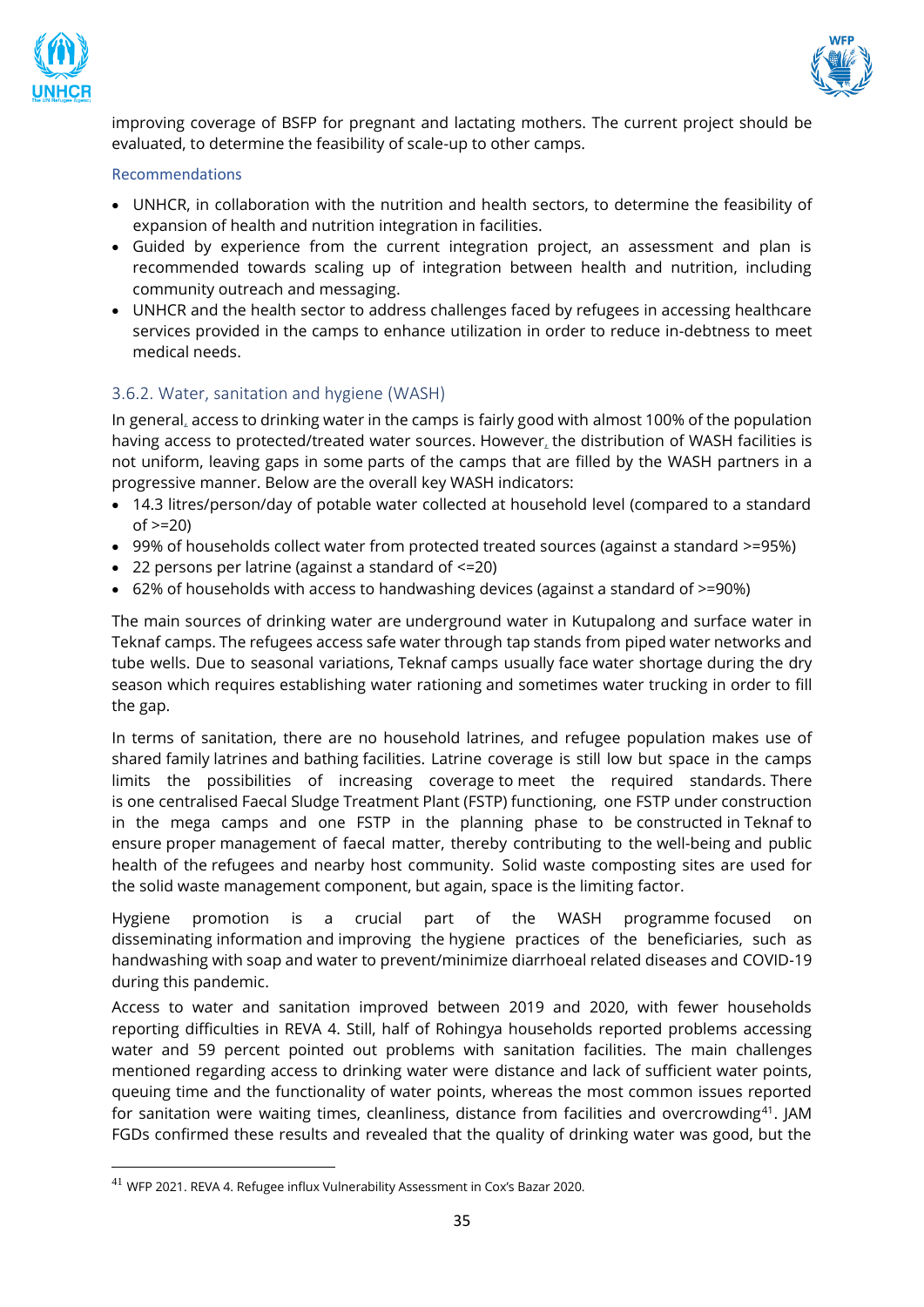improving coverage of BSFP for pregnant and lactating mothers. The current project should be evaluated, to determine the feasibility of scale-up to other camps.

#### Recommendations

- UNHCR, in collaboration with the nutrition and health sectors, to determine the feasibility of expansion of health and nutrition integration in facilities.
- Guided by experience from the current integration project, an assessment and plan is recommended towards scaling up of integration between health and nutrition, including community outreach and messaging.
- UNHCR and the health sector to address challenges faced by refugees in accessing healthcare services provided in the camps to enhance utilization in order to reduce in-debtness to meet medical needs.

### 3.6.2. Water, sanitation and hygiene (WASH)

In general, access to drinking water in the camps is fairly good with almost 100% of the population having access to protected/treated water sources. However, the distribution of WASH facilities is not uniform, leaving gaps in some parts of the camps that are filled by the WASH partners in a progressive manner. Below are the overall key WASH indicators:

- 14.3 litres/person/day of potable water collected at household level (compared to a standard of >=20)
- 99% of households collect water from protected treated sources (against a standard >=95%)
- 22 persons per latrine (against a standard of <=20)
- 62% of households with access to handwashing devices (against a standard of >=90%)

The main sources of drinking water are underground water in Kutupalong and surface water in Teknaf camps. The refugees access safe water through tap stands from piped water networks and tube wells. Due to seasonal variations, Teknaf camps usually face water shortage during the dry season which requires establishing water rationing and sometimes water trucking in order to fill the gap.

In terms of sanitation, there are no household latrines, and refugee population makes use of shared family latrines and bathing facilities. Latrine coverage is still low but space in the camps limits the possibilities of increasing coverage to meet the required standards. There is one centralised Faecal Sludge Treatment Plant (FSTP) functioning, one FSTP under construction in the mega camps and one FSTP in the planning phase to be constructed in Teknaf to ensure proper management of faecal matter, thereby contributing to the well-being and public health of the refugees and nearby host community. Solid waste composting sites are used for the solid waste management component, but again, space is the limiting factor.

Hygiene promotion is a crucial part of the WASH programme focused on disseminating information and improving the hygiene practices of the beneficiaries, such as handwashing with soap and water to prevent/minimize diarrhoeal related diseases and COVID-19 during this pandemic.

Access to water and sanitation improved between 2019 and 2020, with fewer households reporting difficulties in REVA 4. Still, half of Rohingya households reported problems accessing water and 59 percent pointed out problems with sanitation facilities. The main challenges mentioned regarding access to drinking water were distance and lack of sufficient water points, queuing time and the functionality of water points, whereas the most common issues reported for sanitation were waiting times, cleanliness, distance from facilities and overcrowding[41]. JAM FGDs confirmed these results and revealed that the quality of drinking water was good, but the

[41] WFP 2021. REVA 4. Refugee influx Vulnerability Assessment in Cox's Bazar 2020.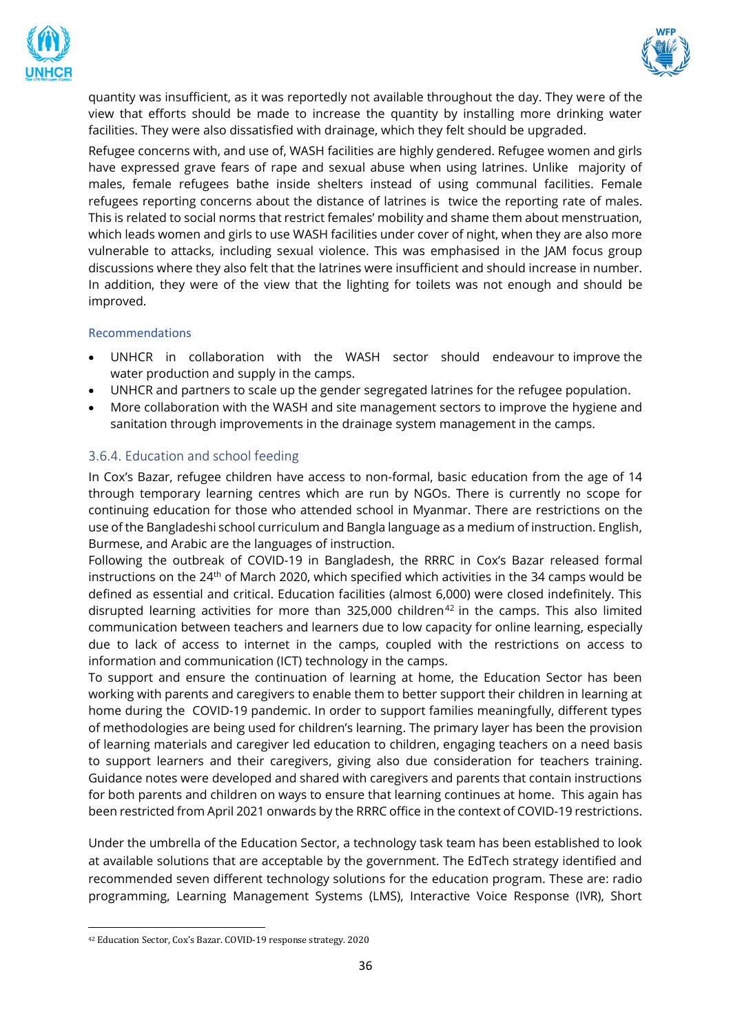quantity was insufficient, as it was reportedly not available throughout the day. They were of the view that efforts should be made to increase the quantity by installing more drinking water facilities. They were also dissatisfied with drainage, which they felt should be upgraded.

Refugee concerns with, and use of, WASH facilities are highly gendered. Refugee women and girls have expressed grave fears of rape and sexual abuse when using latrines. Unlike majority of males, female refugees bathe inside shelters instead of using communal facilities. Female refugees reporting concerns about the distance of latrines is twice the reporting rate of males. This is related to social norms that restrict females' mobility and shame them about menstruation, which leads women and girls to use WASH facilities under cover of night, when they are also more vulnerable to attacks, including sexual violence. This was emphasised in the JAM focus group discussions where they also felt that the latrines were insufficient and should increase in number. In addition, they were of the view that the lighting for toilets was not enough and should be improved.

#### Recommendations

- UNHCR in collaboration with the WASH sector should endeavour to improve the water production and supply in the camps.
- UNHCR and partners to scale up the gender segregated latrines for the refugee population.
- More collaboration with the WASH and site management sectors to improve the hygiene and sanitation through improvements in the drainage system management in the camps.

### 3.6.4. Education and school feeding

In Cox's Bazar, refugee children have access to non-formal, basic education from the age of 14 through temporary learning centres which are run by NGOs. There is currently no scope for continuing education for those who attended school in Myanmar. There are restrictions on the use of the Bangladeshi school curriculum and Bangla language as a medium of instruction. English, Burmese, and Arabic are the languages of instruction.

Following the outbreak of COVID-19 in Bangladesh, the RRRC in Cox's Bazar released formal instructions on the 24th of March 2020, which specified which activities in the 34 camps would be defined as essential and critical. Education facilities (almost 6,000) were closed indefinitely. This disrupted learning activities for more than 325,000 children[42] in the camps. This also limited communication between teachers and learners due to low capacity for online learning, especially due to lack of access to internet in the camps, coupled with the restrictions on access to information and communication (ICT) technology in the camps.

To support and ensure the continuation of learning at home, the Education Sector has been working with parents and caregivers to enable them to better support their children in learning at home during the COVID-19 pandemic. In order to support families meaningfully, different types of methodologies are being used for children's learning. The primary layer has been the provision of learning materials and caregiver led education to children, engaging teachers on a need basis to support learners and their caregivers, giving also due consideration for teachers training. Guidance notes were developed and shared with caregivers and parents that contain instructions for both parents and children on ways to ensure that learning continues at home. This again has been restricted from April 2021 onwards by the RRRC office in the context of COVID-19 restrictions.

Under the umbrella of the Education Sector, a technology task team has been established to look at available solutions that are acceptable by the government. The EdTech strategy identified and recommended seven different technology solutions for the education program. These are: radio programming, Learning Management Systems (LMS), Interactive Voice Response (IVR), Short

[42] Education Sector, Cox's Bazar. COVID-19 response strategy. 2020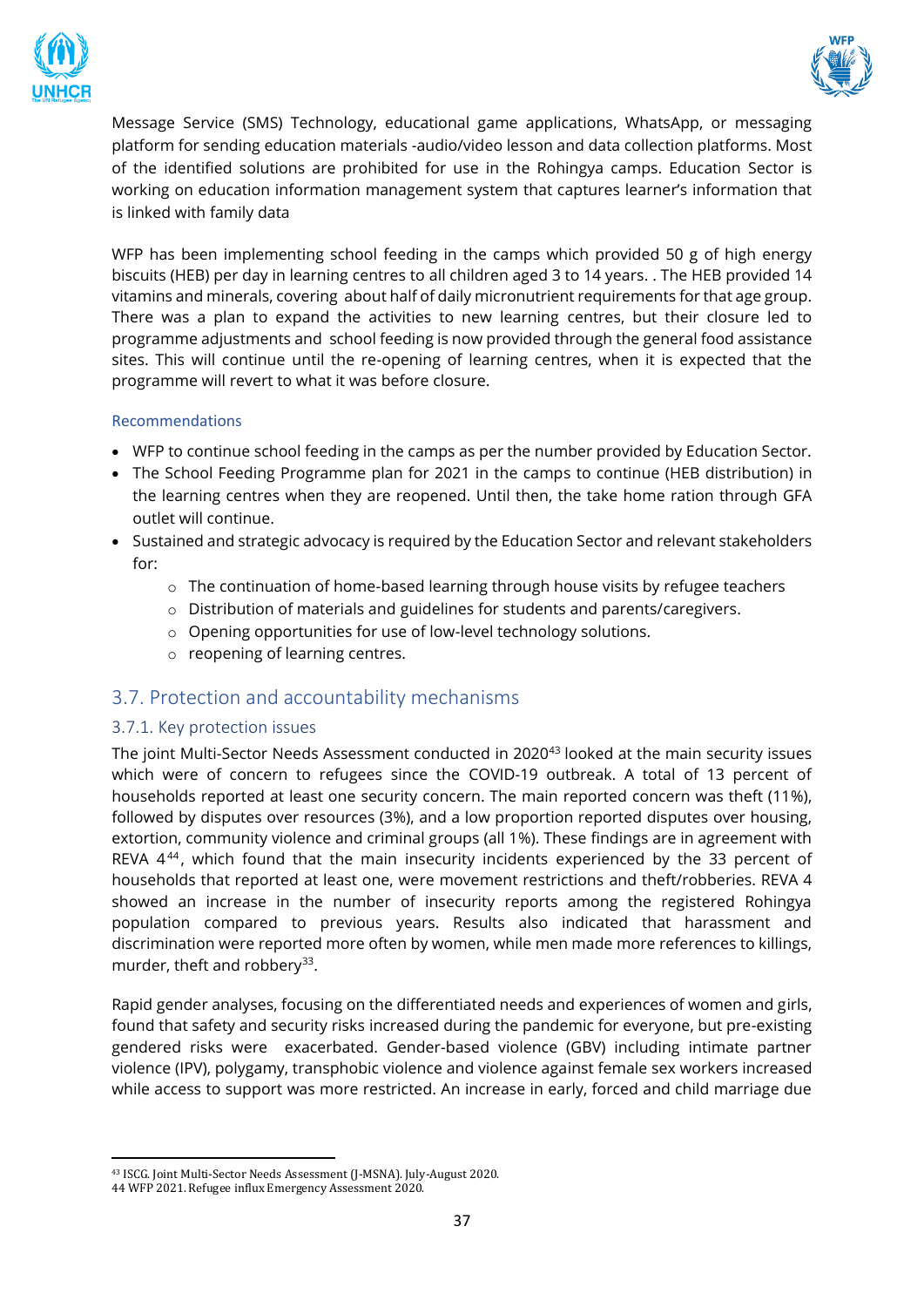Message Service (SMS) Technology, educational game applications, WhatsApp, or messaging platform for sending education materials -audio/video lesson and data collection platforms. Most of the identified solutions are prohibited for use in the Rohingya camps. Education Sector is working on education information management system that captures learner's information that is linked with family data

WFP has been implementing school feeding in the camps which provided 50 g of high energy biscuits (HEB) per day in learning centres to all children aged 3 to 14 years. . The HEB provided 14 vitamins and minerals, covering about half of daily micronutrient requirements for that age group. There was a plan to expand the activities to new learning centres, but their closure led to programme adjustments and school feeding is now provided through the general food assistance sites. This will continue until the re-opening of learning centres, when it is expected that the programme will revert to what it was before closure.

#### Recommendations

- WFP to continue school feeding in the camps as per the number provided by Education Sector.
- The School Feeding Programme plan for 2021 in the camps to continue (HEB distribution) in the learning centres when they are reopened. Until then, the take home ration through GFA outlet will continue.
- Sustained and strategic advocacy is required by the Education Sector and relevant stakeholders for:
  - The continuation of home-based learning through house visits by refugee teachers
  - Distribution of materials and guidelines for students and parents/caregivers.
  - Opening opportunities for use of low-level technology solutions.
  - reopening of learning centres.

## 3.7. Protection and accountability mechanisms

### 3.7.1. Key protection issues

The joint Multi-Sector Needs Assessment conducted in 2020[43] looked at the main security issues which were of concern to refugees since the COVID-19 outbreak. A total of 13 percent of households reported at least one security concern. The main reported concern was theft (11%), followed by disputes over resources (3%), and a low proportion reported disputes over housing, extortion, community violence and criminal groups (all 1%). These findings are in agreement with REVA 4[44], which found that the main insecurity incidents experienced by the 33 percent of households that reported at least one, were movement restrictions and theft/robberies. REVA 4 showed an increase in the number of insecurity reports among the registered Rohingya population compared to previous years. Results also indicated that harassment and discrimination were reported more often by women, while men made more references to killings, murder, theft and robbery[33].

Rapid gender analyses, focusing on the differentiated needs and experiences of women and girls, found that safety and security risks increased during the pandemic for everyone, but pre-existing gendered risks were exacerbated. Gender-based violence (GBV) including intimate partner violence (IPV), polygamy, transphobic violence and violence against female sex workers increased while access to support was more restricted. An increase in early, forced and child marriage due

---

[43] ISCG. Joint Multi-Sector Needs Assessment (J-MSNA). July-August 2020.

[44] WFP 2021. Refugee influx Emergency Assessment 2020.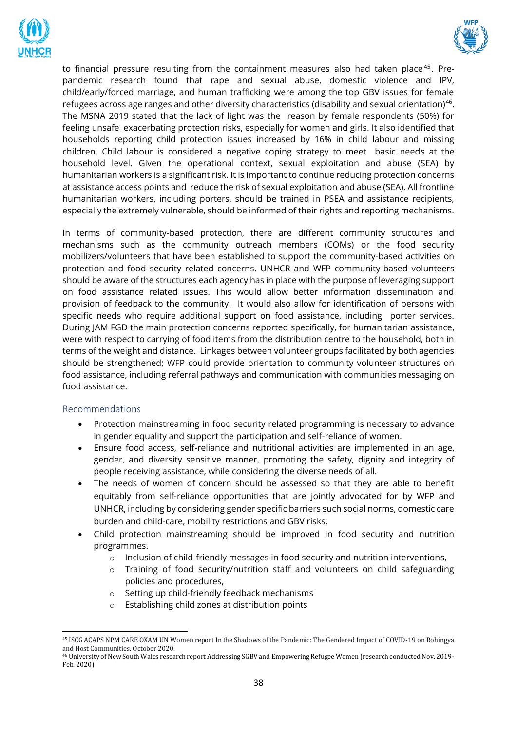to financial pressure resulting from the containment measures also had taken place[45]. Pre-pandemic research found that rape and sexual abuse, domestic violence and IPV, child/early/forced marriage, and human trafficking were among the top GBV issues for female refugees across age ranges and other diversity characteristics (disability and sexual orientation)[46]. The MSNA 2019 stated that the lack of light was the reason by female respondents (50%) for feeling unsafe exacerbating protection risks, especially for women and girls. It also identified that households reporting child protection issues increased by 16% in child labour and missing children. Child labour is considered a negative coping strategy to meet basic needs at the household level. Given the operational context, sexual exploitation and abuse (SEA) by humanitarian workers is a significant risk. It is important to continue reducing protection concerns at assistance access points and reduce the risk of sexual exploitation and abuse (SEA). All frontline humanitarian workers, including porters, should be trained in PSEA and assistance recipients, especially the extremely vulnerable, should be informed of their rights and reporting mechanisms.

In terms of community-based protection, there are different community structures and mechanisms such as the community outreach members (COMs) or the food security mobilizers/volunteers that have been established to support the community-based activities on protection and food security related concerns. UNHCR and WFP community-based volunteers should be aware of the structures each agency has in place with the purpose of leveraging support on food assistance related issues. This would allow better information dissemination and provision of feedback to the community. It would also allow for identification of persons with specific needs who require additional support on food assistance, including porter services. During JAM FGD the main protection concerns reported specifically, for humanitarian assistance, were with respect to carrying of food items from the distribution centre to the household, both in terms of the weight and distance. Linkages between volunteer groups facilitated by both agencies should be strengthened; WFP could provide orientation to community volunteer structures on food assistance, including referral pathways and communication with communities messaging on food assistance.

### Recommendations

- Protection mainstreaming in food security related programming is necessary to advance in gender equality and support the participation and self-reliance of women.
- Ensure food access, self-reliance and nutritional activities are implemented in an age, gender, and diversity sensitive manner, promoting the safety, dignity and integrity of people receiving assistance, while considering the diverse needs of all.
- The needs of women of concern should be assessed so that they are able to benefit equitably from self-reliance opportunities that are jointly advocated for by WFP and UNHCR, including by considering gender specific barriers such social norms, domestic care burden and child-care, mobility restrictions and GBV risks.
- Child protection mainstreaming should be improved in food security and nutrition programmes.
  - Inclusion of child-friendly messages in food security and nutrition interventions,
  - Training of food security/nutrition staff and volunteers on child safeguarding policies and procedures,
  - Setting up child-friendly feedback mechanisms
  - Establishing child zones at distribution points

---

[45] ISCG ACAPS NPM CARE OXAM UN Women report In the Shadows of the Pandemic: The Gendered Impact of COVID-19 on Rohingya and Host Communities. October 2020.

[46] University of New South Wales research report Addressing SGBV and Empowering Refugee Women (research conducted Nov. 2019-Feb. 2020)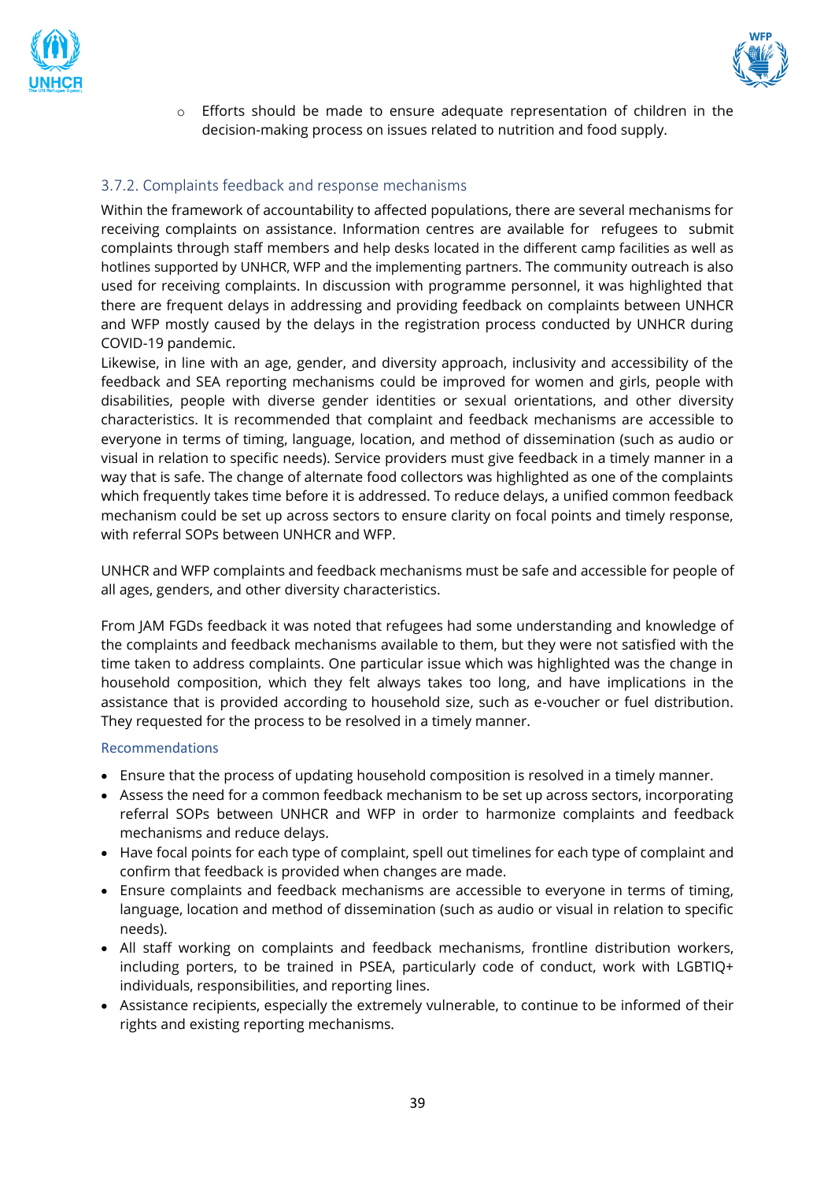- Efforts should be made to ensure adequate representation of children in the decision-making process on issues related to nutrition and food supply.

### 3.7.2. Complaints feedback and response mechanisms

Within the framework of accountability to affected populations, there are several mechanisms for receiving complaints on assistance. Information centres are available for refugees to submit complaints through staff members and help desks located in the different camp facilities as well as hotlines supported by UNHCR, WFP and the implementing partners. The community outreach is also used for receiving complaints. In discussion with programme personnel, it was highlighted that there are frequent delays in addressing and providing feedback on complaints between UNHCR and WFP mostly caused by the delays in the registration process conducted by UNHCR during COVID-19 pandemic.

Likewise, in line with an age, gender, and diversity approach, inclusivity and accessibility of the feedback and SEA reporting mechanisms could be improved for women and girls, people with disabilities, people with diverse gender identities or sexual orientations, and other diversity characteristics. It is recommended that complaint and feedback mechanisms are accessible to everyone in terms of timing, language, location, and method of dissemination (such as audio or visual in relation to specific needs). Service providers must give feedback in a timely manner in a way that is safe. The change of alternate food collectors was highlighted as one of the complaints which frequently takes time before it is addressed. To reduce delays, a unified common feedback mechanism could be set up across sectors to ensure clarity on focal points and timely response, with referral SOPs between UNHCR and WFP.

UNHCR and WFP complaints and feedback mechanisms must be safe and accessible for people of all ages, genders, and other diversity characteristics.

From JAM FGDs feedback it was noted that refugees had some understanding and knowledge of the complaints and feedback mechanisms available to them, but they were not satisfied with the time taken to address complaints. One particular issue which was highlighted was the change in household composition, which they felt always takes too long, and have implications in the assistance that is provided according to household size, such as e-voucher or fuel distribution. They requested for the process to be resolved in a timely manner.

#### Recommendations

- Ensure that the process of updating household composition is resolved in a timely manner.
- Assess the need for a common feedback mechanism to be set up across sectors, incorporating referral SOPs between UNHCR and WFP in order to harmonize complaints and feedback mechanisms and reduce delays.
- Have focal points for each type of complaint, spell out timelines for each type of complaint and confirm that feedback is provided when changes are made.
- Ensure complaints and feedback mechanisms are accessible to everyone in terms of timing, language, location and method of dissemination (such as audio or visual in relation to specific needs).
- All staff working on complaints and feedback mechanisms, frontline distribution workers, including porters, to be trained in PSEA, particularly code of conduct, work with LGBTIQ+ individuals, responsibilities, and reporting lines.
- Assistance recipients, especially the extremely vulnerable, to continue to be informed of their rights and existing reporting mechanisms.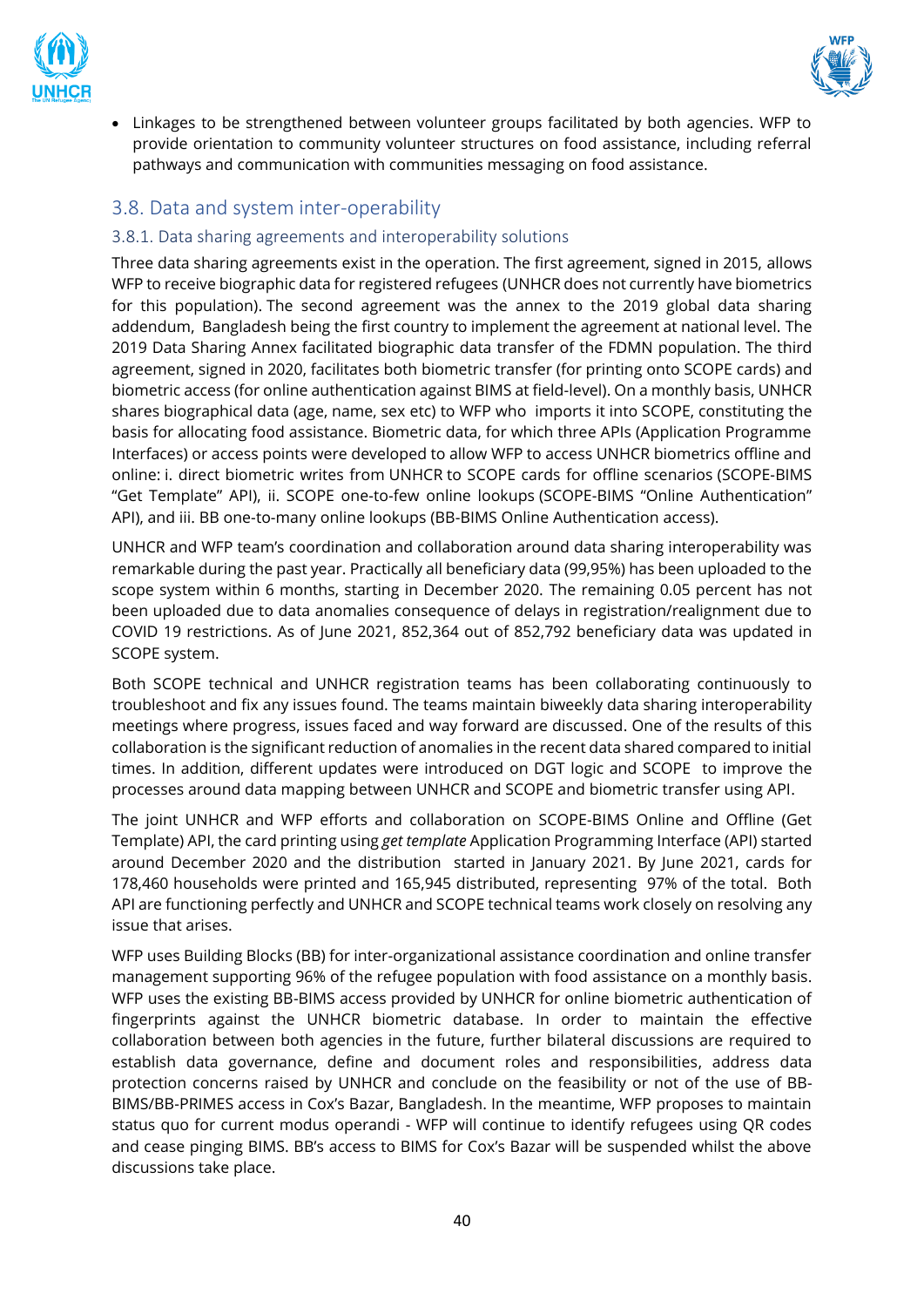- Linkages to be strengthened between volunteer groups facilitated by both agencies. WFP to provide orientation to community volunteer structures on food assistance, including referral pathways and communication with communities messaging on food assistance.

## 3.8. Data and system inter-operability

### 3.8.1. Data sharing agreements and interoperability solutions

Three data sharing agreements exist in the operation. The first agreement, signed in 2015, allows WFP to receive biographic data for registered refugees (UNHCR does not currently have biometrics for this population). The second agreement was the annex to the 2019 global data sharing addendum, Bangladesh being the first country to implement the agreement at national level. The 2019 Data Sharing Annex facilitated biographic data transfer of the FDMN population. The third agreement, signed in 2020, facilitates both biometric transfer (for printing onto SCOPE cards) and biometric access (for online authentication against BIMS at field-level). On a monthly basis, UNHCR shares biographical data (age, name, sex etc) to WFP who imports it into SCOPE, constituting the basis for allocating food assistance. Biometric data, for which three APIs (Application Programme Interfaces) or access points were developed to allow WFP to access UNHCR biometrics offline and online: i. direct biometric writes from UNHCR to SCOPE cards for offline scenarios (SCOPE-BIMS "Get Template" API), ii. SCOPE one-to-few online lookups (SCOPE-BIMS "Online Authentication" API), and iii. BB one-to-many online lookups (BB-BIMS Online Authentication access).

UNHCR and WFP team's coordination and collaboration around data sharing interoperability was remarkable during the past year. Practically all beneficiary data (99,95%) has been uploaded to the scope system within 6 months, starting in December 2020. The remaining 0.05 percent has not been uploaded due to data anomalies consequence of delays in registration/realignment due to COVID 19 restrictions. As of June 2021, 852,364 out of 852,792 beneficiary data was updated in SCOPE system.

Both SCOPE technical and UNHCR registration teams has been collaborating continuously to troubleshoot and fix any issues found. The teams maintain biweekly data sharing interoperability meetings where progress, issues faced and way forward are discussed. One of the results of this collaboration is the significant reduction of anomalies in the recent data shared compared to initial times. In addition, different updates were introduced on DGT logic and SCOPE to improve the processes around data mapping between UNHCR and SCOPE and biometric transfer using API.

The joint UNHCR and WFP efforts and collaboration on SCOPE-BIMS Online and Offline (Get Template) API, the card printing using *get template* Application Programming Interface (API) started around December 2020 and the distribution started in January 2021. By June 2021, cards for 178,460 households were printed and 165,945 distributed, representing 97% of the total. Both API are functioning perfectly and UNHCR and SCOPE technical teams work closely on resolving any issue that arises.

WFP uses Building Blocks (BB) for inter-organizational assistance coordination and online transfer management supporting 96% of the refugee population with food assistance on a monthly basis. WFP uses the existing BB-BIMS access provided by UNHCR for online biometric authentication of fingerprints against the UNHCR biometric database. In order to maintain the effective collaboration between both agencies in the future, further bilateral discussions are required to establish data governance, define and document roles and responsibilities, address data protection concerns raised by UNHCR and conclude on the feasibility or not of the use of BB-BIMS/BB-PRIMES access in Cox's Bazar, Bangladesh. In the meantime, WFP proposes to maintain status quo for current modus operandi - WFP will continue to identify refugees using QR codes and cease pinging BIMS. BB's access to BIMS for Cox's Bazar will be suspended whilst the above discussions take place.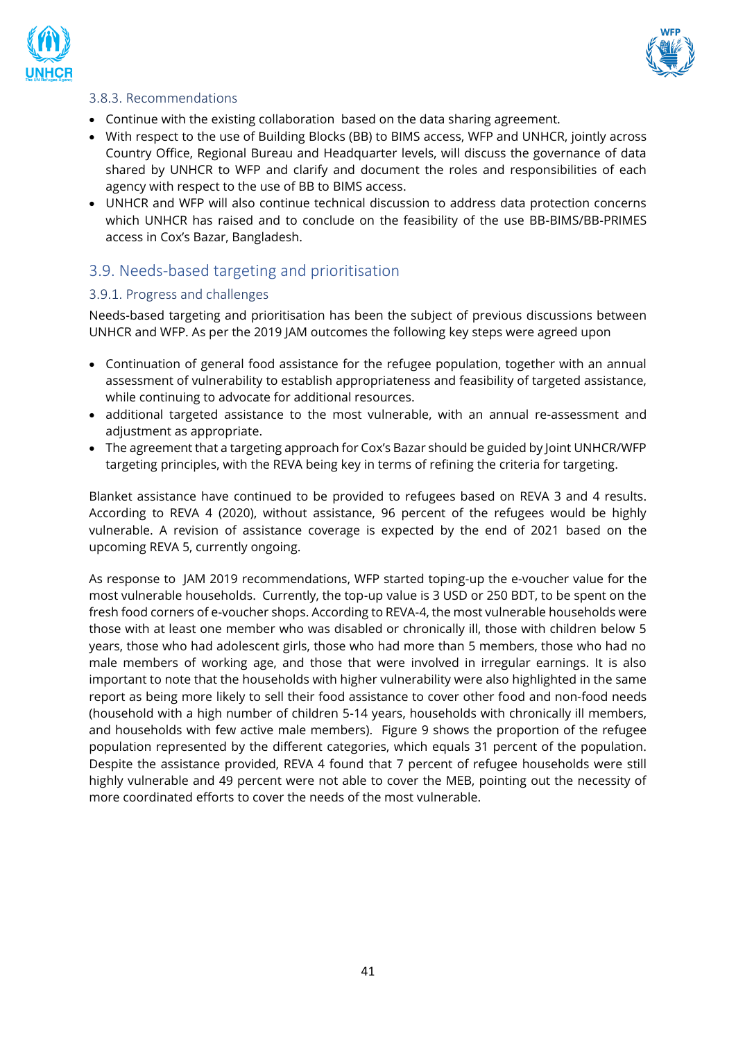### 3.8.3. Recommendations

- Continue with the existing collaboration based on the data sharing agreement.
- With respect to the use of Building Blocks (BB) to BIMS access, WFP and UNHCR, jointly across Country Office, Regional Bureau and Headquarter levels, will discuss the governance of data shared by UNHCR to WFP and clarify and document the roles and responsibilities of each agency with respect to the use of BB to BIMS access.
- UNHCR and WFP will also continue technical discussion to address data protection concerns which UNHCR has raised and to conclude on the feasibility of the use BB-BIMS/BB-PRIMES access in Cox's Bazar, Bangladesh.

## 3.9. Needs-based targeting and prioritisation

### 3.9.1. Progress and challenges

Needs-based targeting and prioritisation has been the subject of previous discussions between UNHCR and WFP. As per the 2019 JAM outcomes the following key steps were agreed upon

- Continuation of general food assistance for the refugee population, together with an annual assessment of vulnerability to establish appropriateness and feasibility of targeted assistance, while continuing to advocate for additional resources.
- additional targeted assistance to the most vulnerable, with an annual re-assessment and adjustment as appropriate.
- The agreement that a targeting approach for Cox's Bazar should be guided by Joint UNHCR/WFP targeting principles, with the REVA being key in terms of refining the criteria for targeting.

Blanket assistance have continued to be provided to refugees based on REVA 3 and 4 results. According to REVA 4 (2020), without assistance, 96 percent of the refugees would be highly vulnerable. A revision of assistance coverage is expected by the end of 2021 based on the upcoming REVA 5, currently ongoing.

As response to JAM 2019 recommendations, WFP started toping-up the e-voucher value for the most vulnerable households. Currently, the top-up value is 3 USD or 250 BDT, to be spent on the fresh food corners of e-voucher shops. According to REVA-4, the most vulnerable households were those with at least one member who was disabled or chronically ill, those with children below 5 years, those who had adolescent girls, those who had more than 5 members, those who had no male members of working age, and those that were involved in irregular earnings. It is also important to note that the households with higher vulnerability were also highlighted in the same report as being more likely to sell their food assistance to cover other food and non-food needs (household with a high number of children 5-14 years, households with chronically ill members, and households with few active male members). Figure 9 shows the proportion of the refugee population represented by the different categories, which equals 31 percent of the population. Despite the assistance provided, REVA 4 found that 7 percent of refugee households were still highly vulnerable and 49 percent were not able to cover the MEB, pointing out the necessity of more coordinated efforts to cover the needs of the most vulnerable.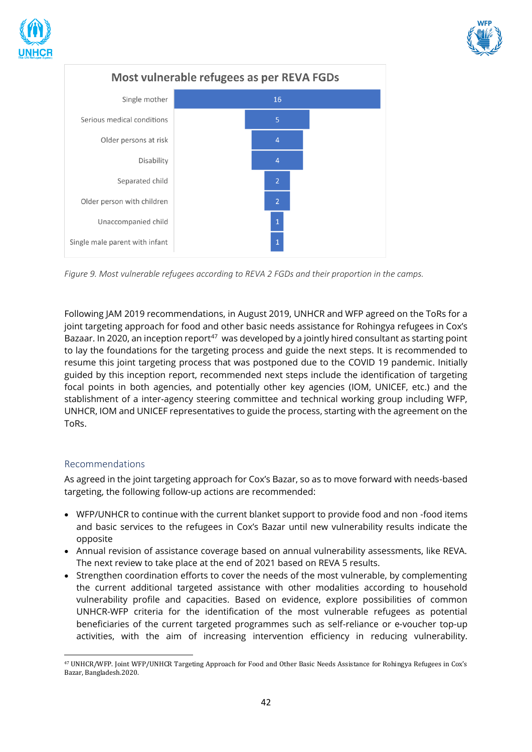**Most vulnerable refugees as per REVA FGDs**

| Category | Count |
|---|---|
| Single mother | 16 |
| Serious medical conditions | 5 |
| Older persons at risk | 4 |
| Disability | 4 |
| Separated child | 2 |
| Older person with children | 2 |
| Unaccompanied child | 1 |
| Single male parent with infant | 1 |

*Figure 9. Most vulnerable refugees according to REVA 2 FGDs and their proportion in the camps.*

Following JAM 2019 recommendations, in August 2019, UNHCR and WFP agreed on the ToRs for a joint targeting approach for food and other basic needs assistance for Rohingya refugees in Cox's Bazaar. In 2020, an inception report[47] was developed by a jointly hired consultant as starting point to lay the foundations for the targeting process and guide the next steps. It is recommended to resume this joint targeting process that was postponed due to the COVID 19 pandemic. Initially guided by this inception report, recommended next steps include the identification of targeting focal points in both agencies, and potentially other key agencies (IOM, UNICEF, etc.) and the stablishment of a inter-agency steering committee and technical working group including WFP, UNHCR, IOM and UNICEF representatives to guide the process, starting with the agreement on the ToRs.

## Recommendations

As agreed in the joint targeting approach for Cox's Bazar, so as to move forward with needs-based targeting, the following follow-up actions are recommended:

- WFP/UNHCR to continue with the current blanket support to provide food and non -food items and basic services to the refugees in Cox's Bazar until new vulnerability results indicate the opposite
- Annual revision of assistance coverage based on annual vulnerability assessments, like REVA. The next review to take place at the end of 2021 based on REVA 5 results.
- Strengthen coordination efforts to cover the needs of the most vulnerable, by complementing the current additional targeted assistance with other modalities according to household vulnerability profile and capacities. Based on evidence, explore possibilities of common UNHCR-WFP criteria for the identification of the most vulnerable refugees as potential beneficiaries of the current targeted programmes such as self-reliance or e-voucher top-up activities, with the aim of increasing intervention efficiency in reducing vulnerability.

[47] UNHCR/WFP. Joint WFP/UNHCR Targeting Approach for Food and Other Basic Needs Assistance for Rohingya Refugees in Cox's Bazar, Bangladesh.2020.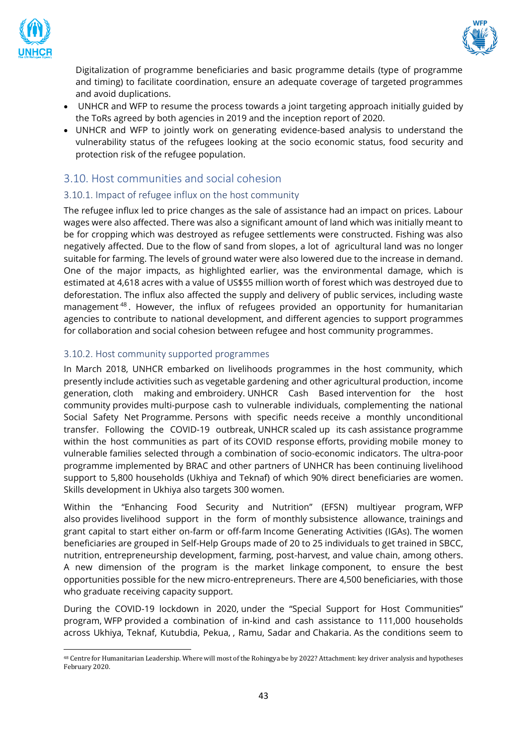Digitalization of programme beneficiaries and basic programme details (type of programme and timing) to facilitate coordination, ensure an adequate coverage of targeted programmes and avoid duplications.

- UNHCR and WFP to resume the process towards a joint targeting approach initially guided by the ToRs agreed by both agencies in 2019 and the inception report of 2020.
- UNHCR and WFP to jointly work on generating evidence-based analysis to understand the vulnerability status of the refugees looking at the socio economic status, food security and protection risk of the refugee population.

## 3.10. Host communities and social cohesion

### 3.10.1. Impact of refugee influx on the host community

The refugee influx led to price changes as the sale of assistance had an impact on prices. Labour wages were also affected. There was also a significant amount of land which was initially meant to be for cropping which was destroyed as refugee settlements were constructed. Fishing was also negatively affected. Due to the flow of sand from slopes, a lot of agricultural land was no longer suitable for farming. The levels of ground water were also lowered due to the increase in demand. One of the major impacts, as highlighted earlier, was the environmental damage, which is estimated at 4,618 acres with a value of US$55 million worth of forest which was destroyed due to deforestation. The influx also affected the supply and delivery of public services, including waste management[48]. However, the influx of refugees provided an opportunity for humanitarian agencies to contribute to national development, and different agencies to support programmes for collaboration and social cohesion between refugee and host community programmes.

### 3.10.2. Host community supported programmes

In March 2018, UNHCR embarked on livelihoods programmes in the host community, which presently include activities such as vegetable gardening and other agricultural production, income generation, cloth making and embroidery. UNHCR Cash Based intervention for the host community provides multi-purpose cash to vulnerable individuals, complementing the national Social Safety Net Programme. Persons with specific needs receive a monthly unconditional transfer. Following the COVID-19 outbreak, UNHCR scaled up its cash assistance programme within the host communities as part of its COVID response efforts, providing mobile money to vulnerable families selected through a combination of socio-economic indicators. The ultra-poor programme implemented by BRAC and other partners of UNHCR has been continuing livelihood support to 5,800 households (Ukhiya and Teknaf) of which 90% direct beneficiaries are women. Skills development in Ukhiya also targets 300 women.

Within the "Enhancing Food Security and Nutrition" (EFSN) multiyear program, WFP also provides livelihood support in the form of monthly subsistence allowance, trainings and grant capital to start either on-farm or off-farm Income Generating Activities (IGAs). The women beneficiaries are grouped in Self-Help Groups made of 20 to 25 individuals to get trained in SBCC, nutrition, entrepreneurship development, farming, post-harvest, and value chain, among others. A new dimension of the program is the market linkage component, to ensure the best opportunities possible for the new micro-entrepreneurs. There are 4,500 beneficiaries, with those who graduate receiving capacity support.

During the COVID-19 lockdown in 2020, under the "Special Support for Host Communities" program, WFP provided a combination of in-kind and cash assistance to 111,000 households across Ukhiya, Teknaf, Kutubdia, Pekua, , Ramu, Sadar and Chakaria. As the conditions seem to

[48] Centre for Humanitarian Leadership. Where will most of the Rohingya be by 2022? Attachment: key driver analysis and hypotheses February 2020.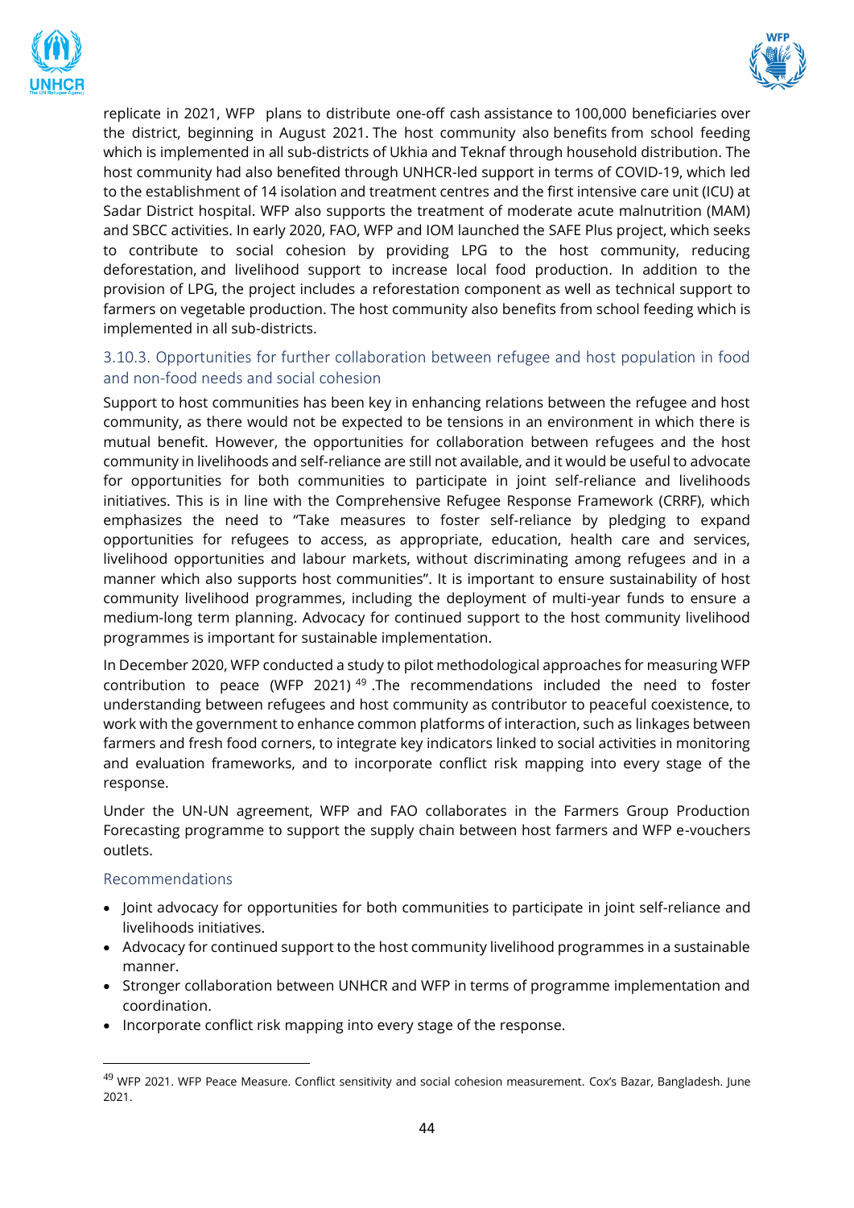replicate in 2021, WFP plans to distribute one-off cash assistance to 100,000 beneficiaries over the district, beginning in August 2021. The host community also benefits from school feeding which is implemented in all sub-districts of Ukhia and Teknaf through household distribution. The host community had also benefited through UNHCR-led support in terms of COVID-19, which led to the establishment of 14 isolation and treatment centres and the first intensive care unit (ICU) at Sadar District hospital. WFP also supports the treatment of moderate acute malnutrition (MAM) and SBCC activities. In early 2020, FAO, WFP and IOM launched the SAFE Plus project, which seeks to contribute to social cohesion by providing LPG to the host community, reducing deforestation, and livelihood support to increase local food production. In addition to the provision of LPG, the project includes a reforestation component as well as technical support to farmers on vegetable production. The host community also benefits from school feeding which is implemented in all sub-districts.

### 3.10.3. Opportunities for further collaboration between refugee and host population in food and non-food needs and social cohesion

Support to host communities has been key in enhancing relations between the refugee and host community, as there would not be expected to be tensions in an environment in which there is mutual benefit. However, the opportunities for collaboration between refugees and the host community in livelihoods and self-reliance are still not available, and it would be useful to advocate for opportunities for both communities to participate in joint self-reliance and livelihoods initiatives. This is in line with the Comprehensive Refugee Response Framework (CRRF), which emphasizes the need to "Take measures to foster self-reliance by pledging to expand opportunities for refugees to access, as appropriate, education, health care and services, livelihood opportunities and labour markets, without discriminating among refugees and in a manner which also supports host communities". It is important to ensure sustainability of host community livelihood programmes, including the deployment of multi-year funds to ensure a medium-long term planning. Advocacy for continued support to the host community livelihood programmes is important for sustainable implementation.

In December 2020, WFP conducted a study to pilot methodological approaches for measuring WFP contribution to peace (WFP 2021) [49] .The recommendations included the need to foster understanding between refugees and host community as contributor to peaceful coexistence, to work with the government to enhance common platforms of interaction, such as linkages between farmers and fresh food corners, to integrate key indicators linked to social activities in monitoring and evaluation frameworks, and to incorporate conflict risk mapping into every stage of the response.

Under the UN-UN agreement, WFP and FAO collaborates in the Farmers Group Production Forecasting programme to support the supply chain between host farmers and WFP e-vouchers outlets.

#### Recommendations

- Joint advocacy for opportunities for both communities to participate in joint self-reliance and livelihoods initiatives.
- Advocacy for continued support to the host community livelihood programmes in a sustainable manner.
- Stronger collaboration between UNHCR and WFP in terms of programme implementation and coordination.
- Incorporate conflict risk mapping into every stage of the response.

---

[49] WFP 2021. WFP Peace Measure. Conflict sensitivity and social cohesion measurement. Cox's Bazar, Bangladesh. June 2021.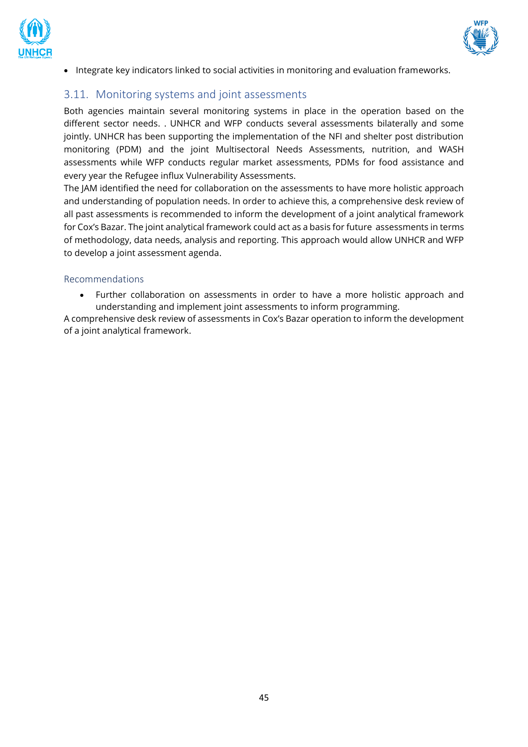- Integrate key indicators linked to social activities in monitoring and evaluation frameworks.

## 3.11. Monitoring systems and joint assessments

Both agencies maintain several monitoring systems in place in the operation based on the different sector needs. . UNHCR and WFP conducts several assessments bilaterally and some jointly. UNHCR has been supporting the implementation of the NFI and shelter post distribution monitoring (PDM) and the joint Multisectoral Needs Assessments, nutrition, and WASH assessments while WFP conducts regular market assessments, PDMs for food assistance and every year the Refugee influx Vulnerability Assessments.

The JAM identified the need for collaboration on the assessments to have more holistic approach and understanding of population needs. In order to achieve this, a comprehensive desk review of all past assessments is recommended to inform the development of a joint analytical framework for Cox's Bazar. The joint analytical framework could act as a basis for future assessments in terms of methodology, data needs, analysis and reporting. This approach would allow UNHCR and WFP to develop a joint assessment agenda.

### Recommendations

- Further collaboration on assessments in order to have a more holistic approach and understanding and implement joint assessments to inform programming.

A comprehensive desk review of assessments in Cox's Bazar operation to inform the development of a joint analytical framework.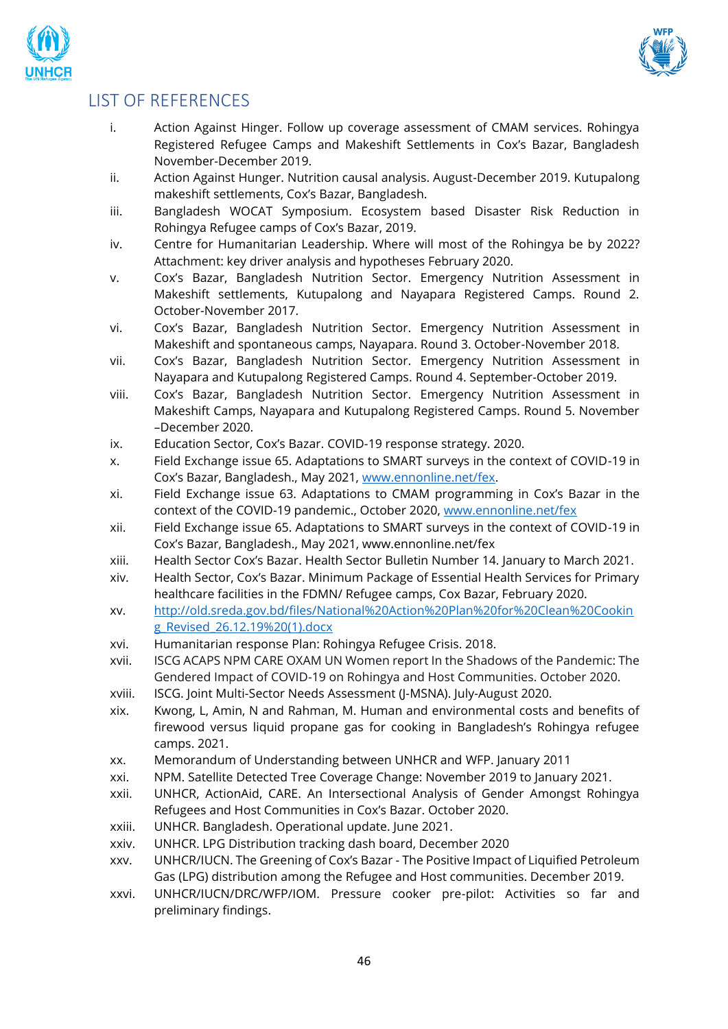## LIST OF REFERENCES

i. Action Against Hinger. Follow up coverage assessment of CMAM services. Rohingya Registered Refugee Camps and Makeshift Settlements in Cox's Bazar, Bangladesh November-December 2019.

ii. Action Against Hunger. Nutrition causal analysis. August-December 2019. Kutupalong makeshift settlements, Cox's Bazar, Bangladesh.

iii. Bangladesh WOCAT Symposium. Ecosystem based Disaster Risk Reduction in Rohingya Refugee camps of Cox's Bazar, 2019.

iv. Centre for Humanitarian Leadership. Where will most of the Rohingya be by 2022? Attachment: key driver analysis and hypotheses February 2020.

v. Cox's Bazar, Bangladesh Nutrition Sector. Emergency Nutrition Assessment in Makeshift settlements, Kutupalong and Nayapara Registered Camps. Round 2. October-November 2017.

vi. Cox's Bazar, Bangladesh Nutrition Sector. Emergency Nutrition Assessment in Makeshift and spontaneous camps, Nayapara. Round 3. October-November 2018.

vii. Cox's Bazar, Bangladesh Nutrition Sector. Emergency Nutrition Assessment in Nayapara and Kutupalong Registered Camps. Round 4. September-October 2019.

viii. Cox's Bazar, Bangladesh Nutrition Sector. Emergency Nutrition Assessment in Makeshift Camps, Nayapara and Kutupalong Registered Camps. Round 5. November –December 2020.

ix. Education Sector, Cox's Bazar. COVID-19 response strategy. 2020.

x. Field Exchange issue 65. Adaptations to SMART surveys in the context of COVID-19 in Cox's Bazar, Bangladesh., May 2021, [www.ennonline.net/fex](www.ennonline.net/fex).

xi. Field Exchange issue 63. Adaptations to CMAM programming in Cox's Bazar in the context of the COVID-19 pandemic., October 2020, [www.ennonline.net/fex](www.ennonline.net/fex)

xii. Field Exchange issue 65. Adaptations to SMART surveys in the context of COVID-19 in Cox's Bazar, Bangladesh., May 2021, www.ennonline.net/fex

xiii. Health Sector Cox's Bazar. Health Sector Bulletin Number 14. January to March 2021.

xiv. Health Sector, Cox's Bazar. Minimum Package of Essential Health Services for Primary healthcare facilities in the FDMN/ Refugee camps, Cox Bazar, February 2020.

xv. [http://old.sreda.gov.bd/files/National%20Action%20Plan%20for%20Clean%20Cooking_Revised_26.12.19%20(1).docx](http://old.sreda.gov.bd/files/National%20Action%20Plan%20for%20Clean%20Cooking_Revised_26.12.19%20(1).docx)

xvi. Humanitarian response Plan: Rohingya Refugee Crisis. 2018.

xvii. ISCG ACAPS NPM CARE OXAM UN Women report In the Shadows of the Pandemic: The Gendered Impact of COVID-19 on Rohingya and Host Communities. October 2020.

xviii. ISCG. Joint Multi-Sector Needs Assessment (J-MSNA). July-August 2020.

xix. Kwong, L, Amin, N and Rahman, M. Human and environmental costs and benefits of firewood versus liquid propane gas for cooking in Bangladesh's Rohingya refugee camps. 2021.

xx. Memorandum of Understanding between UNHCR and WFP. January 2011

xxi. NPM. Satellite Detected Tree Coverage Change: November 2019 to January 2021.

xxii. UNHCR, ActionAid, CARE. An Intersectional Analysis of Gender Amongst Rohingya Refugees and Host Communities in Cox's Bazar. October 2020.

xxiii. UNHCR. Bangladesh. Operational update. June 2021.

xxiv. UNHCR. LPG Distribution tracking dash board, December 2020

xxv. UNHCR/IUCN. The Greening of Cox's Bazar - The Positive Impact of Liquified Petroleum Gas (LPG) distribution among the Refugee and Host communities. December 2019.

xxvi. UNHCR/IUCN/DRC/WFP/IOM. Pressure cooker pre-pilot: Activities so far and preliminary findings.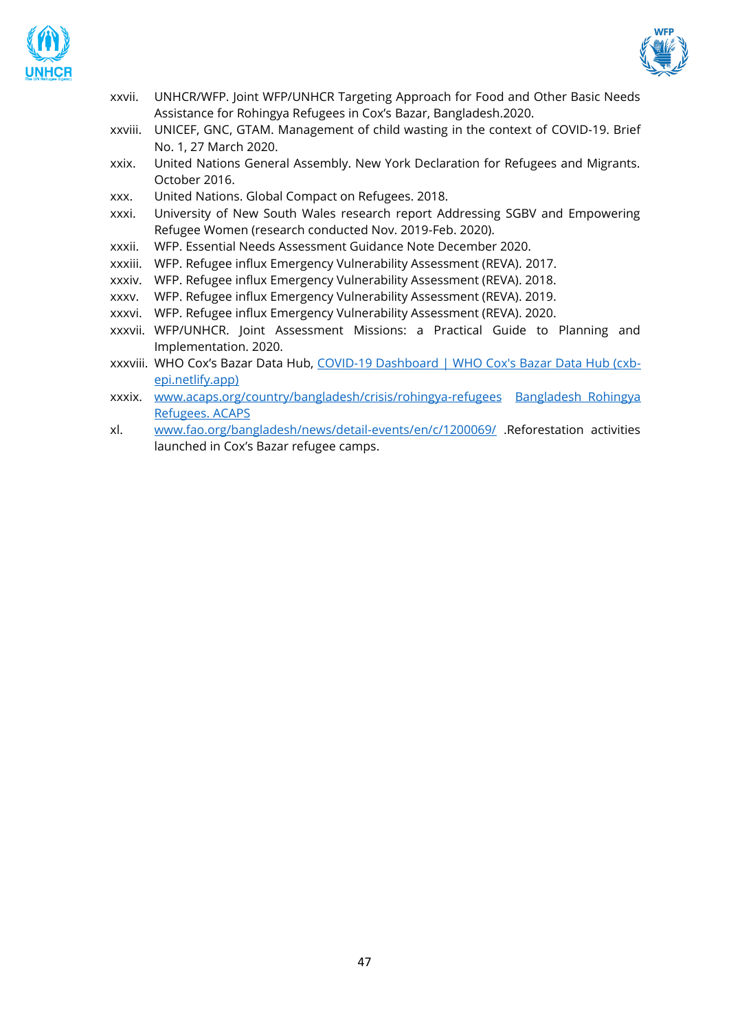xxvii. UNHCR/WFP. Joint WFP/UNHCR Targeting Approach for Food and Other Basic Needs Assistance for Rohingya Refugees in Cox's Bazar, Bangladesh.2020.

xxviii. UNICEF, GNC, GTAM. Management of child wasting in the context of COVID-19. Brief No. 1, 27 March 2020.

xxix. United Nations General Assembly. New York Declaration for Refugees and Migrants. October 2016.

xxx. United Nations. Global Compact on Refugees. 2018.

xxxi. University of New South Wales research report Addressing SGBV and Empowering Refugee Women (research conducted Nov. 2019-Feb. 2020).

xxxii. WFP. Essential Needs Assessment Guidance Note December 2020.

xxxiii. WFP. Refugee influx Emergency Vulnerability Assessment (REVA). 2017.

xxxiv. WFP. Refugee influx Emergency Vulnerability Assessment (REVA). 2018.

xxxv. WFP. Refugee influx Emergency Vulnerability Assessment (REVA). 2019.

xxxvi. WFP. Refugee influx Emergency Vulnerability Assessment (REVA). 2020.

xxxvii. WFP/UNHCR. Joint Assessment Missions: a Practical Guide to Planning and Implementation. 2020.

xxxviii. WHO Cox's Bazar Data Hub, [COVID-19 Dashboard | WHO Cox's Bazar Data Hub (cxb-epi.netlify.app)](https://cxb-epi.netlify.app)

xxxix. [www.acaps.org/country/bangladesh/crisis/rohingya-refugees](http://www.acaps.org/country/bangladesh/crisis/rohingya-refugees) [Bangladesh Rohingya Refugees. ACAPS](http://www.acaps.org/country/bangladesh/crisis/rohingya-refugees)

xl. [www.fao.org/bangladesh/news/detail-events/en/c/1200069/](http://www.fao.org/bangladesh/news/detail-events/en/c/1200069/) .Reforestation activities launched in Cox's Bazar refugee camps.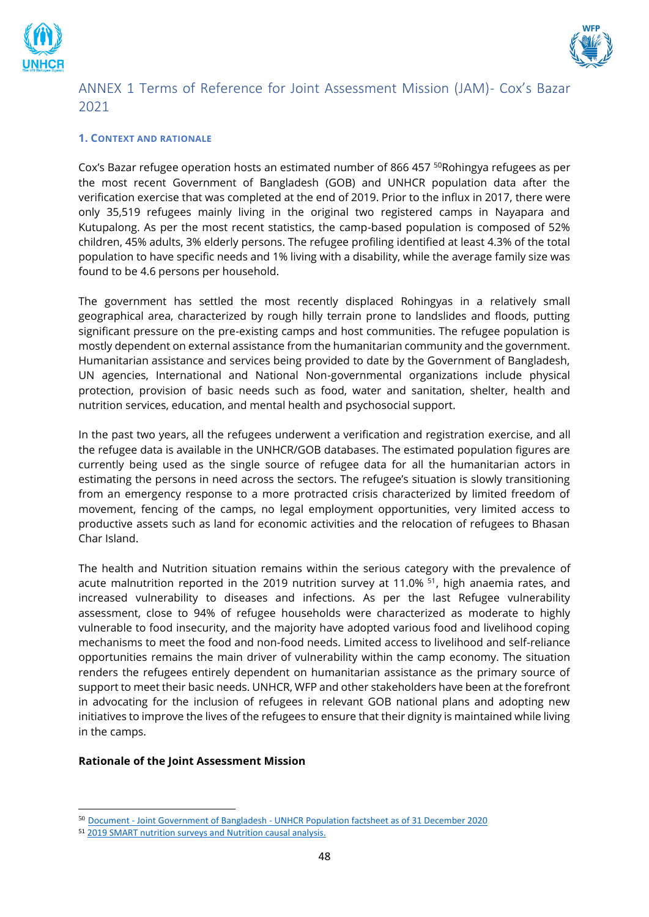# ANNEX 1 Terms of Reference for Joint Assessment Mission (JAM)- Cox's Bazar 2021

### 1. Context and Rationale

Cox's Bazar refugee operation hosts an estimated number of 866 457 [50]Rohingya refugees as per the most recent Government of Bangladesh (GOB) and UNHCR population data after the verification exercise that was completed at the end of 2019. Prior to the influx in 2017, there were only 35,519 refugees mainly living in the original two registered camps in Nayapara and Kutupalong. As per the most recent statistics, the camp-based population is composed of 52% children, 45% adults, 3% elderly persons. The refugee profiling identified at least 4.3% of the total population to have specific needs and 1% living with a disability, while the average family size was found to be 4.6 persons per household.

The government has settled the most recently displaced Rohingyas in a relatively small geographical area, characterized by rough hilly terrain prone to landslides and floods, putting significant pressure on the pre-existing camps and host communities. The refugee population is mostly dependent on external assistance from the humanitarian community and the government. Humanitarian assistance and services being provided to date by the Government of Bangladesh, UN agencies, International and National Non-governmental organizations include physical protection, provision of basic needs such as food, water and sanitation, shelter, health and nutrition services, education, and mental health and psychosocial support.

In the past two years, all the refugees underwent a verification and registration exercise, and all the refugee data is available in the UNHCR/GOB databases. The estimated population figures are currently being used as the single source of refugee data for all the humanitarian actors in estimating the persons in need across the sectors. The refugee's situation is slowly transitioning from an emergency response to a more protracted crisis characterized by limited freedom of movement, fencing of the camps, no legal employment opportunities, very limited access to productive assets such as land for economic activities and the relocation of refugees to Bhasan Char Island.

The health and Nutrition situation remains within the serious category with the prevalence of acute malnutrition reported in the 2019 nutrition survey at 11.0% [51], high anaemia rates, and increased vulnerability to diseases and infections. As per the last Refugee vulnerability assessment, close to 94% of refugee households were characterized as moderate to highly vulnerable to food insecurity, and the majority have adopted various food and livelihood coping mechanisms to meet the food and non-food needs. Limited access to livelihood and self-reliance opportunities remains the main driver of vulnerability within the camp economy. The situation renders the refugees entirely dependent on humanitarian assistance as the primary source of support to meet their basic needs. UNHCR, WFP and other stakeholders have been at the forefront in advocating for the inclusion of refugees in relevant GOB national plans and adopting new initiatives to improve the lives of the refugees to ensure that their dignity is maintained while living in the camps.

**Rationale of the Joint Assessment Mission**

---

[50] Document - Joint Government of Bangladesh - UNHCR Population factsheet as of 31 December 2020

[51] 2019 SMART nutrition surveys and Nutrition causal analysis.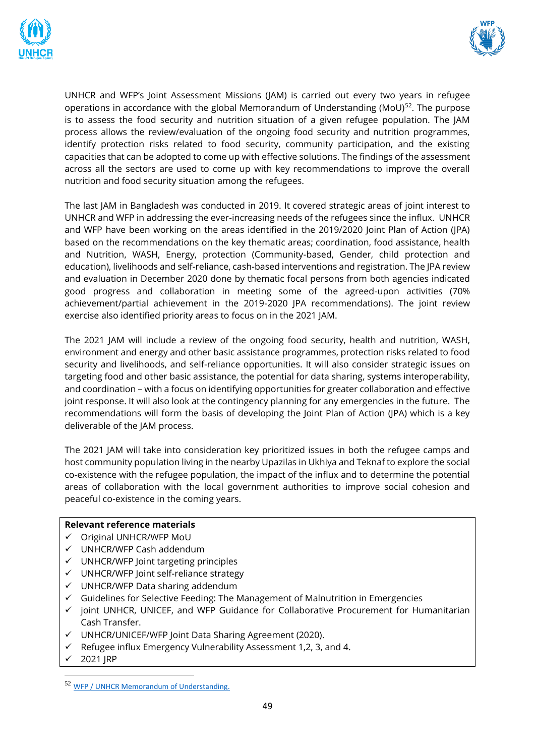UNHCR and WFP's Joint Assessment Missions (JAM) is carried out every two years in refugee operations in accordance with the global Memorandum of Understanding (MoU)[52]. The purpose is to assess the food security and nutrition situation of a given refugee population. The JAM process allows the review/evaluation of the ongoing food security and nutrition programmes, identify protection risks related to food security, community participation, and the existing capacities that can be adopted to come up with effective solutions. The findings of the assessment across all the sectors are used to come up with key recommendations to improve the overall nutrition and food security situation among the refugees.

The last JAM in Bangladesh was conducted in 2019. It covered strategic areas of joint interest to UNHCR and WFP in addressing the ever-increasing needs of the refugees since the influx. UNHCR and WFP have been working on the areas identified in the 2019/2020 Joint Plan of Action (JPA) based on the recommendations on the key thematic areas; coordination, food assistance, health and Nutrition, WASH, Energy, protection (Community-based, Gender, child protection and education), livelihoods and self-reliance, cash-based interventions and registration. The JPA review and evaluation in December 2020 done by thematic focal persons from both agencies indicated good progress and collaboration in meeting some of the agreed-upon activities (70% achievement/partial achievement in the 2019-2020 JPA recommendations). The joint review exercise also identified priority areas to focus on in the 2021 JAM.

The 2021 JAM will include a review of the ongoing food security, health and nutrition, WASH, environment and energy and other basic assistance programmes, protection risks related to food security and livelihoods, and self-reliance opportunities. It will also consider strategic issues on targeting food and other basic assistance, the potential for data sharing, systems interoperability, and coordination – with a focus on identifying opportunities for greater collaboration and effective joint response. It will also look at the contingency planning for any emergencies in the future. The recommendations will form the basis of developing the Joint Plan of Action (JPA) which is a key deliverable of the JAM process.

The 2021 JAM will take into consideration key prioritized issues in both the refugee camps and host community population living in the nearby Upazilas in Ukhiya and Teknaf to explore the social co-existence with the refugee population, the impact of the influx and to determine the potential areas of collaboration with the local government authorities to improve social cohesion and peaceful co-existence in the coming years.

**Relevant reference materials**

- ✓ Original UNHCR/WFP MoU
- ✓ UNHCR/WFP Cash addendum
- ✓ UNHCR/WFP Joint targeting principles
- ✓ UNHCR/WFP Joint self-reliance strategy
- ✓ UNHCR/WFP Data sharing addendum
- ✓ Guidelines for Selective Feeding: The Management of Malnutrition in Emergencies
- ✓ joint UNHCR, UNICEF, and WFP Guidance for Collaborative Procurement for Humanitarian Cash Transfer.
- ✓ UNHCR/UNICEF/WFP Joint Data Sharing Agreement (2020).
- ✓ Refugee influx Emergency Vulnerability Assessment 1,2, 3, and 4.
- ✓ 2021 JRP

[52] WFP / UNHCR Memorandum of Understanding.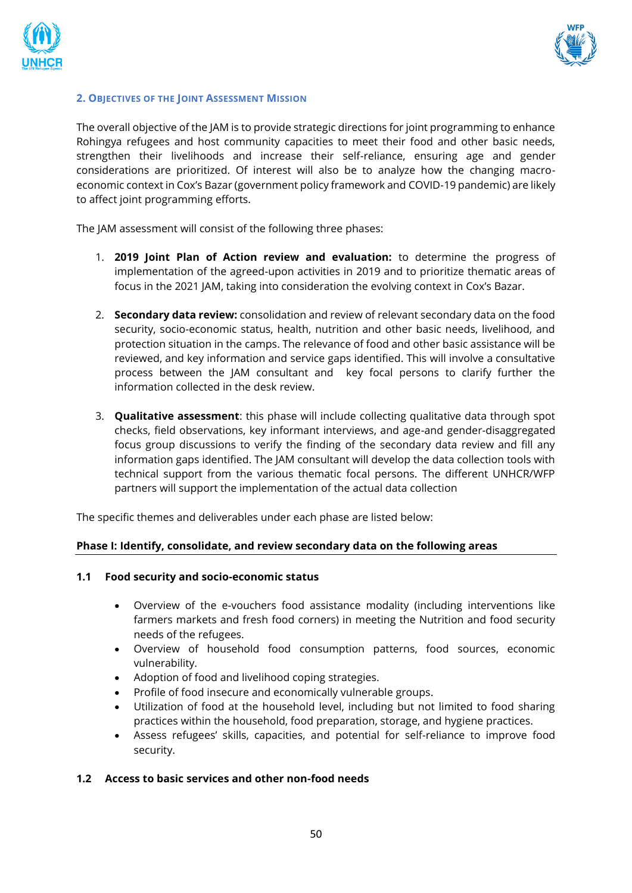## 2. Objectives of the Joint Assessment Mission

The overall objective of the JAM is to provide strategic directions for joint programming to enhance Rohingya refugees and host community capacities to meet their food and other basic needs, strengthen their livelihoods and increase their self-reliance, ensuring age and gender considerations are prioritized. Of interest will also be to analyze how the changing macro-economic context in Cox's Bazar (government policy framework and COVID-19 pandemic) are likely to affect joint programming efforts.

The JAM assessment will consist of the following three phases:

1. **2019 Joint Plan of Action review and evaluation:** to determine the progress of implementation of the agreed-upon activities in 2019 and to prioritize thematic areas of focus in the 2021 JAM, taking into consideration the evolving context in Cox's Bazar.
2. **Secondary data review:** consolidation and review of relevant secondary data on the food security, socio-economic status, health, nutrition and other basic needs, livelihood, and protection situation in the camps. The relevance of food and other basic assistance will be reviewed, and key information and service gaps identified. This will involve a consultative process between the JAM consultant and key focal persons to clarify further the information collected in the desk review.
3. **Qualitative assessment**: this phase will include collecting qualitative data through spot checks, field observations, key informant interviews, and age-and gender-disaggregated focus group discussions to verify the finding of the secondary data review and fill any information gaps identified. The JAM consultant will develop the data collection tools with technical support from the various thematic focal persons. The different UNHCR/WFP partners will support the implementation of the actual data collection

The specific themes and deliverables under each phase are listed below:

**Phase I: Identify, consolidate, and review secondary data on the following areas**

**1.1 Food security and socio-economic status**

- Overview of the e-vouchers food assistance modality (including interventions like farmers markets and fresh food corners) in meeting the Nutrition and food security needs of the refugees.
- Overview of household food consumption patterns, food sources, economic vulnerability.
- Adoption of food and livelihood coping strategies.
- Profile of food insecure and economically vulnerable groups.
- Utilization of food at the household level, including but not limited to food sharing practices within the household, food preparation, storage, and hygiene practices.
- Assess refugees' skills, capacities, and potential for self-reliance to improve food security.

**1.2 Access to basic services and other non-food needs**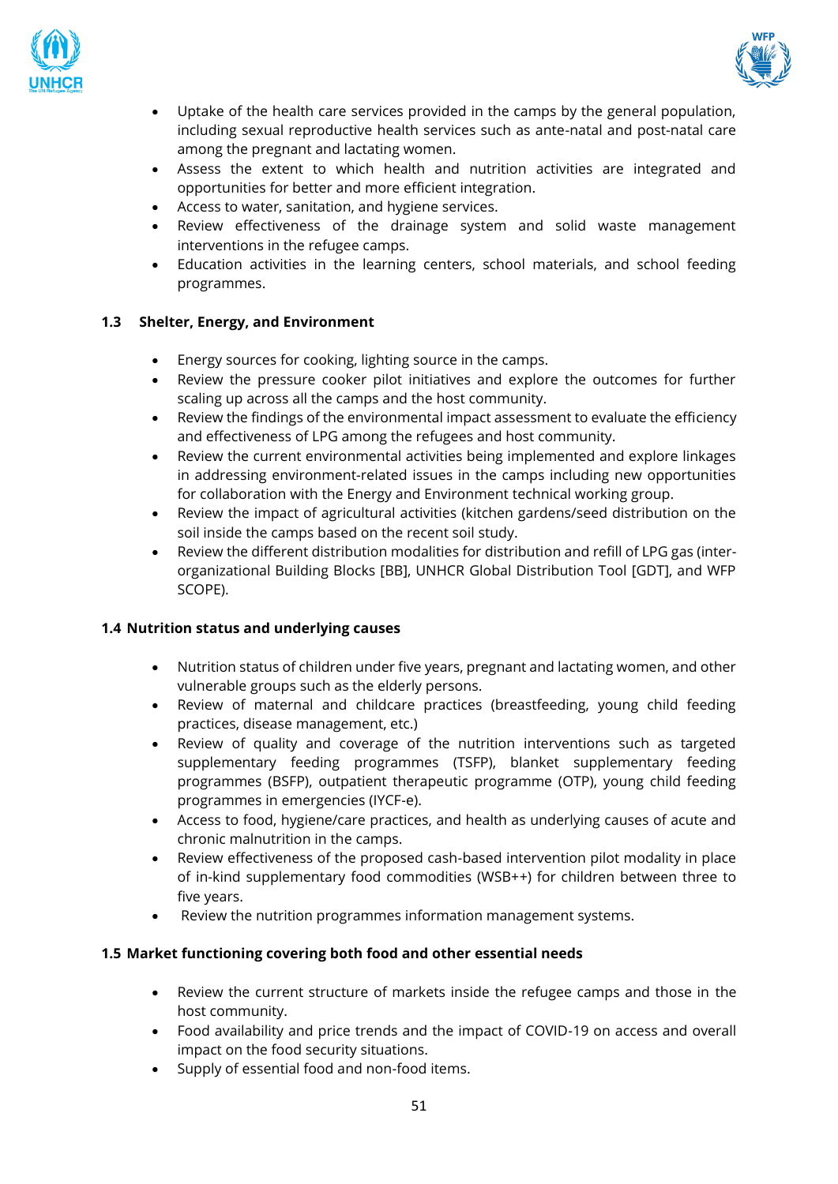- Uptake of the health care services provided in the camps by the general population, including sexual reproductive health services such as ante-natal and post-natal care among the pregnant and lactating women.
- Assess the extent to which health and nutrition activities are integrated and opportunities for better and more efficient integration.
- Access to water, sanitation, and hygiene services.
- Review effectiveness of the drainage system and solid waste management interventions in the refugee camps.
- Education activities in the learning centers, school materials, and school feeding programmes.

### 1.3 Shelter, Energy, and Environment

- Energy sources for cooking, lighting source in the camps.
- Review the pressure cooker pilot initiatives and explore the outcomes for further scaling up across all the camps and the host community.
- Review the findings of the environmental impact assessment to evaluate the efficiency and effectiveness of LPG among the refugees and host community.
- Review the current environmental activities being implemented and explore linkages in addressing environment-related issues in the camps including new opportunities for collaboration with the Energy and Environment technical working group.
- Review the impact of agricultural activities (kitchen gardens/seed distribution on the soil inside the camps based on the recent soil study.
- Review the different distribution modalities for distribution and refill of LPG gas (inter-organizational Building Blocks [BB], UNHCR Global Distribution Tool [GDT], and WFP SCOPE).

### 1.4 Nutrition status and underlying causes

- Nutrition status of children under five years, pregnant and lactating women, and other vulnerable groups such as the elderly persons.
- Review of maternal and childcare practices (breastfeeding, young child feeding practices, disease management, etc.)
- Review of quality and coverage of the nutrition interventions such as targeted supplementary feeding programmes (TSFP), blanket supplementary feeding programmes (BSFP), outpatient therapeutic programme (OTP), young child feeding programmes in emergencies (IYCF-e).
- Access to food, hygiene/care practices, and health as underlying causes of acute and chronic malnutrition in the camps.
- Review effectiveness of the proposed cash-based intervention pilot modality in place of in-kind supplementary food commodities (WSB++) for children between three to five years.
- Review the nutrition programmes information management systems.

### 1.5 Market functioning covering both food and other essential needs

- Review the current structure of markets inside the refugee camps and those in the host community.
- Food availability and price trends and the impact of COVID-19 on access and overall impact on the food security situations.
- Supply of essential food and non-food items.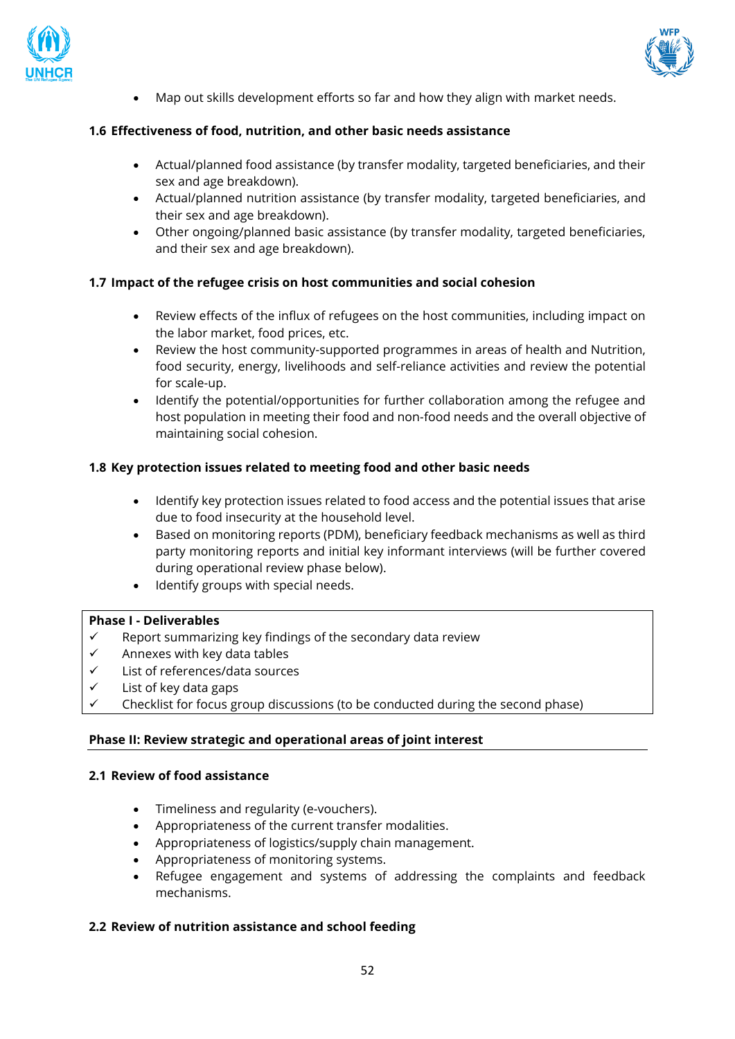- Map out skills development efforts so far and how they align with market needs.

### 1.6 Effectiveness of food, nutrition, and other basic needs assistance

- Actual/planned food assistance (by transfer modality, targeted beneficiaries, and their sex and age breakdown).
- Actual/planned nutrition assistance (by transfer modality, targeted beneficiaries, and their sex and age breakdown).
- Other ongoing/planned basic assistance (by transfer modality, targeted beneficiaries, and their sex and age breakdown).

### 1.7 Impact of the refugee crisis on host communities and social cohesion

- Review effects of the influx of refugees on the host communities, including impact on the labor market, food prices, etc.
- Review the host community-supported programmes in areas of health and Nutrition, food security, energy, livelihoods and self-reliance activities and review the potential for scale-up.
- Identify the potential/opportunities for further collaboration among the refugee and host population in meeting their food and non-food needs and the overall objective of maintaining social cohesion.

### 1.8 Key protection issues related to meeting food and other basic needs

- Identify key protection issues related to food access and the potential issues that arise due to food insecurity at the household level.
- Based on monitoring reports (PDM), beneficiary feedback mechanisms as well as third party monitoring reports and initial key informant interviews (will be further covered during operational review phase below).
- Identify groups with special needs.

**Phase I - Deliverables**

- ✓ Report summarizing key findings of the secondary data review
- ✓ Annexes with key data tables
- ✓ List of references/data sources
- ✓ List of key data gaps
- ✓ Checklist for focus group discussions (to be conducted during the second phase)

## Phase II: Review strategic and operational areas of joint interest

### 2.1 Review of food assistance

- Timeliness and regularity (e-vouchers).
- Appropriateness of the current transfer modalities.
- Appropriateness of logistics/supply chain management.
- Appropriateness of monitoring systems.
- Refugee engagement and systems of addressing the complaints and feedback mechanisms.

### 2.2 Review of nutrition assistance and school feeding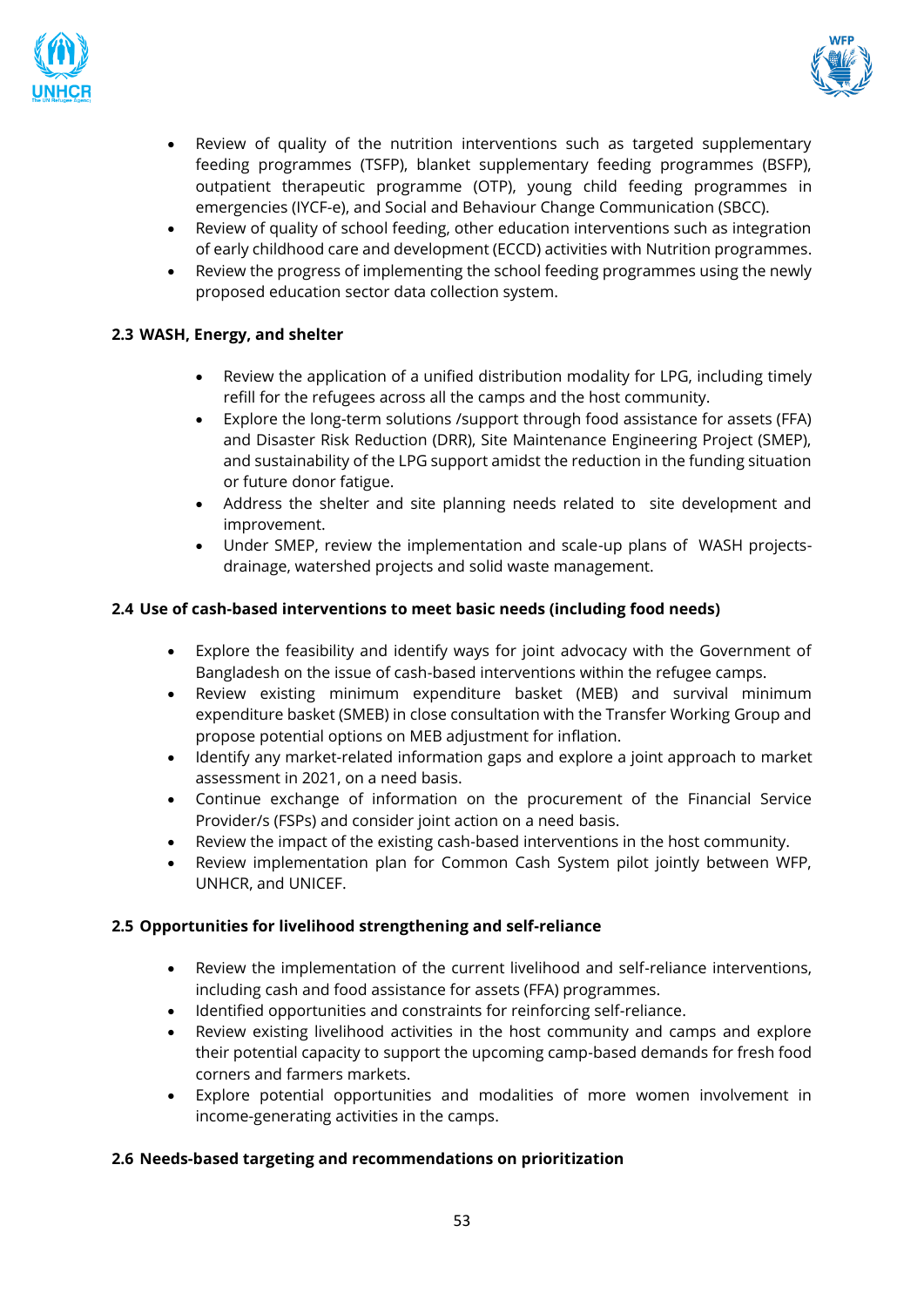- Review of quality of the nutrition interventions such as targeted supplementary feeding programmes (TSFP), blanket supplementary feeding programmes (BSFP), outpatient therapeutic programme (OTP), young child feeding programmes in emergencies (IYCF-e), and Social and Behaviour Change Communication (SBCC).
- Review of quality of school feeding, other education interventions such as integration of early childhood care and development (ECCD) activities with Nutrition programmes.
- Review the progress of implementing the school feeding programmes using the newly proposed education sector data collection system.

### 2.3 WASH, Energy, and shelter

- Review the application of a unified distribution modality for LPG, including timely refill for the refugees across all the camps and the host community.
- Explore the long-term solutions /support through food assistance for assets (FFA) and Disaster Risk Reduction (DRR), Site Maintenance Engineering Project (SMEP), and sustainability of the LPG support amidst the reduction in the funding situation or future donor fatigue.
- Address the shelter and site planning needs related to site development and improvement.
- Under SMEP, review the implementation and scale-up plans of WASH projects-drainage, watershed projects and solid waste management.

### 2.4 Use of cash-based interventions to meet basic needs (including food needs)

- Explore the feasibility and identify ways for joint advocacy with the Government of Bangladesh on the issue of cash-based interventions within the refugee camps.
- Review existing minimum expenditure basket (MEB) and survival minimum expenditure basket (SMEB) in close consultation with the Transfer Working Group and propose potential options on MEB adjustment for inflation.
- Identify any market-related information gaps and explore a joint approach to market assessment in 2021, on a need basis.
- Continue exchange of information on the procurement of the Financial Service Provider/s (FSPs) and consider joint action on a need basis.
- Review the impact of the existing cash-based interventions in the host community.
- Review implementation plan for Common Cash System pilot jointly between WFP, UNHCR, and UNICEF.

### 2.5 Opportunities for livelihood strengthening and self-reliance

- Review the implementation of the current livelihood and self-reliance interventions, including cash and food assistance for assets (FFA) programmes.
- Identified opportunities and constraints for reinforcing self-reliance.
- Review existing livelihood activities in the host community and camps and explore their potential capacity to support the upcoming camp-based demands for fresh food corners and farmers markets.
- Explore potential opportunities and modalities of more women involvement in income-generating activities in the camps.

### 2.6 Needs-based targeting and recommendations on prioritization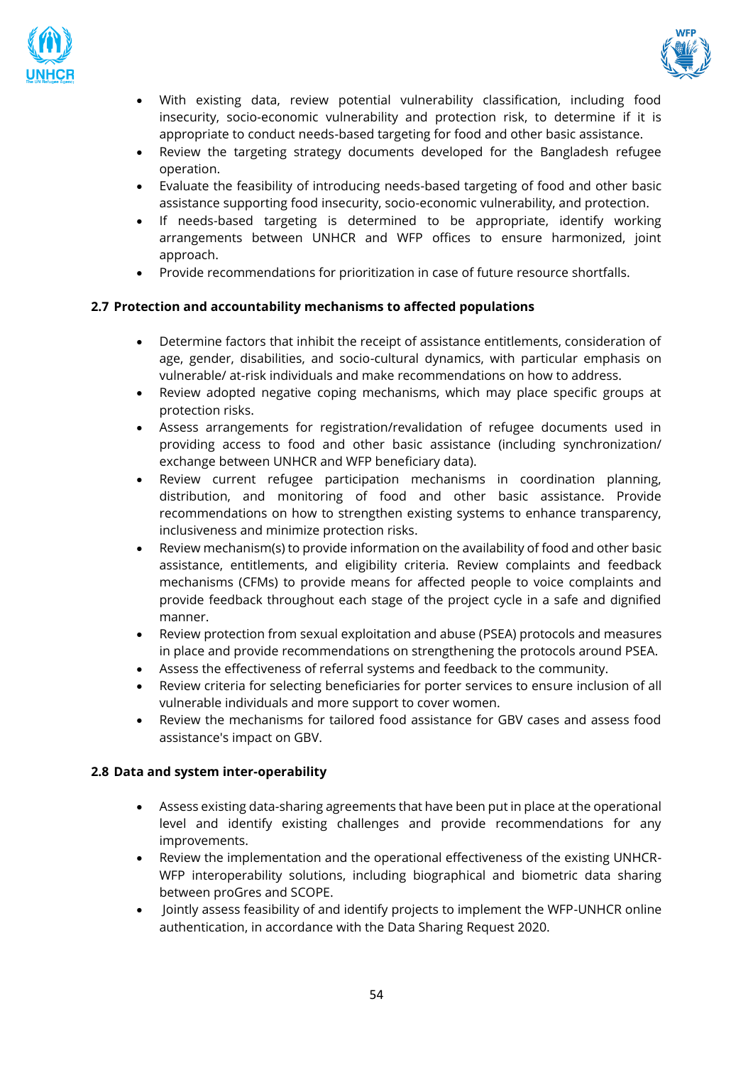- With existing data, review potential vulnerability classification, including food insecurity, socio-economic vulnerability and protection risk, to determine if it is appropriate to conduct needs-based targeting for food and other basic assistance.
- Review the targeting strategy documents developed for the Bangladesh refugee operation.
- Evaluate the feasibility of introducing needs-based targeting of food and other basic assistance supporting food insecurity, socio-economic vulnerability, and protection.
- If needs-based targeting is determined to be appropriate, identify working arrangements between UNHCR and WFP offices to ensure harmonized, joint approach.
- Provide recommendations for prioritization in case of future resource shortfalls.

### 2.7 Protection and accountability mechanisms to affected populations

- Determine factors that inhibit the receipt of assistance entitlements, consideration of age, gender, disabilities, and socio-cultural dynamics, with particular emphasis on vulnerable/ at-risk individuals and make recommendations on how to address.
- Review adopted negative coping mechanisms, which may place specific groups at protection risks.
- Assess arrangements for registration/revalidation of refugee documents used in providing access to food and other basic assistance (including synchronization/ exchange between UNHCR and WFP beneficiary data).
- Review current refugee participation mechanisms in coordination planning, distribution, and monitoring of food and other basic assistance. Provide recommendations on how to strengthen existing systems to enhance transparency, inclusiveness and minimize protection risks.
- Review mechanism(s) to provide information on the availability of food and other basic assistance, entitlements, and eligibility criteria. Review complaints and feedback mechanisms (CFMs) to provide means for affected people to voice complaints and provide feedback throughout each stage of the project cycle in a safe and dignified manner.
- Review protection from sexual exploitation and abuse (PSEA) protocols and measures in place and provide recommendations on strengthening the protocols around PSEA.
- Assess the effectiveness of referral systems and feedback to the community.
- Review criteria for selecting beneficiaries for porter services to ensure inclusion of all vulnerable individuals and more support to cover women.
- Review the mechanisms for tailored food assistance for GBV cases and assess food assistance's impact on GBV.

### 2.8 Data and system inter-operability

- Assess existing data-sharing agreements that have been put in place at the operational level and identify existing challenges and provide recommendations for any improvements.
- Review the implementation and the operational effectiveness of the existing UNHCR-WFP interoperability solutions, including biographical and biometric data sharing between proGres and SCOPE.
- Jointly assess feasibility of and identify projects to implement the WFP-UNHCR online authentication, in accordance with the Data Sharing Request 2020.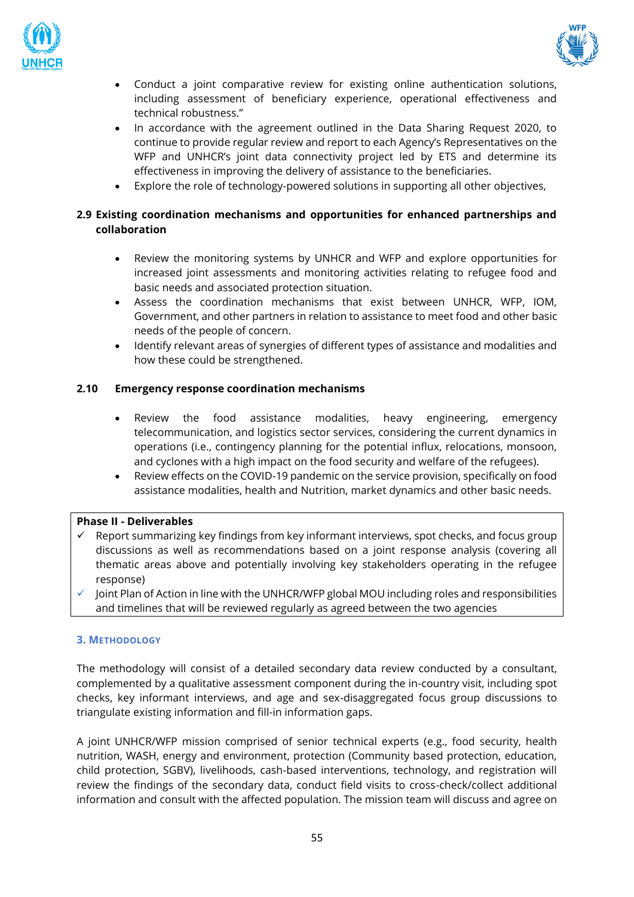- Conduct a joint comparative review for existing online authentication solutions, including assessment of beneficiary experience, operational effectiveness and technical robustness."
- In accordance with the agreement outlined in the Data Sharing Request 2020, to continue to provide regular review and report to each Agency's Representatives on the WFP and UNHCR's joint data connectivity project led by ETS and determine its effectiveness in improving the delivery of assistance to the beneficiaries.
- Explore the role of technology-powered solutions in supporting all other objectives,

### 2.9 Existing coordination mechanisms and opportunities for enhanced partnerships and collaboration

- Review the monitoring systems by UNHCR and WFP and explore opportunities for increased joint assessments and monitoring activities relating to refugee food and basic needs and associated protection situation.
- Assess the coordination mechanisms that exist between UNHCR, WFP, IOM, Government, and other partners in relation to assistance to meet food and other basic needs of the people of concern.
- Identify relevant areas of synergies of different types of assistance and modalities and how these could be strengthened.

### 2.10 Emergency response coordination mechanisms

- Review the food assistance modalities, heavy engineering, emergency telecommunication, and logistics sector services, considering the current dynamics in operations (i.e., contingency planning for the potential influx, relocations, monsoon, and cyclones with a high impact on the food security and welfare of the refugees).
- Review effects on the COVID-19 pandemic on the service provision, specifically on food assistance modalities, health and Nutrition, market dynamics and other basic needs.

**Phase II - Deliverables**

- ✓ Report summarizing key findings from key informant interviews, spot checks, and focus group discussions as well as recommendations based on a joint response analysis (covering all thematic areas above and potentially involving key stakeholders operating in the refugee response)
- ✓ Joint Plan of Action in line with the UNHCR/WFP global MOU including roles and responsibilities and timelines that will be reviewed regularly as agreed between the two agencies

## 3. Methodology

The methodology will consist of a detailed secondary data review conducted by a consultant, complemented by a qualitative assessment component during the in-country visit, including spot checks, key informant interviews, and age and sex-disaggregated focus group discussions to triangulate existing information and fill-in information gaps.

A joint UNHCR/WFP mission comprised of senior technical experts (e.g., food security, health nutrition, WASH, energy and environment, protection (Community based protection, education, child protection, SGBV), livelihoods, cash-based interventions, technology, and registration will review the findings of the secondary data, conduct field visits to cross-check/collect additional information and consult with the affected population. The mission team will discuss and agree on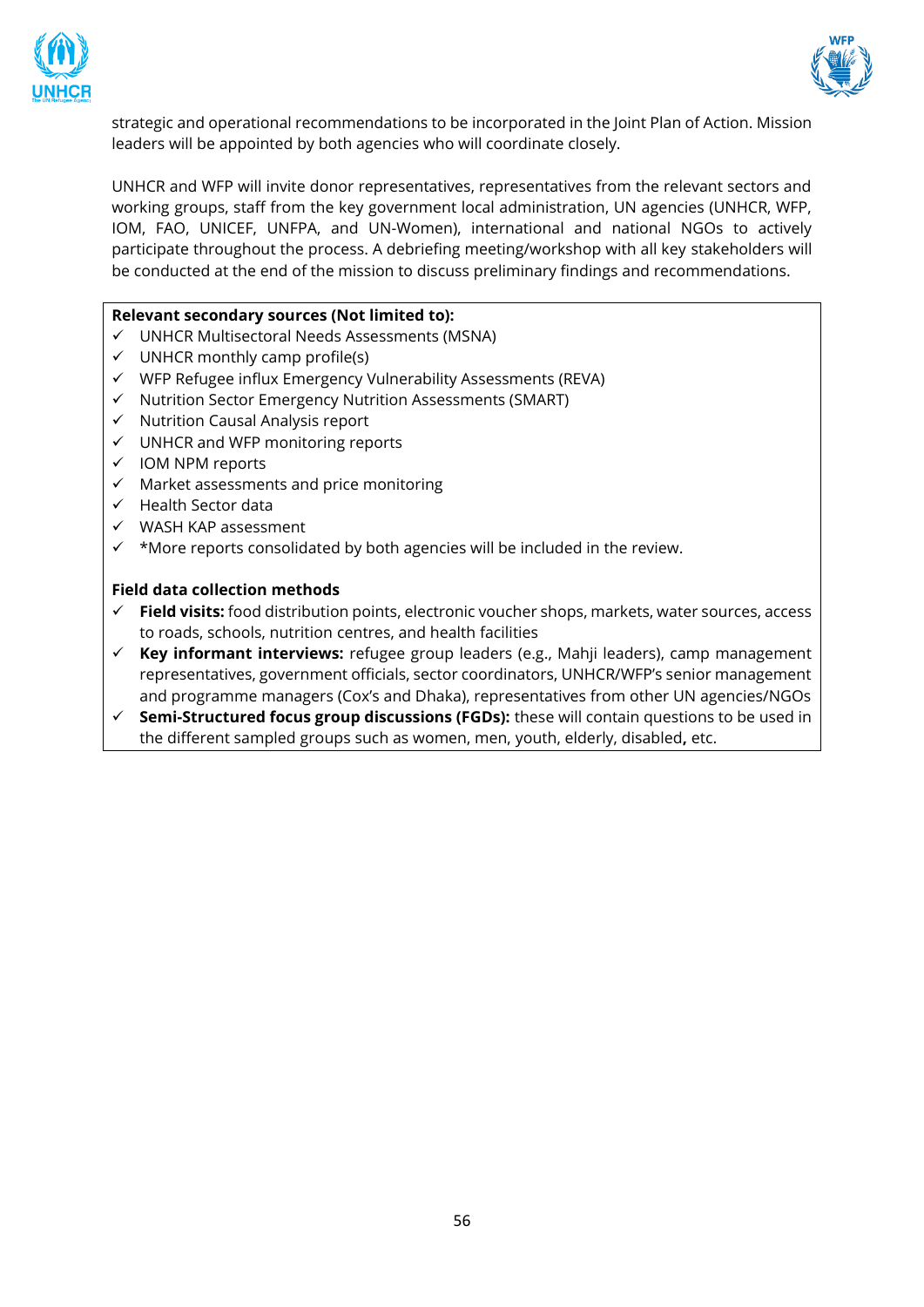strategic and operational recommendations to be incorporated in the Joint Plan of Action. Mission leaders will be appointed by both agencies who will coordinate closely.

UNHCR and WFP will invite donor representatives, representatives from the relevant sectors and working groups, staff from the key government local administration, UN agencies (UNHCR, WFP, IOM, FAO, UNICEF, UNFPA, and UN-Women), international and national NGOs to actively participate throughout the process. A debriefing meeting/workshop with all key stakeholders will be conducted at the end of the mission to discuss preliminary findings and recommendations.

**Relevant secondary sources (Not limited to):**

- ✓ UNHCR Multisectoral Needs Assessments (MSNA)
- ✓ UNHCR monthly camp profile(s)
- ✓ WFP Refugee influx Emergency Vulnerability Assessments (REVA)
- ✓ Nutrition Sector Emergency Nutrition Assessments (SMART)
- ✓ Nutrition Causal Analysis report
- ✓ UNHCR and WFP monitoring reports
- ✓ IOM NPM reports
- ✓ Market assessments and price monitoring
- ✓ Health Sector data
- ✓ WASH KAP assessment
- ✓ *More reports consolidated by both agencies will be included in the review.

**Field data collection methods**

- ✓ **Field visits:** food distribution points, electronic voucher shops, markets, water sources, access to roads, schools, nutrition centres, and health facilities
- ✓ **Key informant interviews:** refugee group leaders (e.g., Mahji leaders), camp management representatives, government officials, sector coordinators, UNHCR/WFP's senior management and programme managers (Cox's and Dhaka), representatives from other UN agencies/NGOs
- ✓ **Semi-Structured focus group discussions (FGDs):** these will contain questions to be used in the different sampled groups such as women, men, youth, elderly, disabled**,** etc.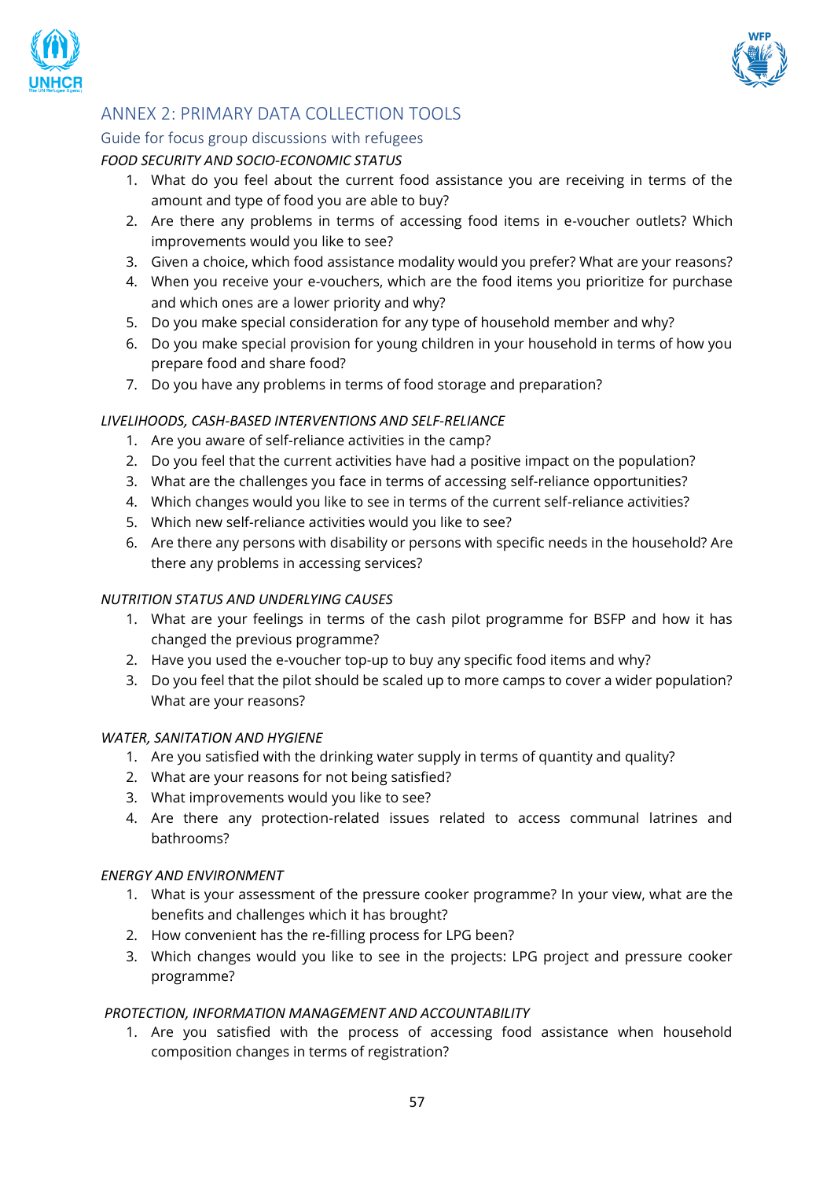## ANNEX 2: PRIMARY DATA COLLECTION TOOLS

### Guide for focus group discussions with refugees

*FOOD SECURITY AND SOCIO-ECONOMIC STATUS*

1. What do you feel about the current food assistance you are receiving in terms of the amount and type of food you are able to buy?
2. Are there any problems in terms of accessing food items in e-voucher outlets? Which improvements would you like to see?
3. Given a choice, which food assistance modality would you prefer? What are your reasons?
4. When you receive your e-vouchers, which are the food items you prioritize for purchase and which ones are a lower priority and why?
5. Do you make special consideration for any type of household member and why?
6. Do you make special provision for young children in your household in terms of how you prepare food and share food?
7. Do you have any problems in terms of food storage and preparation?

*LIVELIHOODS, CASH-BASED INTERVENTIONS AND SELF-RELIANCE*

1. Are you aware of self-reliance activities in the camp?
2. Do you feel that the current activities have had a positive impact on the population?
3. What are the challenges you face in terms of accessing self-reliance opportunities?
4. Which changes would you like to see in terms of the current self-reliance activities?
5. Which new self-reliance activities would you like to see?
6. Are there any persons with disability or persons with specific needs in the household? Are there any problems in accessing services?

*NUTRITION STATUS AND UNDERLYING CAUSES*

1. What are your feelings in terms of the cash pilot programme for BSFP and how it has changed the previous programme?
2. Have you used the e-voucher top-up to buy any specific food items and why?
3. Do you feel that the pilot should be scaled up to more camps to cover a wider population? What are your reasons?

*WATER, SANITATION AND HYGIENE*

1. Are you satisfied with the drinking water supply in terms of quantity and quality?
2. What are your reasons for not being satisfied?
3. What improvements would you like to see?
4. Are there any protection-related issues related to access communal latrines and bathrooms?

*ENERGY AND ENVIRONMENT*

1. What is your assessment of the pressure cooker programme? In your view, what are the benefits and challenges which it has brought?
2. How convenient has the re-filling process for LPG been?
3. Which changes would you like to see in the projects: LPG project and pressure cooker programme?

*PROTECTION, INFORMATION MANAGEMENT AND ACCOUNTABILITY*

1. Are you satisfied with the process of accessing food assistance when household composition changes in terms of registration?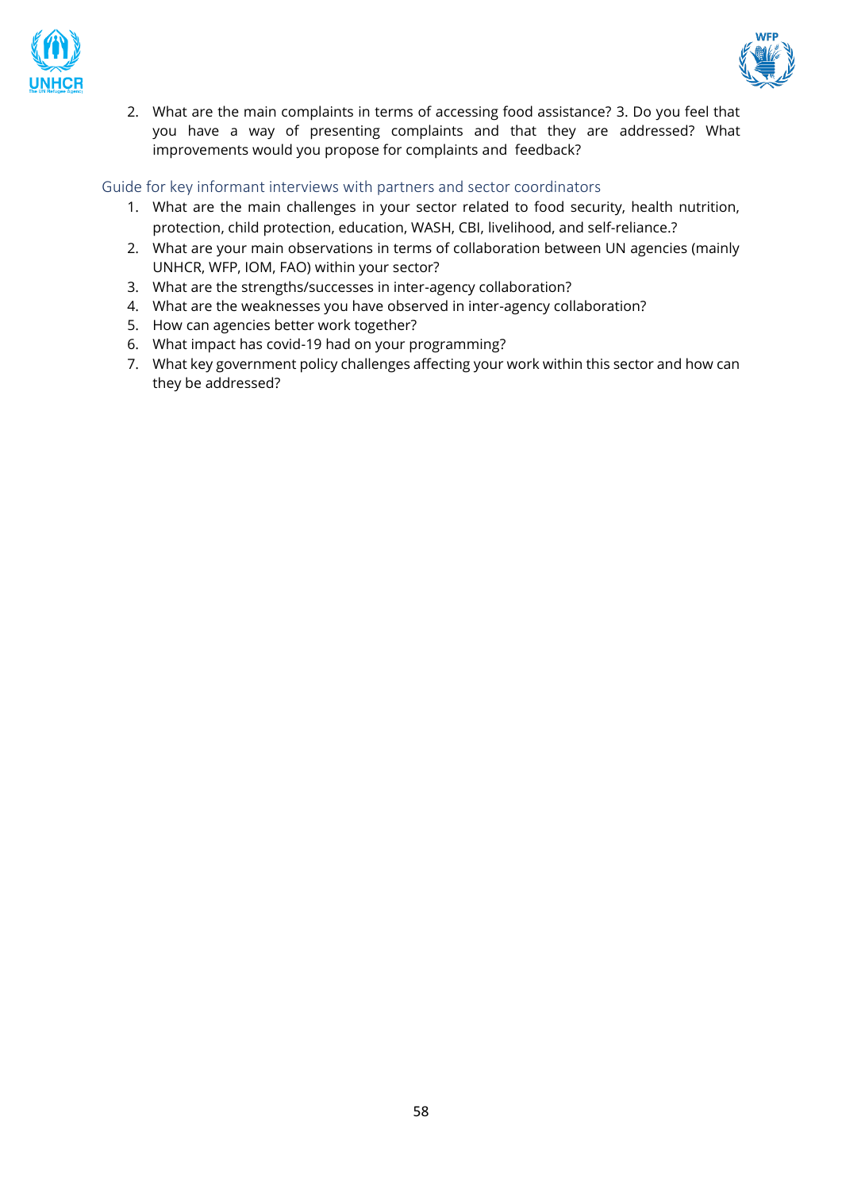2. What are the main complaints in terms of accessing food assistance? 3. Do you feel that you have a way of presenting complaints and that they are addressed? What improvements would you propose for complaints and feedback?

### Guide for key informant interviews with partners and sector coordinators

1. What are the main challenges in your sector related to food security, health nutrition, protection, child protection, education, WASH, CBI, livelihood, and self-reliance.?
2. What are your main observations in terms of collaboration between UN agencies (mainly UNHCR, WFP, IOM, FAO) within your sector?
3. What are the strengths/successes in inter-agency collaboration?
4. What are the weaknesses you have observed in inter-agency collaboration?
5. How can agencies better work together?
6. What impact has covid-19 had on your programming?
7. What key government policy challenges affecting your work within this sector and how can they be addressed?